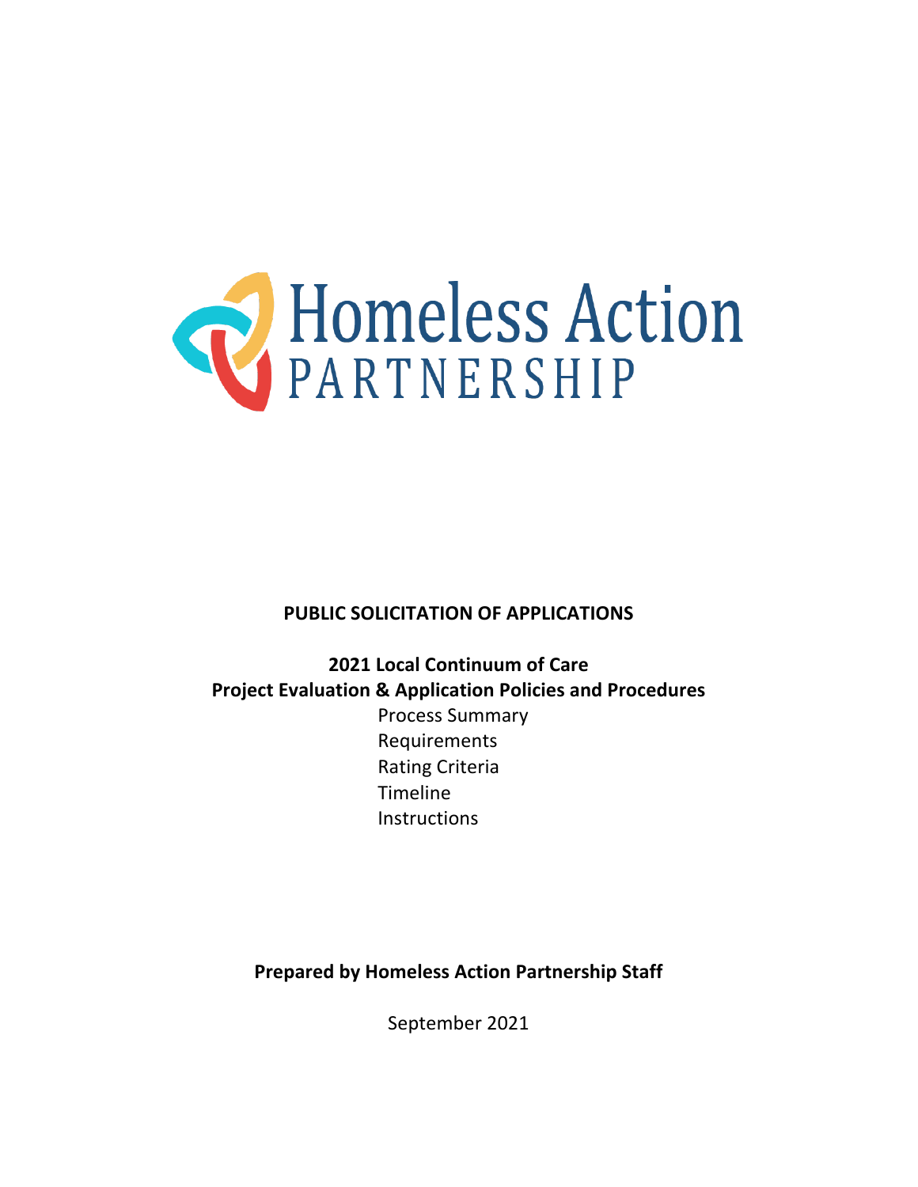# Homeless Action PARTNERSHIP

**PUBLIC SOLICITATION OF APPLICATIONS**

**2021 Local Continuum of Care**
**Project Evaluation & Application Policies and Procedures**

Process Summary
Requirements
Rating Criteria
Timeline
Instructions

**Prepared by Homeless Action Partnership Staff**

September 2021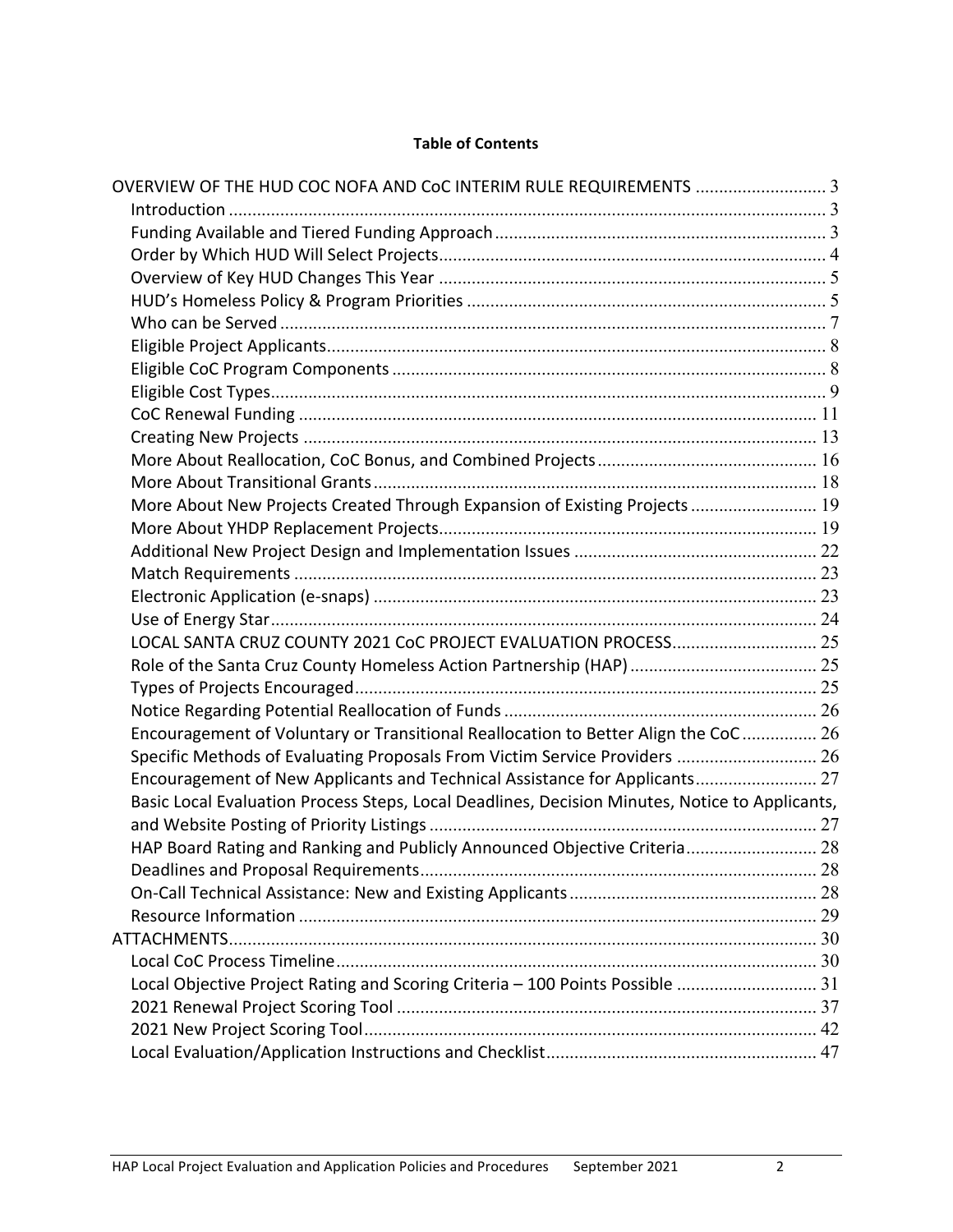**Table of Contents**

OVERVIEW OF THE HUD COC NOFA AND CoC INTERIM RULE REQUIREMENTS ............................ 3
- Introduction ............................................................................................................... 3
- Funding Available and Tiered Funding Approach ....................................................................... 3
- Order by Which HUD Will Select Projects.................................................................................. 4
- Overview of Key HUD Changes This Year .................................................................................. 5
- HUD's Homeless Policy & Program Priorities ............................................................................ 5
- Who can be Served ................................................................................................................... 7
- Eligible Project Applicants.......................................................................................................... 8
- Eligible CoC Program Components ............................................................................................ 8
- Eligible Cost Types...................................................................................................................... 9
- CoC Renewal Funding .............................................................................................................. 11
- Creating New Projects ............................................................................................................. 13
- More About Reallocation, CoC Bonus, and Combined Projects ............................................... 16
- More About Transitional Grants .............................................................................................. 18
- More About New Projects Created Through Expansion of Existing Projects ........................... 19
- More About YHDP Replacement Projects................................................................................. 19
- Additional New Project Design and Implementation Issues .................................................... 22
- Match Requirements ............................................................................................................... 23
- Electronic Application (e-snaps) .............................................................................................. 23
- Use of Energy Star.................................................................................................................... 24
- LOCAL SANTA CRUZ COUNTY 2021 CoC PROJECT EVALUATION PROCESS............................... 25
- Role of the Santa Cruz County Homeless Action Partnership (HAP) ........................................ 25
- Types of Projects Encouraged.................................................................................................. 25
- Notice Regarding Potential Reallocation of Funds .................................................................. 26
- Encouragement of Voluntary or Transitional Reallocation to Better Align the CoC ................ 26
- Specific Methods of Evaluating Proposals From Victim Service Providers .............................. 26
- Encouragement of New Applicants and Technical Assistance for Applicants.......................... 27
- Basic Local Evaluation Process Steps, Local Deadlines, Decision Minutes, Notice to Applicants, and Website Posting of Priority Listings .................................................................................. 27
- HAP Board Rating and Ranking and Publicly Announced Objective Criteria............................ 28
- Deadlines and Proposal Requirements.................................................................................... 28
- On-Call Technical Assistance: New and Existing Applicants ..................................................... 28
- Resource Information .............................................................................................................. 29

ATTACHMENTS.............................................................................................................................. 30
- Local CoC Process Timeline...................................................................................................... 30
- Local Objective Project Rating and Scoring Criteria – 100 Points Possible .............................. 31
- 2021 Renewal Project Scoring Tool ......................................................................................... 37
- 2021 New Project Scoring Tool................................................................................................ 42
- Local Evaluation/Application Instructions and Checklist.......................................................... 47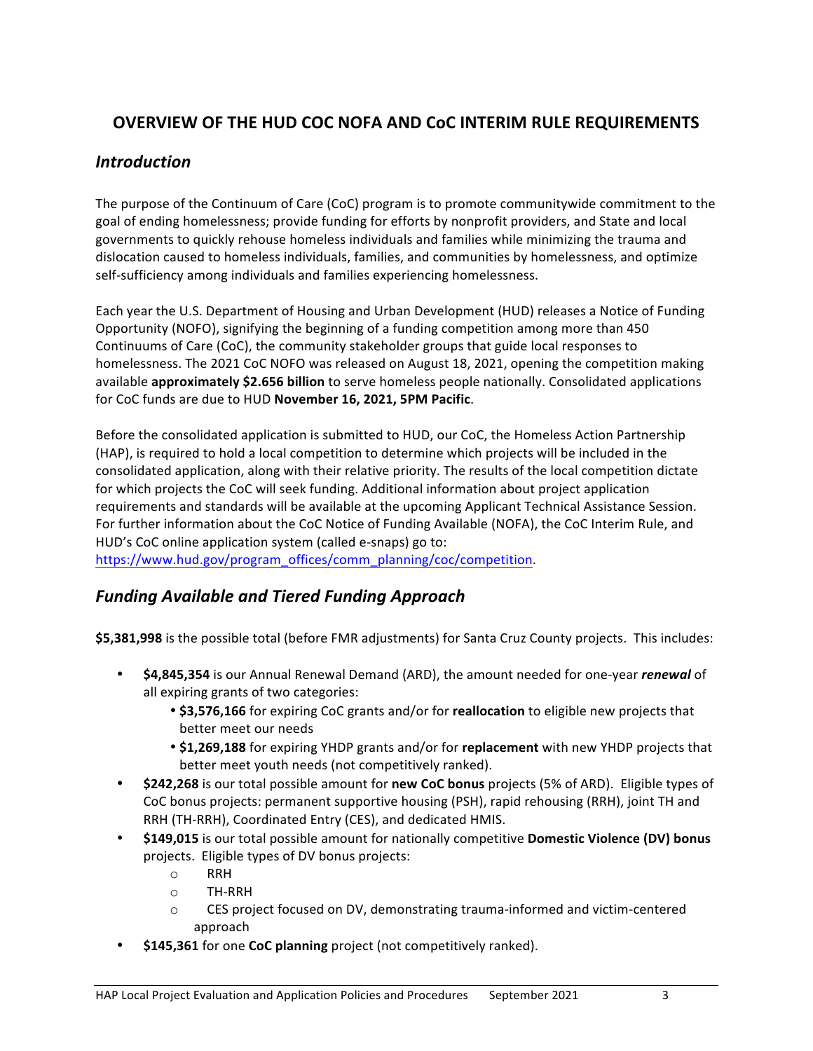## OVERVIEW OF THE HUD COC NOFA AND CoC INTERIM RULE REQUIREMENTS

### *Introduction*

The purpose of the Continuum of Care (CoC) program is to promote communitywide commitment to the goal of ending homelessness; provide funding for efforts by nonprofit providers, and State and local governments to quickly rehouse homeless individuals and families while minimizing the trauma and dislocation caused to homeless individuals, families, and communities by homelessness, and optimize self-sufficiency among individuals and families experiencing homelessness.

Each year the U.S. Department of Housing and Urban Development (HUD) releases a Notice of Funding Opportunity (NOFO), signifying the beginning of a funding competition among more than 450 Continuums of Care (CoC), the community stakeholder groups that guide local responses to homelessness. The 2021 CoC NOFO was released on August 18, 2021, opening the competition making available **approximately $2.656 billion** to serve homeless people nationally. Consolidated applications for CoC funds are due to HUD **November 16, 2021, 5PM Pacific**.

Before the consolidated application is submitted to HUD, our CoC, the Homeless Action Partnership (HAP), is required to hold a local competition to determine which projects will be included in the consolidated application, along with their relative priority. The results of the local competition dictate for which projects the CoC will seek funding. Additional information about project application requirements and standards will be available at the upcoming Applicant Technical Assistance Session. For further information about the CoC Notice of Funding Available (NOFA), the CoC Interim Rule, and HUD's CoC online application system (called e-snaps) go to: [https://www.hud.gov/program_offices/comm_planning/coc/competition](https://www.hud.gov/program_offices/comm_planning/coc/competition).

### *Funding Available and Tiered Funding Approach*

**$5,381,998** is the possible total (before FMR adjustments) for Santa Cruz County projects. This includes:

- **$4,845,354** is our Annual Renewal Demand (ARD), the amount needed for one-year ***renewal*** of all expiring grants of two categories:
  - **$3,576,166** for expiring CoC grants and/or for **reallocation** to eligible new projects that better meet our needs
  - **$1,269,188** for expiring YHDP grants and/or for **replacement** with new YHDP projects that better meet youth needs (not competitively ranked).
- **$242,268** is our total possible amount for **new CoC bonus** projects (5% of ARD). Eligible types of CoC bonus projects: permanent supportive housing (PSH), rapid rehousing (RRH), joint TH and RRH (TH-RRH), Coordinated Entry (CES), and dedicated HMIS.
- **$149,015** is our total possible amount for nationally competitive **Domestic Violence (DV) bonus** projects. Eligible types of DV bonus projects:
  - RRH
  - TH-RRH
  - CES project focused on DV, demonstrating trauma-informed and victim-centered approach
- **$145,361** for one **CoC planning** project (not competitively ranked).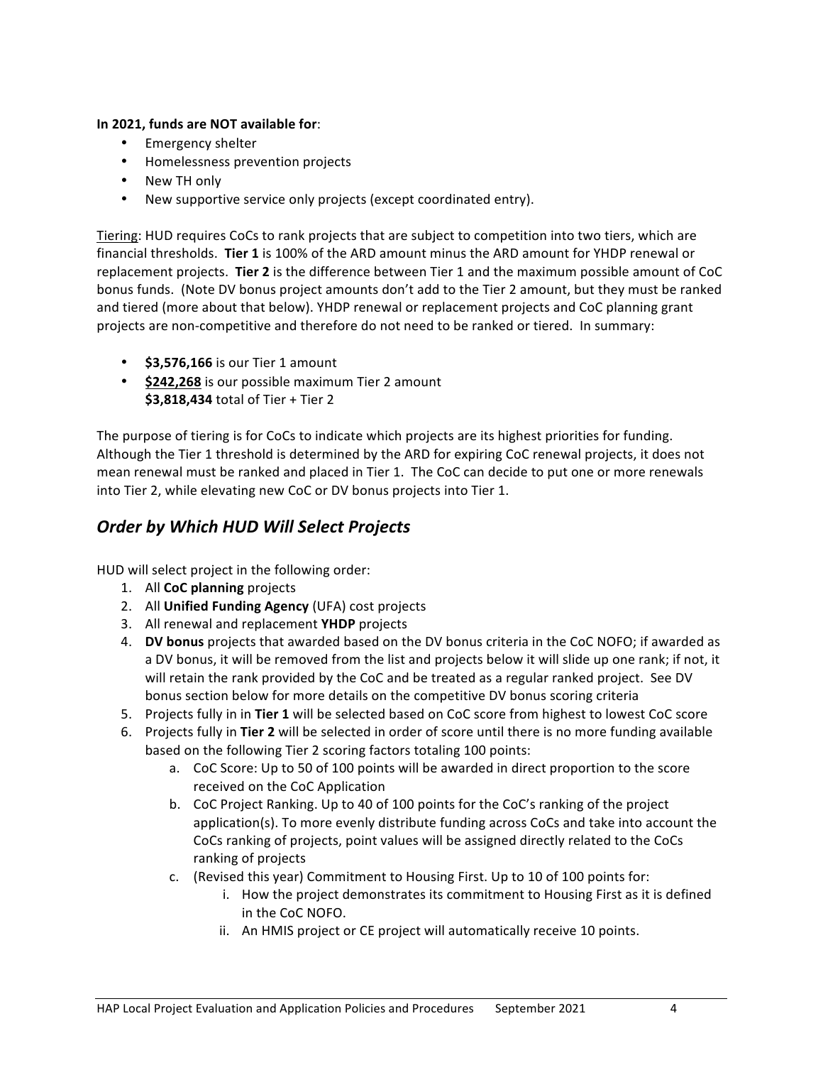**In 2021, funds are NOT available for**:

- Emergency shelter
- Homelessness prevention projects
- New TH only
- New supportive service only projects (except coordinated entry).

Tiering: HUD requires CoCs to rank projects that are subject to competition into two tiers, which are financial thresholds. **Tier 1** is 100% of the ARD amount minus the ARD amount for YHDP renewal or replacement projects. **Tier 2** is the difference between Tier 1 and the maximum possible amount of CoC bonus funds. (Note DV bonus project amounts don't add to the Tier 2 amount, but they must be ranked and tiered (more about that below). YHDP renewal or replacement projects and CoC planning grant projects are non-competitive and therefore do not need to be ranked or tiered. In summary:

- **$3,576,166** is our Tier 1 amount
- **$242,268** is our possible maximum Tier 2 amount
  **$3,818,434** total of Tier + Tier 2

The purpose of tiering is for CoCs to indicate which projects are its highest priorities for funding. Although the Tier 1 threshold is determined by the ARD for expiring CoC renewal projects, it does not mean renewal must be ranked and placed in Tier 1. The CoC can decide to put one or more renewals into Tier 2, while elevating new CoC or DV bonus projects into Tier 1.

## *Order by Which HUD Will Select Projects*

HUD will select project in the following order:

1. All **CoC planning** projects
2. All **Unified Funding Agency** (UFA) cost projects
3. All renewal and replacement **YHDP** projects
4. **DV bonus** projects that awarded based on the DV bonus criteria in the CoC NOFO; if awarded as a DV bonus, it will be removed from the list and projects below it will slide up one rank; if not, it will retain the rank provided by the CoC and be treated as a regular ranked project. See DV bonus section below for more details on the competitive DV bonus scoring criteria
5. Projects fully in in **Tier 1** will be selected based on CoC score from highest to lowest CoC score
6. Projects fully in **Tier 2** will be selected in order of score until there is no more funding available based on the following Tier 2 scoring factors totaling 100 points:
   a. CoC Score: Up to 50 of 100 points will be awarded in direct proportion to the score received on the CoC Application
   b. CoC Project Ranking. Up to 40 of 100 points for the CoC's ranking of the project application(s). To more evenly distribute funding across CoCs and take into account the CoCs ranking of projects, point values will be assigned directly related to the CoCs ranking of projects
   c. (Revised this year) Commitment to Housing First. Up to 10 of 100 points for:
      i. How the project demonstrates its commitment to Housing First as it is defined in the CoC NOFO.
      ii. An HMIS project or CE project will automatically receive 10 points.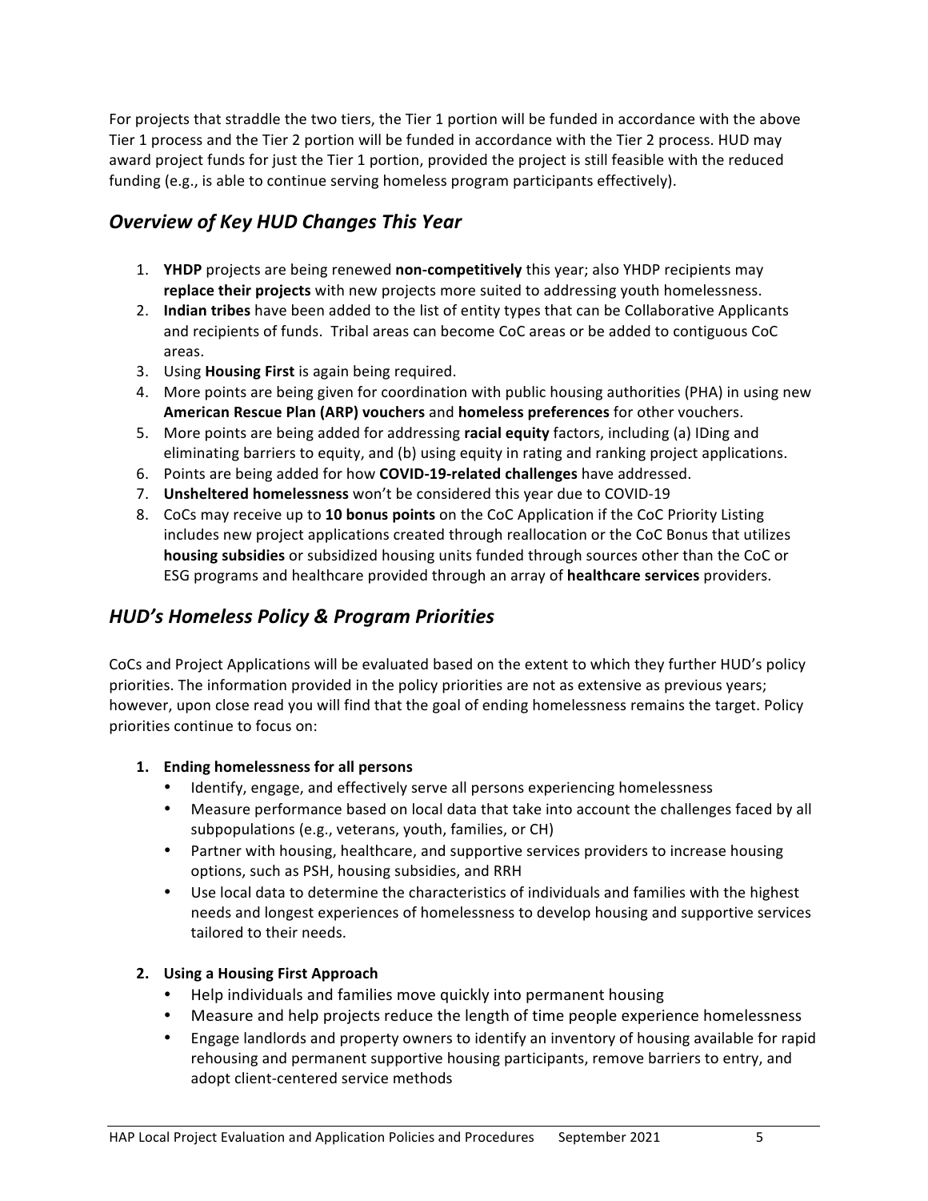For projects that straddle the two tiers, the Tier 1 portion will be funded in accordance with the above Tier 1 process and the Tier 2 portion will be funded in accordance with the Tier 2 process. HUD may award project funds for just the Tier 1 portion, provided the project is still feasible with the reduced funding (e.g., is able to continue serving homeless program participants effectively).

## *Overview of Key HUD Changes This Year*

1. **YHDP** projects are being renewed **non-competitively** this year; also YHDP recipients may **replace their projects** with new projects more suited to addressing youth homelessness.
2. **Indian tribes** have been added to the list of entity types that can be Collaborative Applicants and recipients of funds. Tribal areas can become CoC areas or be added to contiguous CoC areas.
3. Using **Housing First** is again being required.
4. More points are being given for coordination with public housing authorities (PHA) in using new **American Rescue Plan (ARP) vouchers** and **homeless preferences** for other vouchers.
5. More points are being added for addressing **racial equity** factors, including (a) IDing and eliminating barriers to equity, and (b) using equity in rating and ranking project applications.
6. Points are being added for how **COVID-19-related challenges** have addressed.
7. **Unsheltered homelessness** won't be considered this year due to COVID-19
8. CoCs may receive up to **10 bonus points** on the CoC Application if the CoC Priority Listing includes new project applications created through reallocation or the CoC Bonus that utilizes **housing subsidies** or subsidized housing units funded through sources other than the CoC or ESG programs and healthcare provided through an array of **healthcare services** providers.

## *HUD's Homeless Policy & Program Priorities*

CoCs and Project Applications will be evaluated based on the extent to which they further HUD's policy priorities. The information provided in the policy priorities are not as extensive as previous years; however, upon close read you will find that the goal of ending homelessness remains the target. Policy priorities continue to focus on:

**1. Ending homelessness for all persons**

- Identify, engage, and effectively serve all persons experiencing homelessness
- Measure performance based on local data that take into account the challenges faced by all subpopulations (e.g., veterans, youth, families, or CH)
- Partner with housing, healthcare, and supportive services providers to increase housing options, such as PSH, housing subsidies, and RRH
- Use local data to determine the characteristics of individuals and families with the highest needs and longest experiences of homelessness to develop housing and supportive services tailored to their needs.

**2. Using a Housing First Approach**

- Help individuals and families move quickly into permanent housing
- Measure and help projects reduce the length of time people experience homelessness
- Engage landlords and property owners to identify an inventory of housing available for rapid rehousing and permanent supportive housing participants, remove barriers to entry, and adopt client-centered service methods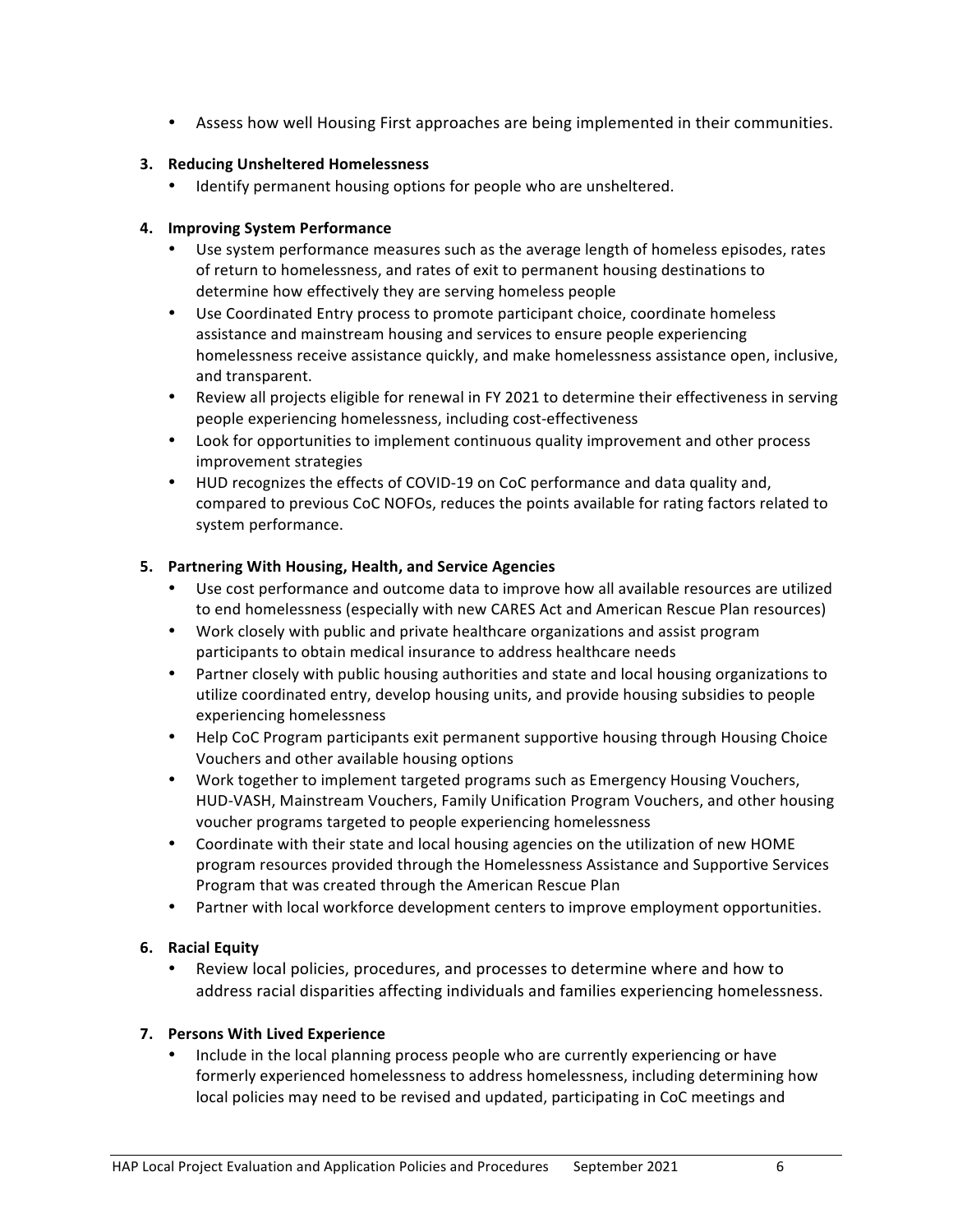- Assess how well Housing First approaches are being implemented in their communities.

**3. Reducing Unsheltered Homelessness**

- Identify permanent housing options for people who are unsheltered.

**4. Improving System Performance**

- Use system performance measures such as the average length of homeless episodes, rates of return to homelessness, and rates of exit to permanent housing destinations to determine how effectively they are serving homeless people
- Use Coordinated Entry process to promote participant choice, coordinate homeless assistance and mainstream housing and services to ensure people experiencing homelessness receive assistance quickly, and make homelessness assistance open, inclusive, and transparent.
- Review all projects eligible for renewal in FY 2021 to determine their effectiveness in serving people experiencing homelessness, including cost-effectiveness
- Look for opportunities to implement continuous quality improvement and other process improvement strategies
- HUD recognizes the effects of COVID-19 on CoC performance and data quality and, compared to previous CoC NOFOs, reduces the points available for rating factors related to system performance.

**5. Partnering With Housing, Health, and Service Agencies**

- Use cost performance and outcome data to improve how all available resources are utilized to end homelessness (especially with new CARES Act and American Rescue Plan resources)
- Work closely with public and private healthcare organizations and assist program participants to obtain medical insurance to address healthcare needs
- Partner closely with public housing authorities and state and local housing organizations to utilize coordinated entry, develop housing units, and provide housing subsidies to people experiencing homelessness
- Help CoC Program participants exit permanent supportive housing through Housing Choice Vouchers and other available housing options
- Work together to implement targeted programs such as Emergency Housing Vouchers, HUD-VASH, Mainstream Vouchers, Family Unification Program Vouchers, and other housing voucher programs targeted to people experiencing homelessness
- Coordinate with their state and local housing agencies on the utilization of new HOME program resources provided through the Homelessness Assistance and Supportive Services Program that was created through the American Rescue Plan
- Partner with local workforce development centers to improve employment opportunities.

**6. Racial Equity**

- Review local policies, procedures, and processes to determine where and how to address racial disparities affecting individuals and families experiencing homelessness.

**7. Persons With Lived Experience**

- Include in the local planning process people who are currently experiencing or have formerly experienced homelessness to address homelessness, including determining how local policies may need to be revised and updated, participating in CoC meetings and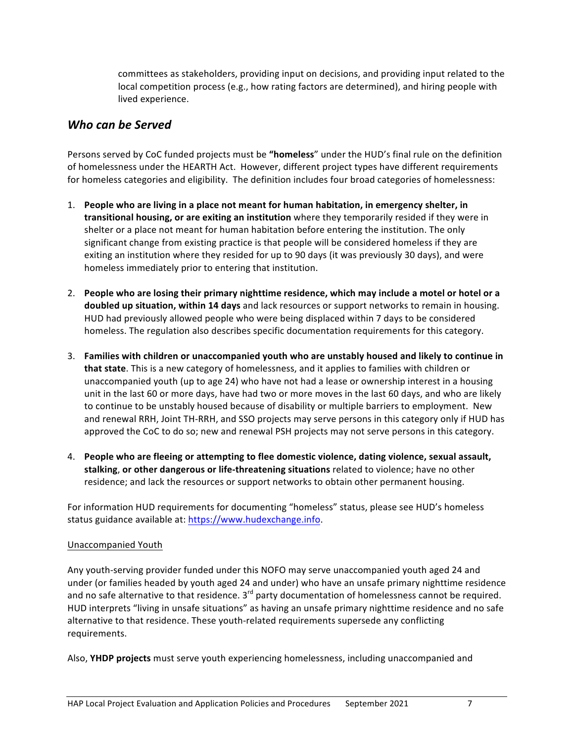committees as stakeholders, providing input on decisions, and providing input related to the local competition process (e.g., how rating factors are determined), and hiring people with lived experience.

## *Who can be Served*

Persons served by CoC funded projects must be **"homeless**" under the HUD's final rule on the definition of homelessness under the HEARTH Act. However, different project types have different requirements for homeless categories and eligibility. The definition includes four broad categories of homelessness:

1. **People who are living in a place not meant for human habitation, in emergency shelter, in transitional housing, or are exiting an institution** where they temporarily resided if they were in shelter or a place not meant for human habitation before entering the institution. The only significant change from existing practice is that people will be considered homeless if they are exiting an institution where they resided for up to 90 days (it was previously 30 days), and were homeless immediately prior to entering that institution.

2. **People who are losing their primary nighttime residence, which may include a motel or hotel or a doubled up situation, within 14 days** and lack resources or support networks to remain in housing. HUD had previously allowed people who were being displaced within 7 days to be considered homeless. The regulation also describes specific documentation requirements for this category.

3. **Families with children or unaccompanied youth who are unstably housed and likely to continue in that state**. This is a new category of homelessness, and it applies to families with children or unaccompanied youth (up to age 24) who have not had a lease or ownership interest in a housing unit in the last 60 or more days, have had two or more moves in the last 60 days, and who are likely to continue to be unstably housed because of disability or multiple barriers to employment. New and renewal RRH, Joint TH-RRH, and SSO projects may serve persons in this category only if HUD has approved the CoC to do so; new and renewal PSH projects may not serve persons in this category.

4. **People who are fleeing or attempting to flee domestic violence, dating violence, sexual assault, stalking**, **or other dangerous or life-threatening situations** related to violence; have no other residence; and lack the resources or support networks to obtain other permanent housing.

For information HUD requirements for documenting "homeless" status, please see HUD's homeless status guidance available at: https://www.hudexchange.info.

Unaccompanied Youth

Any youth-serving provider funded under this NOFO may serve unaccompanied youth aged 24 and under (or families headed by youth aged 24 and under) who have an unsafe primary nighttime residence and no safe alternative to that residence. 3rd party documentation of homelessness cannot be required. HUD interprets "living in unsafe situations" as having an unsafe primary nighttime residence and no safe alternative to that residence. These youth-related requirements supersede any conflicting requirements.

Also, **YHDP projects** must serve youth experiencing homelessness, including unaccompanied and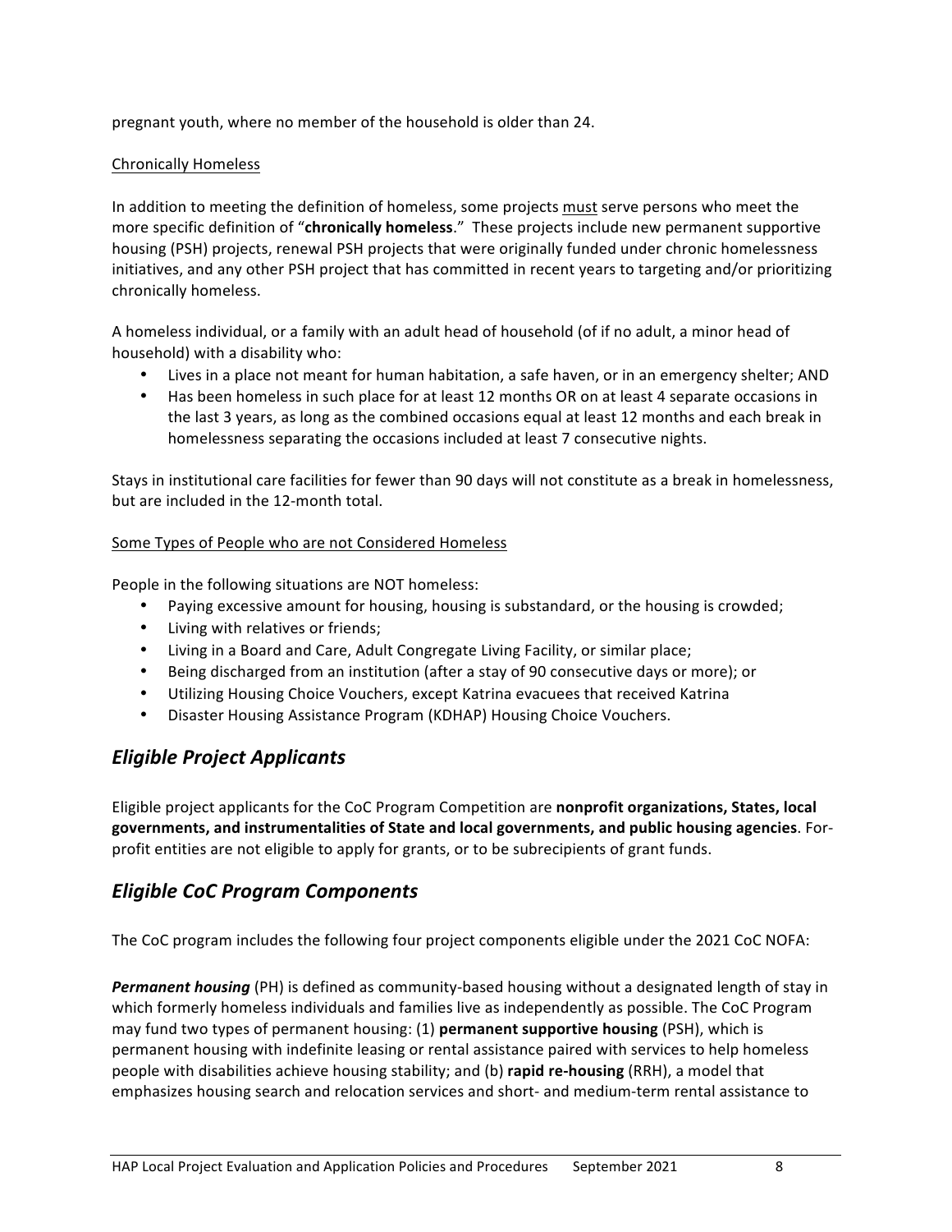pregnant youth, where no member of the household is older than 24.

Chronically Homeless

In addition to meeting the definition of homeless, some projects must serve persons who meet the more specific definition of "**chronically homeless**." These projects include new permanent supportive housing (PSH) projects, renewal PSH projects that were originally funded under chronic homelessness initiatives, and any other PSH project that has committed in recent years to targeting and/or prioritizing chronically homeless.

A homeless individual, or a family with an adult head of household (of if no adult, a minor head of household) with a disability who:

- Lives in a place not meant for human habitation, a safe haven, or in an emergency shelter; AND
- Has been homeless in such place for at least 12 months OR on at least 4 separate occasions in the last 3 years, as long as the combined occasions equal at least 12 months and each break in homelessness separating the occasions included at least 7 consecutive nights.

Stays in institutional care facilities for fewer than 90 days will not constitute as a break in homelessness, but are included in the 12-month total.

Some Types of People who are not Considered Homeless

People in the following situations are NOT homeless:

- Paying excessive amount for housing, housing is substandard, or the housing is crowded;
- Living with relatives or friends;
- Living in a Board and Care, Adult Congregate Living Facility, or similar place;
- Being discharged from an institution (after a stay of 90 consecutive days or more); or
- Utilizing Housing Choice Vouchers, except Katrina evacuees that received Katrina
- Disaster Housing Assistance Program (KDHAP) Housing Choice Vouchers.

## *Eligible Project Applicants*

Eligible project applicants for the CoC Program Competition are **nonprofit organizations, States, local governments, and instrumentalities of State and local governments, and public housing agencies**. For-profit entities are not eligible to apply for grants, or to be subrecipients of grant funds.

## *Eligible CoC Program Components*

The CoC program includes the following four project components eligible under the 2021 CoC NOFA:

***Permanent housing*** (PH) is defined as community-based housing without a designated length of stay in which formerly homeless individuals and families live as independently as possible. The CoC Program may fund two types of permanent housing: (1) **permanent supportive housing** (PSH), which is permanent housing with indefinite leasing or rental assistance paired with services to help homeless people with disabilities achieve housing stability; and (b) **rapid re-housing** (RRH), a model that emphasizes housing search and relocation services and short- and medium-term rental assistance to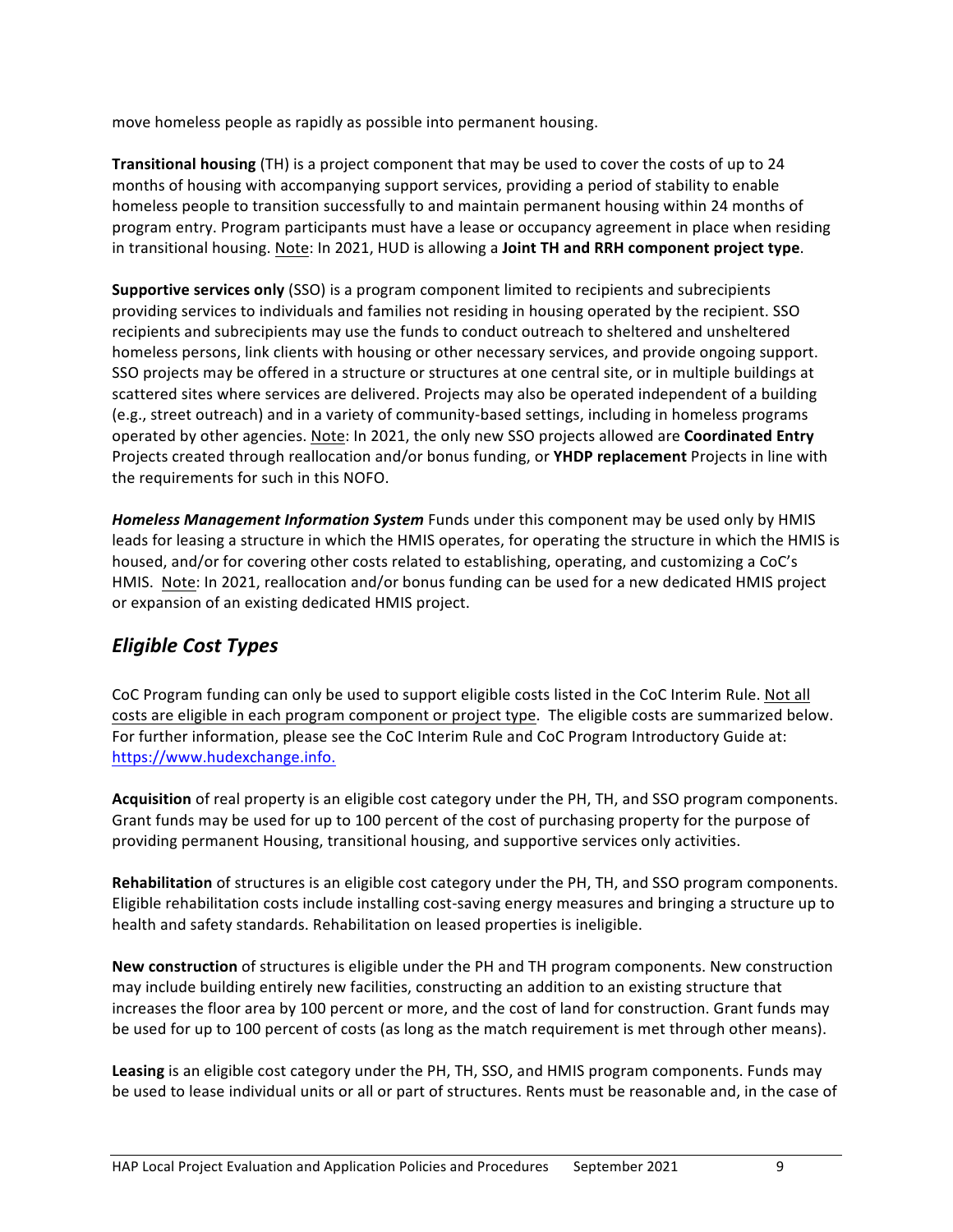move homeless people as rapidly as possible into permanent housing.

**Transitional housing** (TH) is a project component that may be used to cover the costs of up to 24 months of housing with accompanying support services, providing a period of stability to enable homeless people to transition successfully to and maintain permanent housing within 24 months of program entry. Program participants must have a lease or occupancy agreement in place when residing in transitional housing. Note: In 2021, HUD is allowing a **Joint TH and RRH component project type**.

**Supportive services only** (SSO) is a program component limited to recipients and subrecipients providing services to individuals and families not residing in housing operated by the recipient. SSO recipients and subrecipients may use the funds to conduct outreach to sheltered and unsheltered homeless persons, link clients with housing or other necessary services, and provide ongoing support. SSO projects may be offered in a structure or structures at one central site, or in multiple buildings at scattered sites where services are delivered. Projects may also be operated independent of a building (e.g., street outreach) and in a variety of community-based settings, including in homeless programs operated by other agencies. Note: In 2021, the only new SSO projects allowed are **Coordinated Entry** Projects created through reallocation and/or bonus funding, or **YHDP replacement** Projects in line with the requirements for such in this NOFO.

***Homeless Management Information System*** Funds under this component may be used only by HMIS leads for leasing a structure in which the HMIS operates, for operating the structure in which the HMIS is housed, and/or for covering other costs related to establishing, operating, and customizing a CoC's HMIS. Note: In 2021, reallocation and/or bonus funding can be used for a new dedicated HMIS project or expansion of an existing dedicated HMIS project.

## *Eligible Cost Types*

CoC Program funding can only be used to support eligible costs listed in the CoC Interim Rule. Not all costs are eligible in each program component or project type. The eligible costs are summarized below. For further information, please see the CoC Interim Rule and CoC Program Introductory Guide at: https://www.hudexchange.info.

**Acquisition** of real property is an eligible cost category under the PH, TH, and SSO program components. Grant funds may be used for up to 100 percent of the cost of purchasing property for the purpose of providing permanent Housing, transitional housing, and supportive services only activities.

**Rehabilitation** of structures is an eligible cost category under the PH, TH, and SSO program components. Eligible rehabilitation costs include installing cost-saving energy measures and bringing a structure up to health and safety standards. Rehabilitation on leased properties is ineligible.

**New construction** of structures is eligible under the PH and TH program components. New construction may include building entirely new facilities, constructing an addition to an existing structure that increases the floor area by 100 percent or more, and the cost of land for construction. Grant funds may be used for up to 100 percent of costs (as long as the match requirement is met through other means).

**Leasing** is an eligible cost category under the PH, TH, SSO, and HMIS program components. Funds may be used to lease individual units or all or part of structures. Rents must be reasonable and, in the case of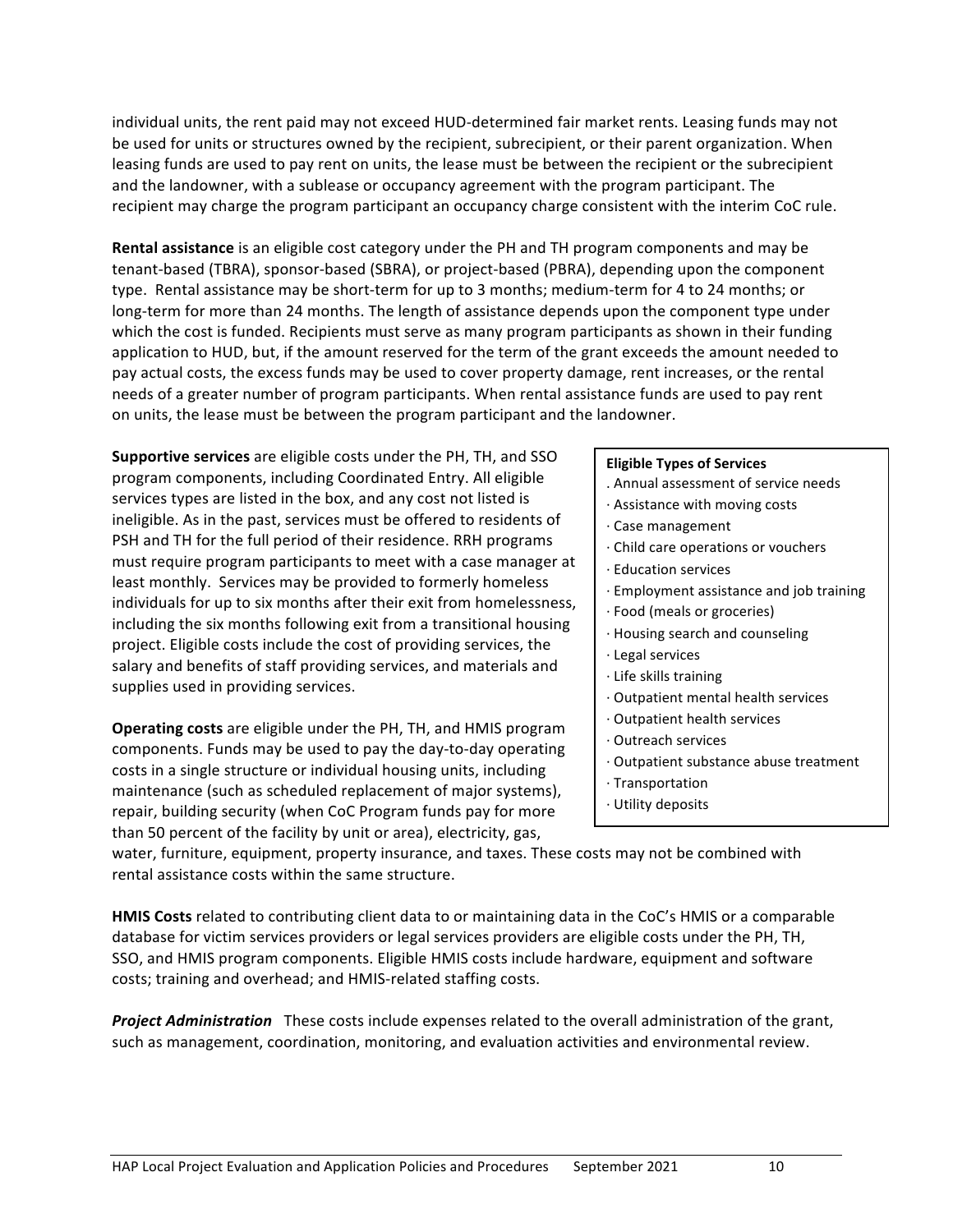individual units, the rent paid may not exceed HUD-determined fair market rents. Leasing funds may not be used for units or structures owned by the recipient, subrecipient, or their parent organization. When leasing funds are used to pay rent on units, the lease must be between the recipient or the subrecipient and the landowner, with a sublease or occupancy agreement with the program participant. The recipient may charge the program participant an occupancy charge consistent with the interim CoC rule.

**Rental assistance** is an eligible cost category under the PH and TH program components and may be tenant-based (TBRA), sponsor-based (SBRA), or project-based (PBRA), depending upon the component type. Rental assistance may be short-term for up to 3 months; medium-term for 4 to 24 months; or long-term for more than 24 months. The length of assistance depends upon the component type under which the cost is funded. Recipients must serve as many program participants as shown in their funding application to HUD, but, if the amount reserved for the term of the grant exceeds the amount needed to pay actual costs, the excess funds may be used to cover property damage, rent increases, or the rental needs of a greater number of program participants. When rental assistance funds are used to pay rent on units, the lease must be between the program participant and the landowner.

**Supportive services** are eligible costs under the PH, TH, and SSO program components, including Coordinated Entry. All eligible services types are listed in the box, and any cost not listed is ineligible. As in the past, services must be offered to residents of PSH and TH for the full period of their residence. RRH programs must require program participants to meet with a case manager at least monthly. Services may be provided to formerly homeless individuals for up to six months after their exit from homelessness, including the six months following exit from a transitional housing project. Eligible costs include the cost of providing services, the salary and benefits of staff providing services, and materials and supplies used in providing services.

**Eligible Types of Services**

- Annual assessment of service needs
- Assistance with moving costs
- Case management
- Child care operations or vouchers
- Education services
- Employment assistance and job training
- Food (meals or groceries)
- Housing search and counseling
- Legal services
- Life skills training
- Outpatient mental health services
- Outpatient health services
- Outreach services
- Outpatient substance abuse treatment
- Transportation
- Utility deposits

**Operating costs** are eligible under the PH, TH, and HMIS program components. Funds may be used to pay the day-to-day operating costs in a single structure or individual housing units, including maintenance (such as scheduled replacement of major systems), repair, building security (when CoC Program funds pay for more than 50 percent of the facility by unit or area), electricity, gas, water, furniture, equipment, property insurance, and taxes. These costs may not be combined with rental assistance costs within the same structure.

**HMIS Costs** related to contributing client data to or maintaining data in the CoC's HMIS or a comparable database for victim services providers or legal services providers are eligible costs under the PH, TH, SSO, and HMIS program components. Eligible HMIS costs include hardware, equipment and software costs; training and overhead; and HMIS-related staffing costs.

***Project Administration*** These costs include expenses related to the overall administration of the grant, such as management, coordination, monitoring, and evaluation activities and environmental review.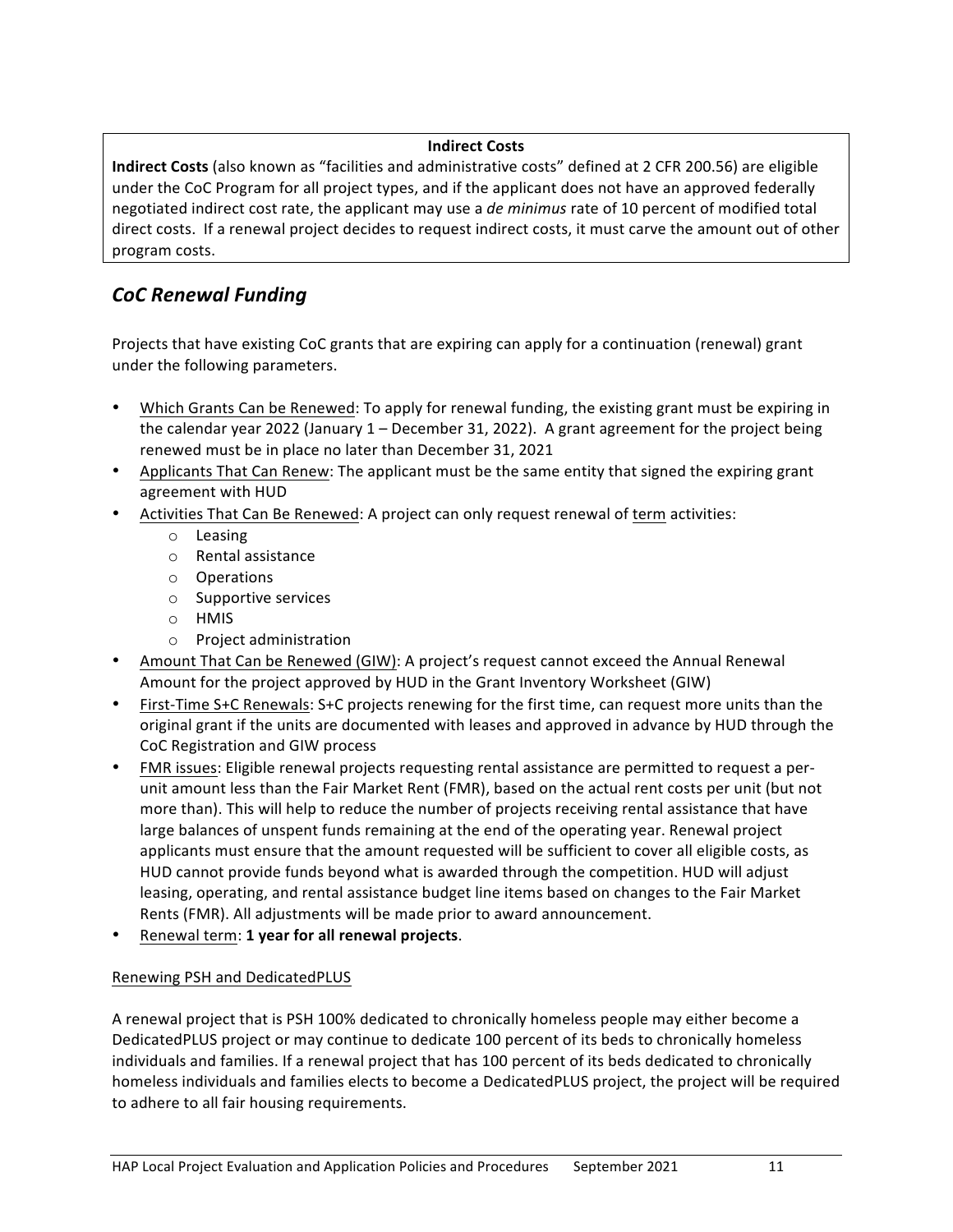**Indirect Costs**

**Indirect Costs** (also known as "facilities and administrative costs" defined at 2 CFR 200.56) are eligible under the CoC Program for all project types, and if the applicant does not have an approved federally negotiated indirect cost rate, the applicant may use a *de minimus* rate of 10 percent of modified total direct costs. If a renewal project decides to request indirect costs, it must carve the amount out of other program costs.

## *CoC Renewal Funding*

Projects that have existing CoC grants that are expiring can apply for a continuation (renewal) grant under the following parameters.

- Which Grants Can be Renewed: To apply for renewal funding, the existing grant must be expiring in the calendar year 2022 (January 1 – December 31, 2022). A grant agreement for the project being renewed must be in place no later than December 31, 2021
- Applicants That Can Renew: The applicant must be the same entity that signed the expiring grant agreement with HUD
- Activities That Can Be Renewed: A project can only request renewal of term activities:
  - Leasing
  - Rental assistance
  - Operations
  - Supportive services
  - HMIS
  - Project administration
- Amount That Can be Renewed (GIW): A project's request cannot exceed the Annual Renewal Amount for the project approved by HUD in the Grant Inventory Worksheet (GIW)
- First-Time S+C Renewals: S+C projects renewing for the first time, can request more units than the original grant if the units are documented with leases and approved in advance by HUD through the CoC Registration and GIW process
- FMR issues: Eligible renewal projects requesting rental assistance are permitted to request a per-unit amount less than the Fair Market Rent (FMR), based on the actual rent costs per unit (but not more than). This will help to reduce the number of projects receiving rental assistance that have large balances of unspent funds remaining at the end of the operating year. Renewal project applicants must ensure that the amount requested will be sufficient to cover all eligible costs, as HUD cannot provide funds beyond what is awarded through the competition. HUD will adjust leasing, operating, and rental assistance budget line items based on changes to the Fair Market Rents (FMR). All adjustments will be made prior to award announcement.
- Renewal term: **1 year for all renewal projects**.

Renewing PSH and DedicatedPLUS

A renewal project that is PSH 100% dedicated to chronically homeless people may either become a DedicatedPLUS project or may continue to dedicate 100 percent of its beds to chronically homeless individuals and families. If a renewal project that has 100 percent of its beds dedicated to chronically homeless individuals and families elects to become a DedicatedPLUS project, the project will be required to adhere to all fair housing requirements.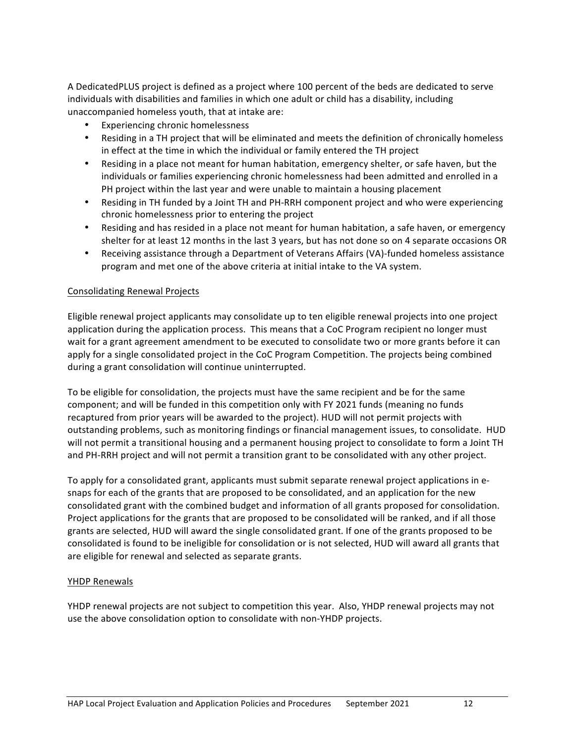A DedicatedPLUS project is defined as a project where 100 percent of the beds are dedicated to serve individuals with disabilities and families in which one adult or child has a disability, including unaccompanied homeless youth, that at intake are:

- Experiencing chronic homelessness
- Residing in a TH project that will be eliminated and meets the definition of chronically homeless in effect at the time in which the individual or family entered the TH project
- Residing in a place not meant for human habitation, emergency shelter, or safe haven, but the individuals or families experiencing chronic homelessness had been admitted and enrolled in a PH project within the last year and were unable to maintain a housing placement
- Residing in TH funded by a Joint TH and PH-RRH component project and who were experiencing chronic homelessness prior to entering the project
- Residing and has resided in a place not meant for human habitation, a safe haven, or emergency shelter for at least 12 months in the last 3 years, but has not done so on 4 separate occasions OR
- Receiving assistance through a Department of Veterans Affairs (VA)-funded homeless assistance program and met one of the above criteria at initial intake to the VA system.

<u>Consolidating Renewal Projects</u>

Eligible renewal project applicants may consolidate up to ten eligible renewal projects into one project application during the application process. This means that a CoC Program recipient no longer must wait for a grant agreement amendment to be executed to consolidate two or more grants before it can apply for a single consolidated project in the CoC Program Competition. The projects being combined during a grant consolidation will continue uninterrupted.

To be eligible for consolidation, the projects must have the same recipient and be for the same component; and will be funded in this competition only with FY 2021 funds (meaning no funds recaptured from prior years will be awarded to the project). HUD will not permit projects with outstanding problems, such as monitoring findings or financial management issues, to consolidate. HUD will not permit a transitional housing and a permanent housing project to consolidate to form a Joint TH and PH-RRH project and will not permit a transition grant to be consolidated with any other project.

To apply for a consolidated grant, applicants must submit separate renewal project applications in e-snaps for each of the grants that are proposed to be consolidated, and an application for the new consolidated grant with the combined budget and information of all grants proposed for consolidation. Project applications for the grants that are proposed to be consolidated will be ranked, and if all those grants are selected, HUD will award the single consolidated grant. If one of the grants proposed to be consolidated is found to be ineligible for consolidation or is not selected, HUD will award all grants that are eligible for renewal and selected as separate grants.

<u>YHDP Renewals</u>

YHDP renewal projects are not subject to competition this year. Also, YHDP renewal projects may not use the above consolidation option to consolidate with non-YHDP projects.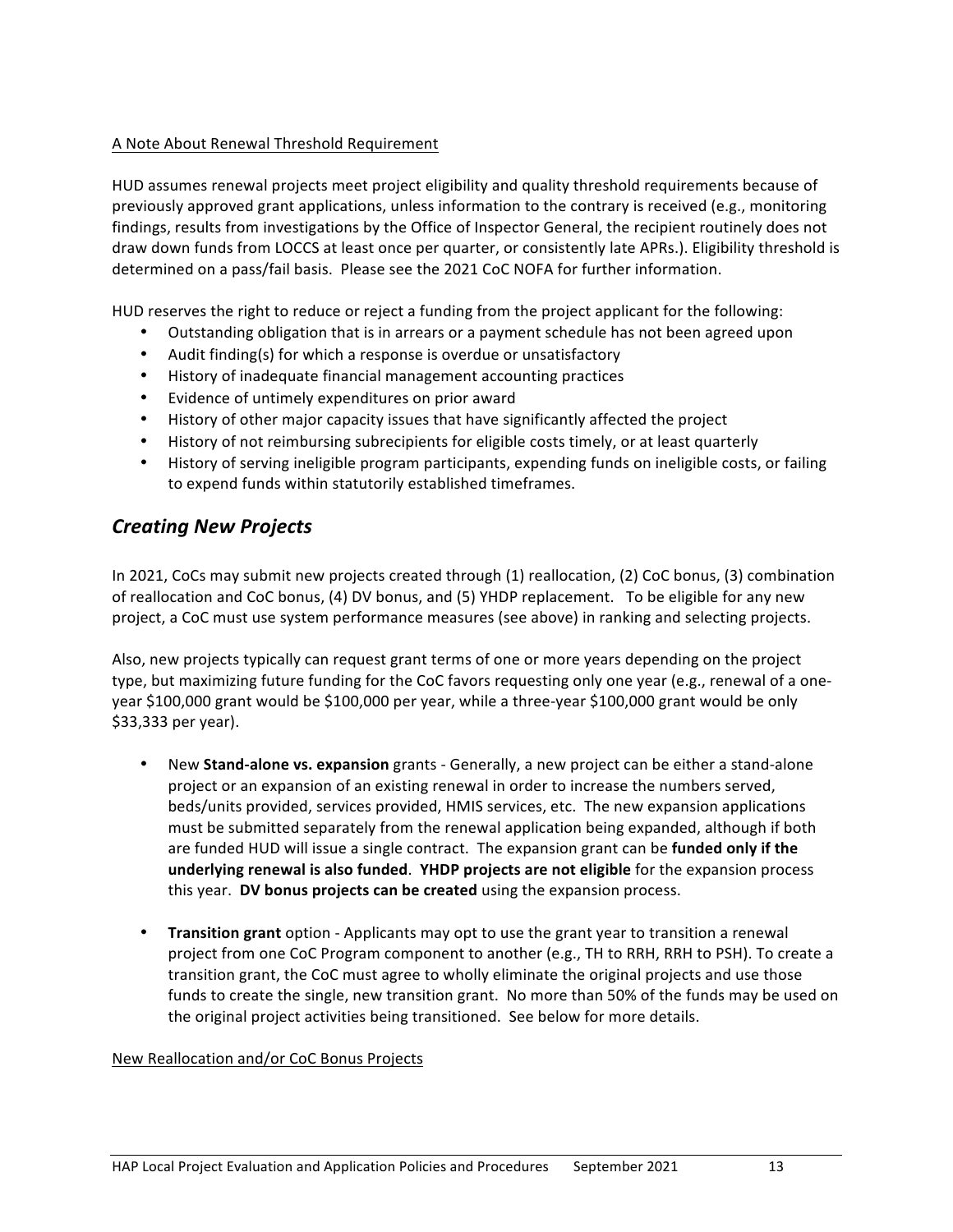A Note About Renewal Threshold Requirement

HUD assumes renewal projects meet project eligibility and quality threshold requirements because of previously approved grant applications, unless information to the contrary is received (e.g., monitoring findings, results from investigations by the Office of Inspector General, the recipient routinely does not draw down funds from LOCCS at least once per quarter, or consistently late APRs.). Eligibility threshold is determined on a pass/fail basis. Please see the 2021 CoC NOFA for further information.

HUD reserves the right to reduce or reject a funding from the project applicant for the following:

- Outstanding obligation that is in arrears or a payment schedule has not been agreed upon
- Audit finding(s) for which a response is overdue or unsatisfactory
- History of inadequate financial management accounting practices
- Evidence of untimely expenditures on prior award
- History of other major capacity issues that have significantly affected the project
- History of not reimbursing subrecipients for eligible costs timely, or at least quarterly
- History of serving ineligible program participants, expending funds on ineligible costs, or failing to expend funds within statutorily established timeframes.

## *Creating New Projects*

In 2021, CoCs may submit new projects created through (1) reallocation, (2) CoC bonus, (3) combination of reallocation and CoC bonus, (4) DV bonus, and (5) YHDP replacement. To be eligible for any new project, a CoC must use system performance measures (see above) in ranking and selecting projects.

Also, new projects typically can request grant terms of one or more years depending on the project type, but maximizing future funding for the CoC favors requesting only one year (e.g., renewal of a one-year $100,000 grant would be $100,000 per year, while a three-year $100,000 grant would be only $33,333 per year).

- New **Stand-alone vs. expansion** grants - Generally, a new project can be either a stand-alone project or an expansion of an existing renewal in order to increase the numbers served, beds/units provided, services provided, HMIS services, etc. The new expansion applications must be submitted separately from the renewal application being expanded, although if both are funded HUD will issue a single contract. The expansion grant can be **funded only if the underlying renewal is also funded**. **YHDP projects are not eligible** for the expansion process this year. **DV bonus projects can be created** using the expansion process.

- **Transition grant** option - Applicants may opt to use the grant year to transition a renewal project from one CoC Program component to another (e.g., TH to RRH, RRH to PSH). To create a transition grant, the CoC must agree to wholly eliminate the original projects and use those funds to create the single, new transition grant. No more than 50% of the funds may be used on the original project activities being transitioned. See below for more details.

New Reallocation and/or CoC Bonus Projects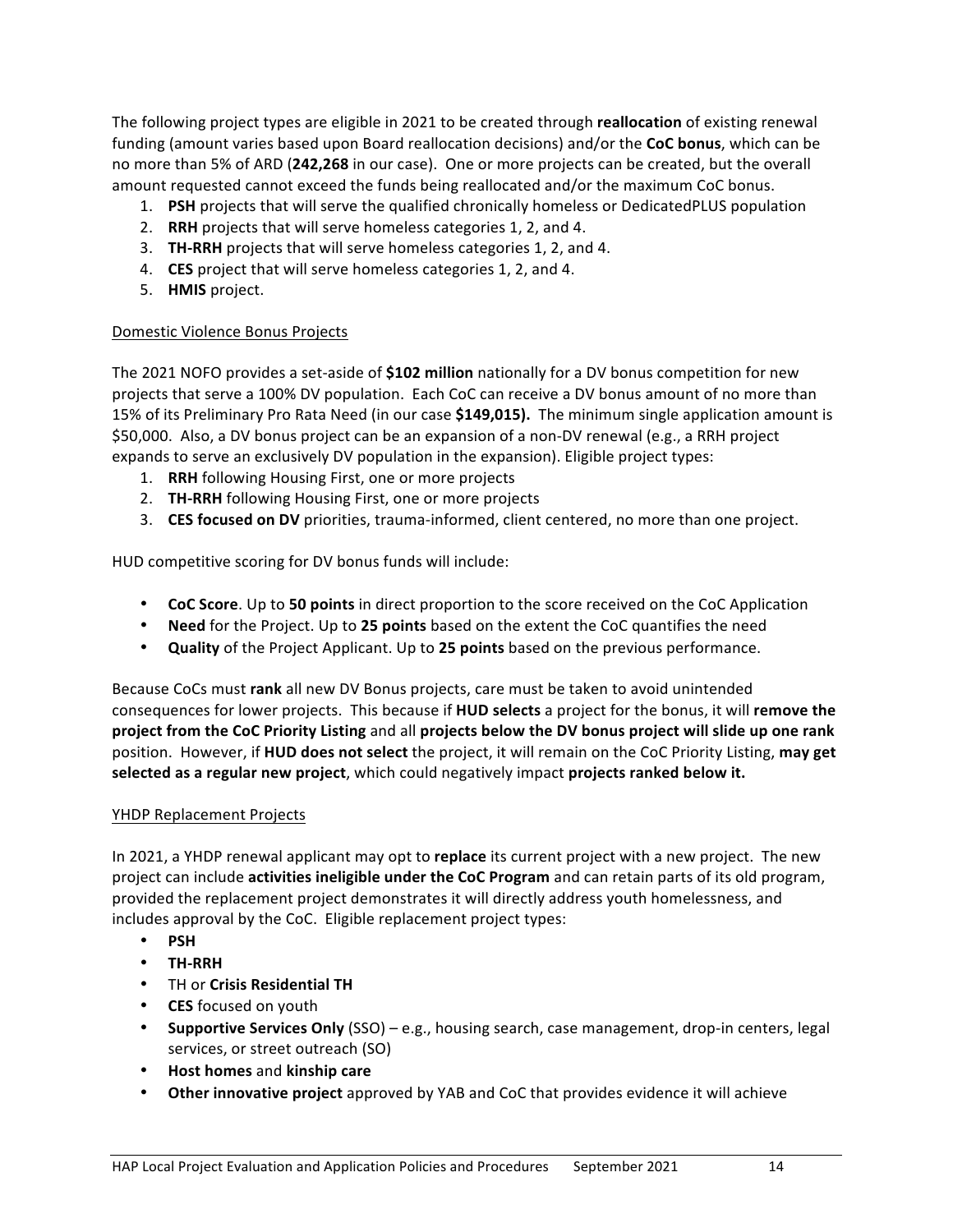The following project types are eligible in 2021 to be created through **reallocation** of existing renewal funding (amount varies based upon Board reallocation decisions) and/or the **CoC bonus**, which can be no more than 5% of ARD (**242,268** in our case). One or more projects can be created, but the overall amount requested cannot exceed the funds being reallocated and/or the maximum CoC bonus.

1. **PSH** projects that will serve the qualified chronically homeless or DedicatedPLUS population
2. **RRH** projects that will serve homeless categories 1, 2, and 4.
3. **TH-RRH** projects that will serve homeless categories 1, 2, and 4.
4. **CES** project that will serve homeless categories 1, 2, and 4.
5. **HMIS** project.

<u>Domestic Violence Bonus Projects</u>

The 2021 NOFO provides a set-aside of **$102 million** nationally for a DV bonus competition for new projects that serve a 100% DV population. Each CoC can receive a DV bonus amount of no more than 15% of its Preliminary Pro Rata Need (in our case **$149,015).** The minimum single application amount is $50,000. Also, a DV bonus project can be an expansion of a non-DV renewal (e.g., a RRH project expands to serve an exclusively DV population in the expansion). Eligible project types:

1. **RRH** following Housing First, one or more projects
2. **TH-RRH** following Housing First, one or more projects
3. **CES focused on DV** priorities, trauma-informed, client centered, no more than one project.

HUD competitive scoring for DV bonus funds will include:

- **CoC Score**. Up to **50 points** in direct proportion to the score received on the CoC Application
- **Need** for the Project. Up to **25 points** based on the extent the CoC quantifies the need
- **Quality** of the Project Applicant. Up to **25 points** based on the previous performance.

Because CoCs must **rank** all new DV Bonus projects, care must be taken to avoid unintended consequences for lower projects. This because if **HUD selects** a project for the bonus, it will **remove the project from the CoC Priority Listing** and all **projects below the DV bonus project will slide up one rank** position. However, if **HUD does not select** the project, it will remain on the CoC Priority Listing, **may get selected as a regular new project**, which could negatively impact **projects ranked below it.**

<u>YHDP Replacement Projects</u>

In 2021, a YHDP renewal applicant may opt to **replace** its current project with a new project. The new project can include **activities ineligible under the CoC Program** and can retain parts of its old program, provided the replacement project demonstrates it will directly address youth homelessness, and includes approval by the CoC. Eligible replacement project types:

- **PSH**
- **TH-RRH**
- TH or **Crisis Residential TH**
- **CES** focused on youth
- **Supportive Services Only** (SSO) – e.g., housing search, case management, drop-in centers, legal services, or street outreach (SO)
- **Host homes** and **kinship care**
- **Other innovative project** approved by YAB and CoC that provides evidence it will achieve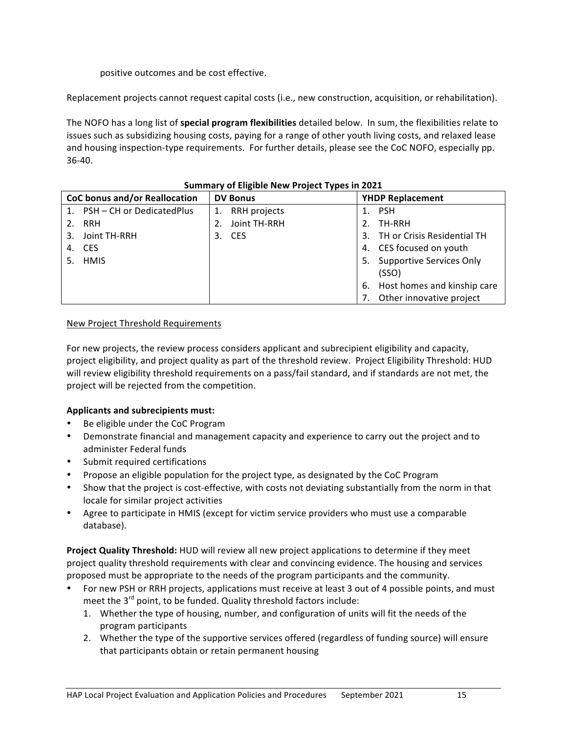positive outcomes and be cost effective.

Replacement projects cannot request capital costs (i.e., new construction, acquisition, or rehabilitation).

The NOFO has a long list of **special program flexibilities** detailed below. In sum, the flexibilities relate to issues such as subsidizing housing costs, paying for a range of other youth living costs, and relaxed lease and housing inspection-type requirements. For further details, please see the CoC NOFO, especially pp. 36-40.

**Summary of Eligible New Project Types in 2021**

| CoC bonus and/or Reallocation | DV Bonus | YHDP Replacement |
|---|---|---|
| 1. PSH – CH or DedicatedPlus | 1. RRH projects | 1. PSH |
| 2. RRH | 2. Joint TH-RRH | 2. TH-RRH |
| 3. Joint TH-RRH | 3. CES | 3. TH or Crisis Residential TH |
| 4. CES | | 4. CES focused on youth |
| 5. HMIS | | 5. Supportive Services Only (SSO) |
| | | 6. Host homes and kinship care |
| | | 7. Other innovative project |

New Project Threshold Requirements

For new projects, the review process considers applicant and subrecipient eligibility and capacity, project eligibility, and project quality as part of the threshold review. Project Eligibility Threshold: HUD will review eligibility threshold requirements on a pass/fail standard, and if standards are not met, the project will be rejected from the competition.

**Applicants and subrecipients must:**

- Be eligible under the CoC Program
- Demonstrate financial and management capacity and experience to carry out the project and to administer Federal funds
- Submit required certifications
- Propose an eligible population for the project type, as designated by the CoC Program
- Show that the project is cost-effective, with costs not deviating substantially from the norm in that locale for similar project activities
- Agree to participate in HMIS (except for victim service providers who must use a comparable database).

**Project Quality Threshold:** HUD will review all new project applications to determine if they meet project quality threshold requirements with clear and convincing evidence. The housing and services proposed must be appropriate to the needs of the program participants and the community.

- For new PSH or RRH projects, applications must receive at least 3 out of 4 possible points, and must meet the 3rd point, to be funded. Quality threshold factors include:
  1. Whether the type of housing, number, and configuration of units will fit the needs of the program participants
  2. Whether the type of the supportive services offered (regardless of funding source) will ensure that participants obtain or retain permanent housing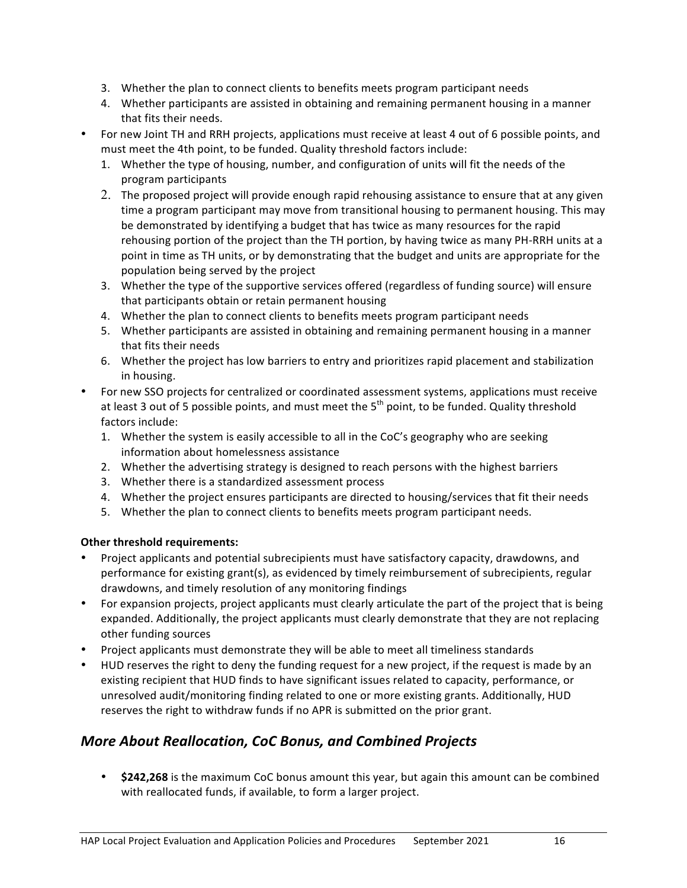3. Whether the plan to connect clients to benefits meets program participant needs
4. Whether participants are assisted in obtaining and remaining permanent housing in a manner that fits their needs.

- For new Joint TH and RRH projects, applications must receive at least 4 out of 6 possible points, and must meet the 4th point, to be funded. Quality threshold factors include:
  1. Whether the type of housing, number, and configuration of units will fit the needs of the program participants
  2. The proposed project will provide enough rapid rehousing assistance to ensure that at any given time a program participant may move from transitional housing to permanent housing. This may be demonstrated by identifying a budget that has twice as many resources for the rapid rehousing portion of the project than the TH portion, by having twice as many PH-RRH units at a point in time as TH units, or by demonstrating that the budget and units are appropriate for the population being served by the project
  3. Whether the type of the supportive services offered (regardless of funding source) will ensure that participants obtain or retain permanent housing
  4. Whether the plan to connect clients to benefits meets program participant needs
  5. Whether participants are assisted in obtaining and remaining permanent housing in a manner that fits their needs
  6. Whether the project has low barriers to entry and prioritizes rapid placement and stabilization in housing.
- For new SSO projects for centralized or coordinated assessment systems, applications must receive at least 3 out of 5 possible points, and must meet the 5th point, to be funded. Quality threshold factors include:
  1. Whether the system is easily accessible to all in the CoC's geography who are seeking information about homelessness assistance
  2. Whether the advertising strategy is designed to reach persons with the highest barriers
  3. Whether there is a standardized assessment process
  4. Whether the project ensures participants are directed to housing/services that fit their needs
  5. Whether the plan to connect clients to benefits meets program participant needs.

**Other threshold requirements:**

- Project applicants and potential subrecipients must have satisfactory capacity, drawdowns, and performance for existing grant(s), as evidenced by timely reimbursement of subrecipients, regular drawdowns, and timely resolution of any monitoring findings
- For expansion projects, project applicants must clearly articulate the part of the project that is being expanded. Additionally, the project applicants must clearly demonstrate that they are not replacing other funding sources
- Project applicants must demonstrate they will be able to meet all timeliness standards
- HUD reserves the right to deny the funding request for a new project, if the request is made by an existing recipient that HUD finds to have significant issues related to capacity, performance, or unresolved audit/monitoring finding related to one or more existing grants. Additionally, HUD reserves the right to withdraw funds if no APR is submitted on the prior grant.

## *More About Reallocation, CoC Bonus, and Combined Projects*

- **$242,268** is the maximum CoC bonus amount this year, but again this amount can be combined with reallocated funds, if available, to form a larger project.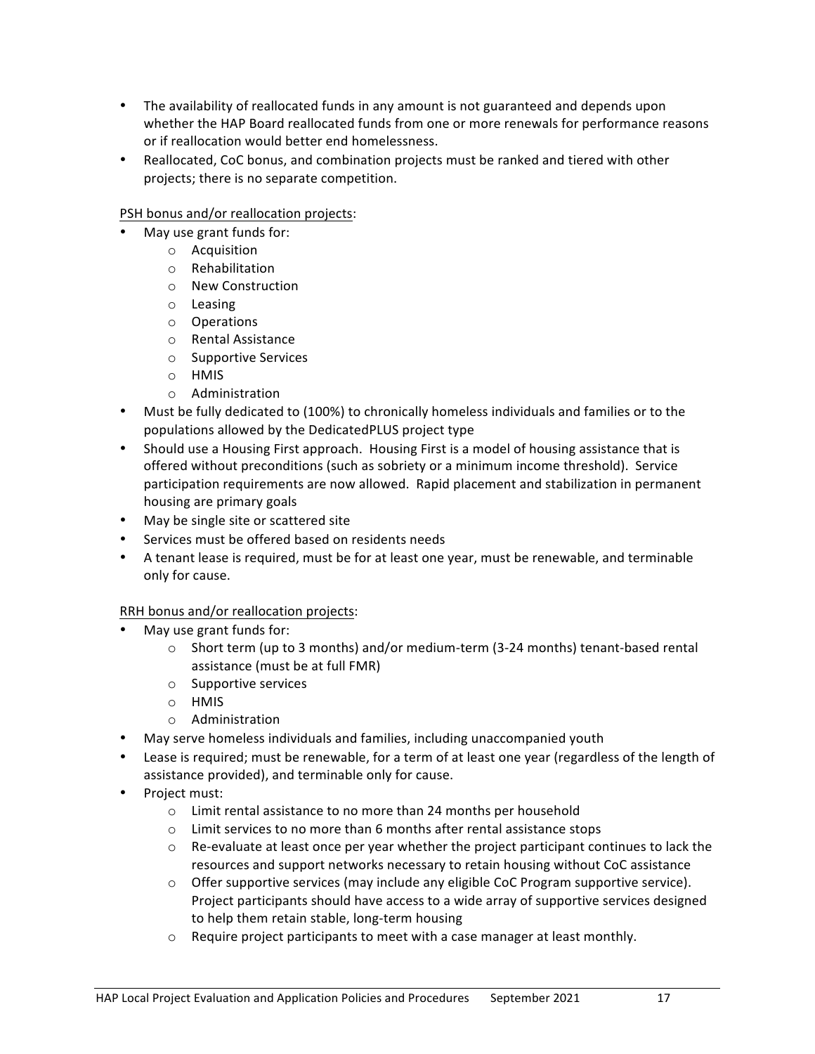- The availability of reallocated funds in any amount is not guaranteed and depends upon whether the HAP Board reallocated funds from one or more renewals for performance reasons or if reallocation would better end homelessness.
- Reallocated, CoC bonus, and combination projects must be ranked and tiered with other projects; there is no separate competition.

<u>PSH bonus and/or reallocation projects</u>:

- May use grant funds for:
  - Acquisition
  - Rehabilitation
  - New Construction
  - Leasing
  - Operations
  - Rental Assistance
  - Supportive Services
  - HMIS
  - Administration
- Must be fully dedicated to (100%) to chronically homeless individuals and families or to the populations allowed by the DedicatedPLUS project type
- Should use a Housing First approach. Housing First is a model of housing assistance that is offered without preconditions (such as sobriety or a minimum income threshold). Service participation requirements are now allowed. Rapid placement and stabilization in permanent housing are primary goals
- May be single site or scattered site
- Services must be offered based on residents needs
- A tenant lease is required, must be for at least one year, must be renewable, and terminable only for cause.

<u>RRH bonus and/or reallocation projects</u>:

- May use grant funds for:
  - Short term (up to 3 months) and/or medium-term (3-24 months) tenant-based rental assistance (must be at full FMR)
  - Supportive services
  - HMIS
  - Administration
- May serve homeless individuals and families, including unaccompanied youth
- Lease is required; must be renewable, for a term of at least one year (regardless of the length of assistance provided), and terminable only for cause.
- Project must:
  - Limit rental assistance to no more than 24 months per household
  - Limit services to no more than 6 months after rental assistance stops
  - Re-evaluate at least once per year whether the project participant continues to lack the resources and support networks necessary to retain housing without CoC assistance
  - Offer supportive services (may include any eligible CoC Program supportive service). Project participants should have access to a wide array of supportive services designed to help them retain stable, long-term housing
  - Require project participants to meet with a case manager at least monthly.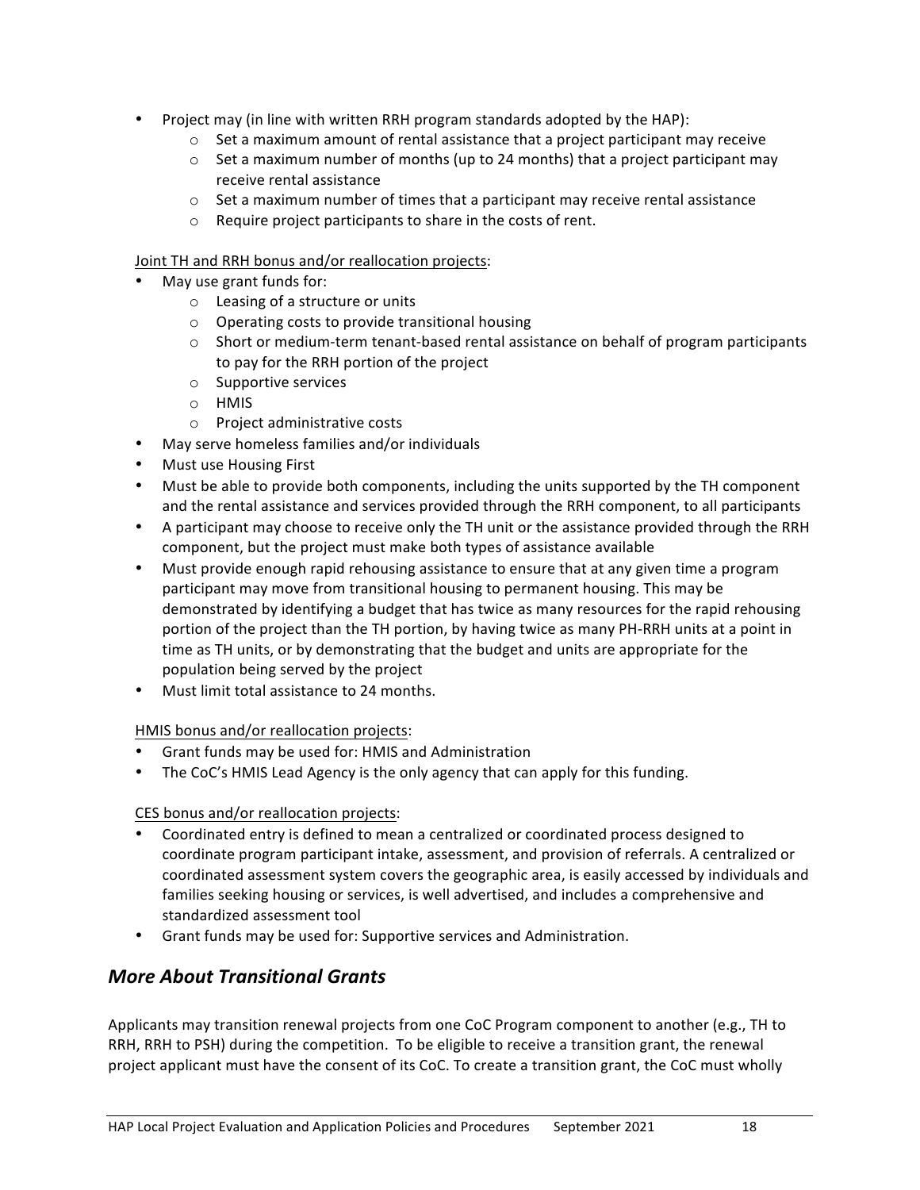- Project may (in line with written RRH program standards adopted by the HAP):
  - Set a maximum amount of rental assistance that a project participant may receive
  - Set a maximum number of months (up to 24 months) that a project participant may receive rental assistance
  - Set a maximum number of times that a participant may receive rental assistance
  - Require project participants to share in the costs of rent.

<u>Joint TH and RRH bonus and/or reallocation projects</u>:

- May use grant funds for:
  - Leasing of a structure or units
  - Operating costs to provide transitional housing
  - Short or medium-term tenant-based rental assistance on behalf of program participants to pay for the RRH portion of the project
  - Supportive services
  - HMIS
  - Project administrative costs
- May serve homeless families and/or individuals
- Must use Housing First
- Must be able to provide both components, including the units supported by the TH component and the rental assistance and services provided through the RRH component, to all participants
- A participant may choose to receive only the TH unit or the assistance provided through the RRH component, but the project must make both types of assistance available
- Must provide enough rapid rehousing assistance to ensure that at any given time a program participant may move from transitional housing to permanent housing. This may be demonstrated by identifying a budget that has twice as many resources for the rapid rehousing portion of the project than the TH portion, by having twice as many PH-RRH units at a point in time as TH units, or by demonstrating that the budget and units are appropriate for the population being served by the project
- Must limit total assistance to 24 months.

<u>HMIS bonus and/or reallocation projects</u>:

- Grant funds may be used for: HMIS and Administration
- The CoC's HMIS Lead Agency is the only agency that can apply for this funding.

<u>CES bonus and/or reallocation projects</u>:

- Coordinated entry is defined to mean a centralized or coordinated process designed to coordinate program participant intake, assessment, and provision of referrals. A centralized or coordinated assessment system covers the geographic area, is easily accessed by individuals and families seeking housing or services, is well advertised, and includes a comprehensive and standardized assessment tool
- Grant funds may be used for: Supportive services and Administration.

## *More About Transitional Grants*

Applicants may transition renewal projects from one CoC Program component to another (e.g., TH to RRH, RRH to PSH) during the competition. To be eligible to receive a transition grant, the renewal project applicant must have the consent of its CoC. To create a transition grant, the CoC must wholly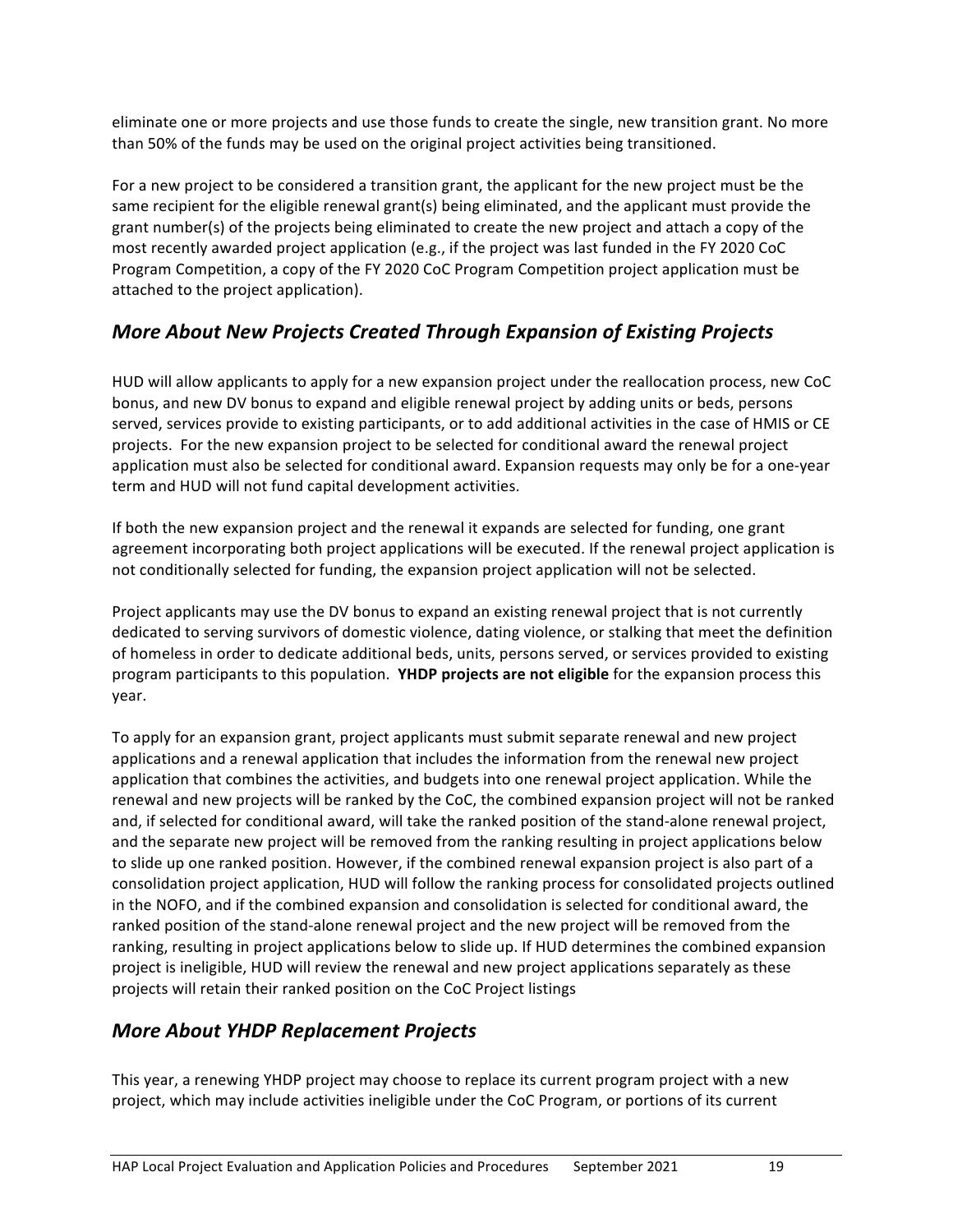eliminate one or more projects and use those funds to create the single, new transition grant. No more than 50% of the funds may be used on the original project activities being transitioned.

For a new project to be considered a transition grant, the applicant for the new project must be the same recipient for the eligible renewal grant(s) being eliminated, and the applicant must provide the grant number(s) of the projects being eliminated to create the new project and attach a copy of the most recently awarded project application (e.g., if the project was last funded in the FY 2020 CoC Program Competition, a copy of the FY 2020 CoC Program Competition project application must be attached to the project application).

## *More About New Projects Created Through Expansion of Existing Projects*

HUD will allow applicants to apply for a new expansion project under the reallocation process, new CoC bonus, and new DV bonus to expand and eligible renewal project by adding units or beds, persons served, services provide to existing participants, or to add additional activities in the case of HMIS or CE projects. For the new expansion project to be selected for conditional award the renewal project application must also be selected for conditional award. Expansion requests may only be for a one-year term and HUD will not fund capital development activities.

If both the new expansion project and the renewal it expands are selected for funding, one grant agreement incorporating both project applications will be executed. If the renewal project application is not conditionally selected for funding, the expansion project application will not be selected.

Project applicants may use the DV bonus to expand an existing renewal project that is not currently dedicated to serving survivors of domestic violence, dating violence, or stalking that meet the definition of homeless in order to dedicate additional beds, units, persons served, or services provided to existing program participants to this population. **YHDP projects are not eligible** for the expansion process this year.

To apply for an expansion grant, project applicants must submit separate renewal and new project applications and a renewal application that includes the information from the renewal new project application that combines the activities, and budgets into one renewal project application. While the renewal and new projects will be ranked by the CoC, the combined expansion project will not be ranked and, if selected for conditional award, will take the ranked position of the stand-alone renewal project, and the separate new project will be removed from the ranking resulting in project applications below to slide up one ranked position. However, if the combined renewal expansion project is also part of a consolidation project application, HUD will follow the ranking process for consolidated projects outlined in the NOFO, and if the combined expansion and consolidation is selected for conditional award, the ranked position of the stand-alone renewal project and the new project will be removed from the ranking, resulting in project applications below to slide up. If HUD determines the combined expansion project is ineligible, HUD will review the renewal and new project applications separately as these projects will retain their ranked position on the CoC Project listings

## *More About YHDP Replacement Projects*

This year, a renewing YHDP project may choose to replace its current program project with a new project, which may include activities ineligible under the CoC Program, or portions of its current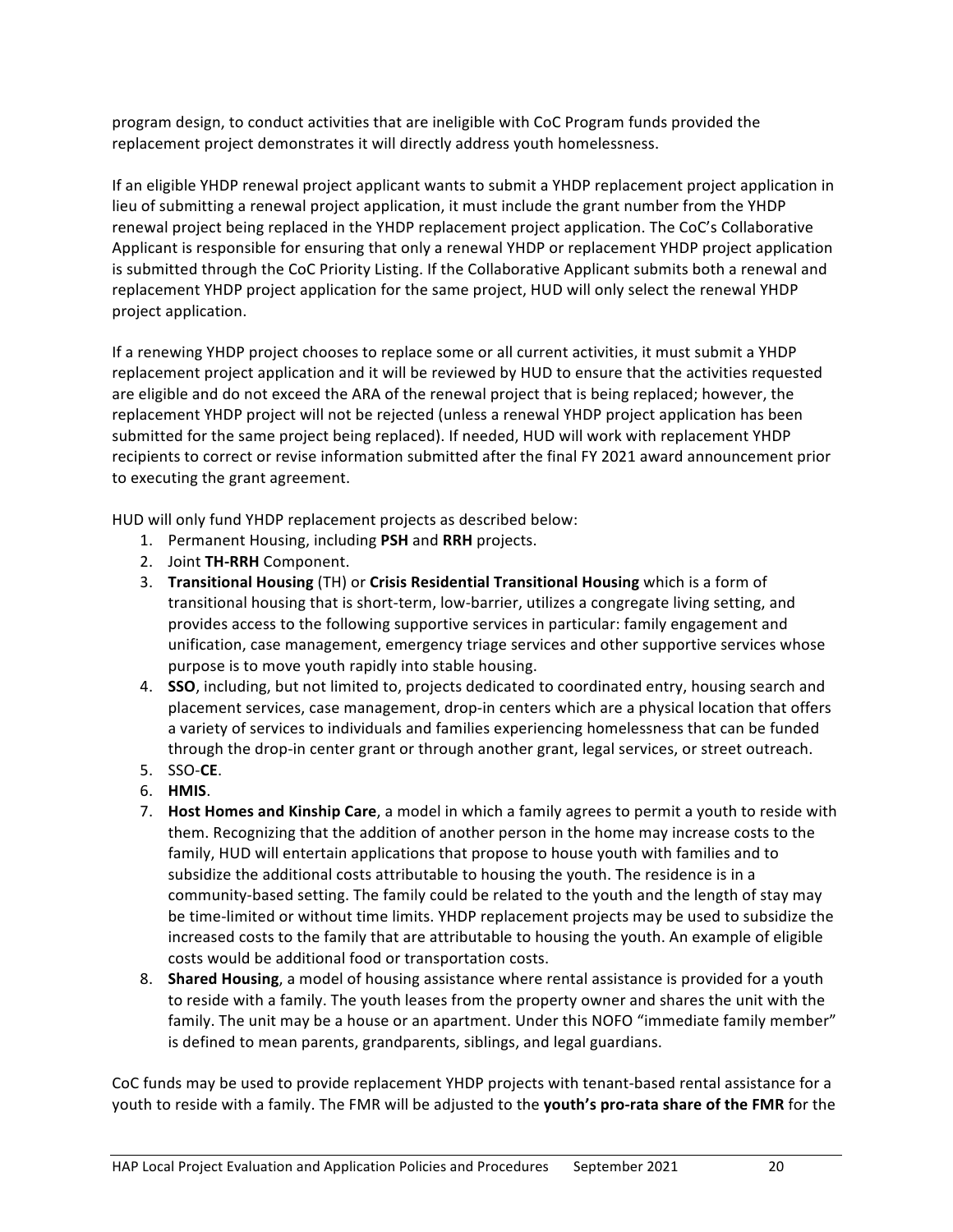program design, to conduct activities that are ineligible with CoC Program funds provided the replacement project demonstrates it will directly address youth homelessness.

If an eligible YHDP renewal project applicant wants to submit a YHDP replacement project application in lieu of submitting a renewal project application, it must include the grant number from the YHDP renewal project being replaced in the YHDP replacement project application. The CoC's Collaborative Applicant is responsible for ensuring that only a renewal YHDP or replacement YHDP project application is submitted through the CoC Priority Listing. If the Collaborative Applicant submits both a renewal and replacement YHDP project application for the same project, HUD will only select the renewal YHDP project application.

If a renewing YHDP project chooses to replace some or all current activities, it must submit a YHDP replacement project application and it will be reviewed by HUD to ensure that the activities requested are eligible and do not exceed the ARA of the renewal project that is being replaced; however, the replacement YHDP project will not be rejected (unless a renewal YHDP project application has been submitted for the same project being replaced). If needed, HUD will work with replacement YHDP recipients to correct or revise information submitted after the final FY 2021 award announcement prior to executing the grant agreement.

HUD will only fund YHDP replacement projects as described below:

1. Permanent Housing, including **PSH** and **RRH** projects.
2. Joint **TH-RRH** Component.
3. **Transitional Housing** (TH) or **Crisis Residential Transitional Housing** which is a form of transitional housing that is short-term, low-barrier, utilizes a congregate living setting, and provides access to the following supportive services in particular: family engagement and unification, case management, emergency triage services and other supportive services whose purpose is to move youth rapidly into stable housing.
4. **SSO**, including, but not limited to, projects dedicated to coordinated entry, housing search and placement services, case management, drop-in centers which are a physical location that offers a variety of services to individuals and families experiencing homelessness that can be funded through the drop-in center grant or through another grant, legal services, or street outreach.
5. SSO-**CE**.
6. **HMIS**.
7. **Host Homes and Kinship Care**, a model in which a family agrees to permit a youth to reside with them. Recognizing that the addition of another person in the home may increase costs to the family, HUD will entertain applications that propose to house youth with families and to subsidize the additional costs attributable to housing the youth. The residence is in a community-based setting. The family could be related to the youth and the length of stay may be time-limited or without time limits. YHDP replacement projects may be used to subsidize the increased costs to the family that are attributable to housing the youth. An example of eligible costs would be additional food or transportation costs.
8. **Shared Housing**, a model of housing assistance where rental assistance is provided for a youth to reside with a family. The youth leases from the property owner and shares the unit with the family. The unit may be a house or an apartment. Under this NOFO "immediate family member" is defined to mean parents, grandparents, siblings, and legal guardians.

CoC funds may be used to provide replacement YHDP projects with tenant-based rental assistance for a youth to reside with a family. The FMR will be adjusted to the **youth's pro-rata share of the FMR** for the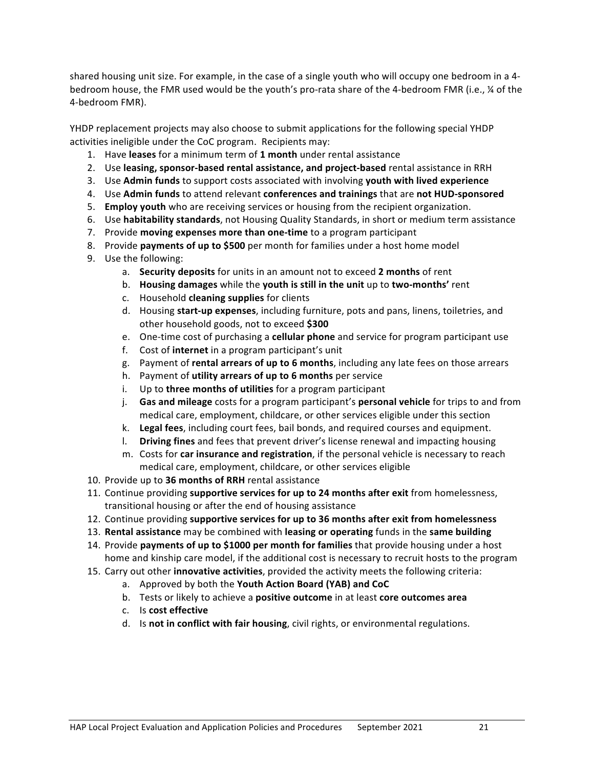shared housing unit size. For example, in the case of a single youth who will occupy one bedroom in a 4-bedroom house, the FMR used would be the youth's pro-rata share of the 4-bedroom FMR (i.e., ¼ of the 4-bedroom FMR).

YHDP replacement projects may also choose to submit applications for the following special YHDP activities ineligible under the CoC program. Recipients may:

1. Have **leases** for a minimum term of **1 month** under rental assistance
2. Use **leasing, sponsor-based rental assistance, and project-based** rental assistance in RRH
3. Use **Admin funds** to support costs associated with involving **youth with lived experience**
4. Use **Admin funds** to attend relevant **conferences and trainings** that are **not HUD-sponsored**
5. **Employ youth** who are receiving services or housing from the recipient organization.
6. Use **habitability standards**, not Housing Quality Standards, in short or medium term assistance
7. Provide **moving expenses more than one-time** to a program participant
8. Provide **payments of up to $500** per month for families under a host home model
9. Use the following:
   a. **Security deposits** for units in an amount not to exceed **2 months** of rent
   b. **Housing damages** while the **youth is still in the unit** up to **two-months'** rent
   c. Household **cleaning supplies** for clients
   d. Housing **start-up expenses**, including furniture, pots and pans, linens, toiletries, and other household goods, not to exceed **$300**
   e. One-time cost of purchasing a **cellular phone** and service for program participant use
   f. Cost of **internet** in a program participant's unit
   g. Payment of **rental arrears of up to 6 months**, including any late fees on those arrears
   h. Payment of **utility arrears of up to 6 months** per service
   i. Up to **three months of utilities** for a program participant
   j. **Gas and mileage** costs for a program participant's **personal vehicle** for trips to and from medical care, employment, childcare, or other services eligible under this section
   k. **Legal fees**, including court fees, bail bonds, and required courses and equipment.
   l. **Driving fines** and fees that prevent driver's license renewal and impacting housing
   m. Costs for **car insurance and registration**, if the personal vehicle is necessary to reach medical care, employment, childcare, or other services eligible
10. Provide up to **36 months of RRH** rental assistance
11. Continue providing **supportive services for up to 24 months after exit** from homelessness, transitional housing or after the end of housing assistance
12. Continue providing **supportive services for up to 36 months after exit from homelessness**
13. **Rental assistance** may be combined with **leasing or operating** funds in the **same building**
14. Provide **payments of up to $1000 per month for families** that provide housing under a host home and kinship care model, if the additional cost is necessary to recruit hosts to the program
15. Carry out other **innovative activities**, provided the activity meets the following criteria:
    a. Approved by both the **Youth Action Board (YAB) and CoC**
    b. Tests or likely to achieve a **positive outcome** in at least **core outcomes area**
    c. Is **cost effective**
    d. Is **not in conflict with fair housing**, civil rights, or environmental regulations.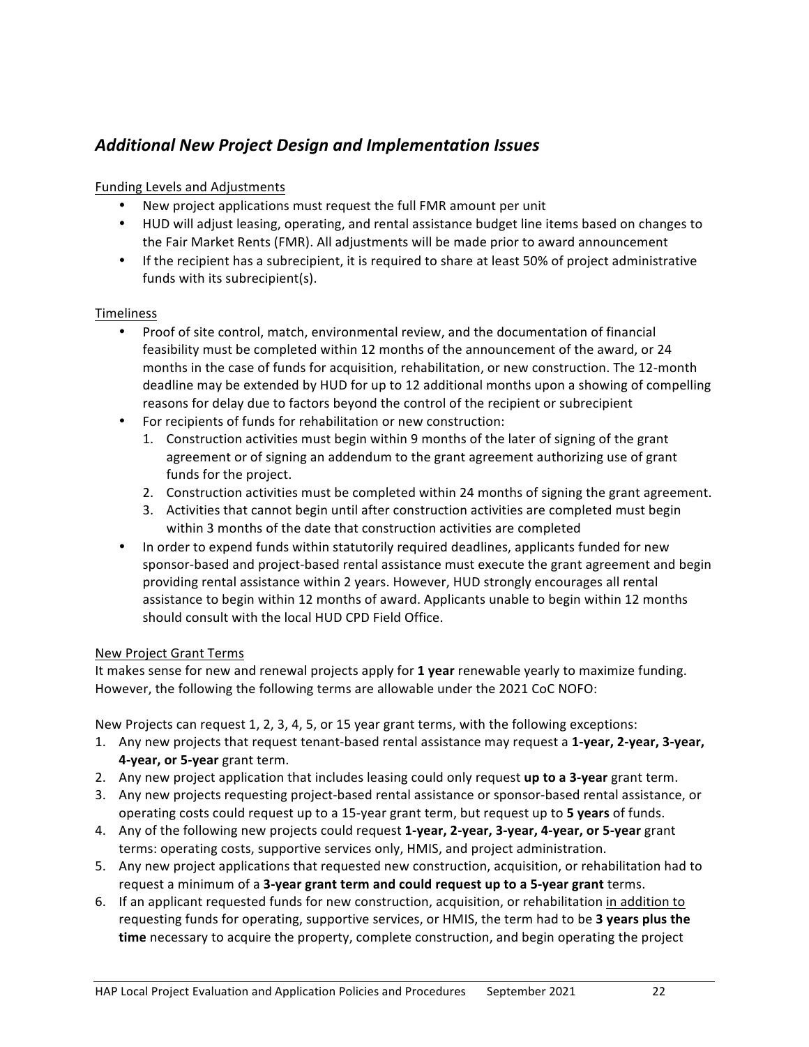## *Additional New Project Design and Implementation Issues*

Funding Levels and Adjustments

- New project applications must request the full FMR amount per unit
- HUD will adjust leasing, operating, and rental assistance budget line items based on changes to the Fair Market Rents (FMR). All adjustments will be made prior to award announcement
- If the recipient has a subrecipient, it is required to share at least 50% of project administrative funds with its subrecipient(s).

Timeliness

- Proof of site control, match, environmental review, and the documentation of financial feasibility must be completed within 12 months of the announcement of the award, or 24 months in the case of funds for acquisition, rehabilitation, or new construction. The 12-month deadline may be extended by HUD for up to 12 additional months upon a showing of compelling reasons for delay due to factors beyond the control of the recipient or subrecipient
- For recipients of funds for rehabilitation or new construction:
    1. Construction activities must begin within 9 months of the later of signing of the grant agreement or of signing an addendum to the grant agreement authorizing use of grant funds for the project.
    2. Construction activities must be completed within 24 months of signing the grant agreement.
    3. Activities that cannot begin until after construction activities are completed must begin within 3 months of the date that construction activities are completed
- In order to expend funds within statutorily required deadlines, applicants funded for new sponsor-based and project-based rental assistance must execute the grant agreement and begin providing rental assistance within 2 years. However, HUD strongly encourages all rental assistance to begin within 12 months of award. Applicants unable to begin within 12 months should consult with the local HUD CPD Field Office.

New Project Grant Terms

It makes sense for new and renewal projects apply for **1 year** renewable yearly to maximize funding. However, the following the following terms are allowable under the 2021 CoC NOFO:

New Projects can request 1, 2, 3, 4, 5, or 15 year grant terms, with the following exceptions:

1. Any new projects that request tenant-based rental assistance may request a **1-year, 2-year, 3-year, 4-year, or 5-year** grant term.
2. Any new project application that includes leasing could only request **up to a 3-year** grant term.
3. Any new projects requesting project-based rental assistance or sponsor-based rental assistance, or operating costs could request up to a 15-year grant term, but request up to **5 years** of funds.
4. Any of the following new projects could request **1-year, 2-year, 3-year, 4-year, or 5-year** grant terms: operating costs, supportive services only, HMIS, and project administration.
5. Any new project applications that requested new construction, acquisition, or rehabilitation had to request a minimum of a **3-year grant term and could request up to a 5-year grant** terms.
6. If an applicant requested funds for new construction, acquisition, or rehabilitation in addition to requesting funds for operating, supportive services, or HMIS, the term had to be **3 years plus the time** necessary to acquire the property, complete construction, and begin operating the project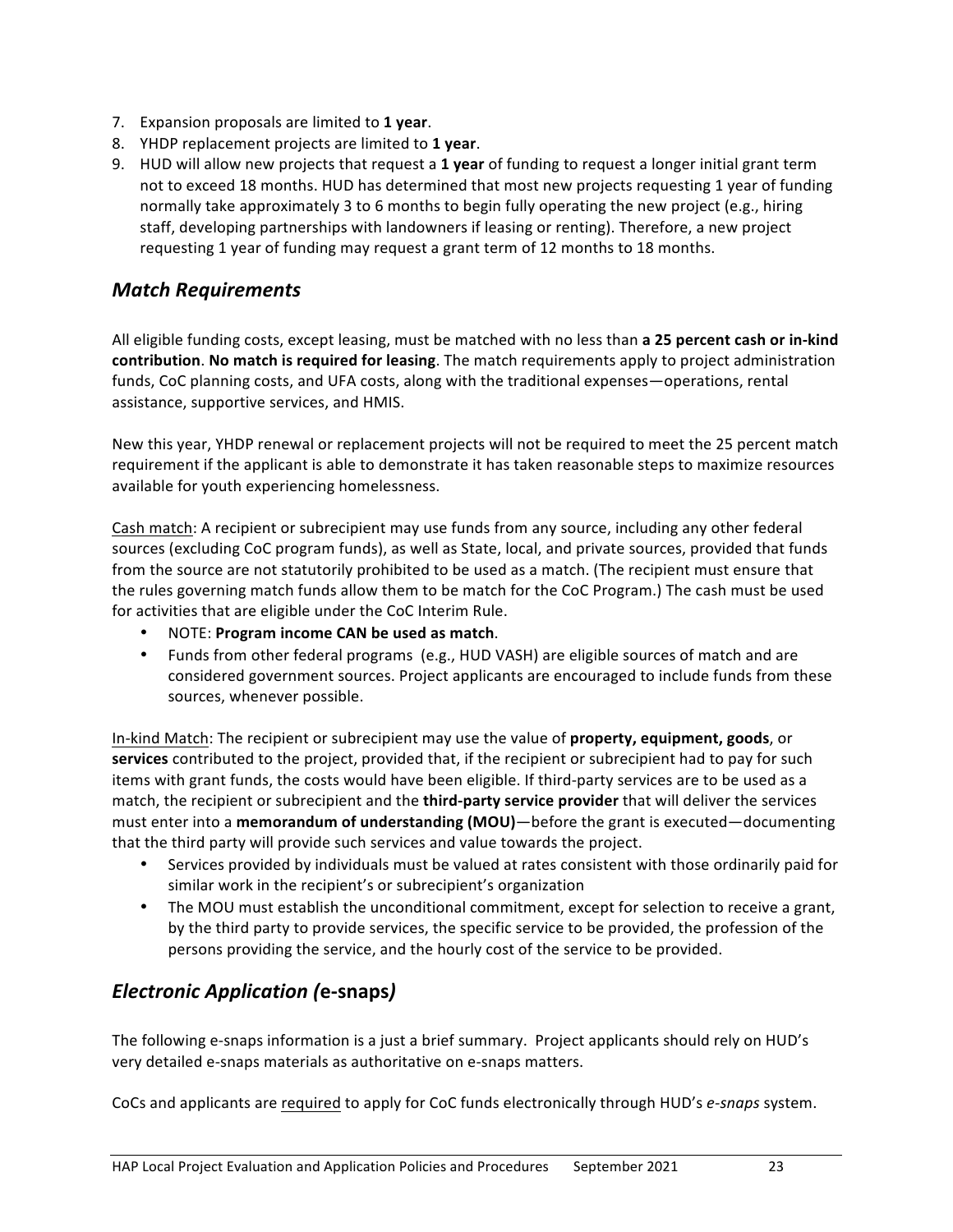7. Expansion proposals are limited to **1 year**.
8. YHDP replacement projects are limited to **1 year**.
9. HUD will allow new projects that request a **1 year** of funding to request a longer initial grant term not to exceed 18 months. HUD has determined that most new projects requesting 1 year of funding normally take approximately 3 to 6 months to begin fully operating the new project (e.g., hiring staff, developing partnerships with landowners if leasing or renting). Therefore, a new project requesting 1 year of funding may request a grant term of 12 months to 18 months.

## *Match Requirements*

All eligible funding costs, except leasing, must be matched with no less than **a 25 percent cash or in-kind contribution**. **No match is required for leasing**. The match requirements apply to project administration funds, CoC planning costs, and UFA costs, along with the traditional expenses—operations, rental assistance, supportive services, and HMIS.

New this year, YHDP renewal or replacement projects will not be required to meet the 25 percent match requirement if the applicant is able to demonstrate it has taken reasonable steps to maximize resources available for youth experiencing homelessness.

Cash match: A recipient or subrecipient may use funds from any source, including any other federal sources (excluding CoC program funds), as well as State, local, and private sources, provided that funds from the source are not statutorily prohibited to be used as a match. (The recipient must ensure that the rules governing match funds allow them to be match for the CoC Program.) The cash must be used for activities that are eligible under the CoC Interim Rule.

- NOTE: **Program income CAN be used as match**.
- Funds from other federal programs (e.g., HUD VASH) are eligible sources of match and are considered government sources. Project applicants are encouraged to include funds from these sources, whenever possible.

In-kind Match: The recipient or subrecipient may use the value of **property, equipment, goods**, or **services** contributed to the project, provided that, if the recipient or subrecipient had to pay for such items with grant funds, the costs would have been eligible. If third-party services are to be used as a match, the recipient or subrecipient and the **third-party service provider** that will deliver the services must enter into a **memorandum of understanding (MOU)**—before the grant is executed—documenting that the third party will provide such services and value towards the project.

- Services provided by individuals must be valued at rates consistent with those ordinarily paid for similar work in the recipient's or subrecipient's organization
- The MOU must establish the unconditional commitment, except for selection to receive a grant, by the third party to provide services, the specific service to be provided, the profession of the persons providing the service, and the hourly cost of the service to be provided.

## *Electronic Application (***e-snaps***)*

The following e-snaps information is a just a brief summary. Project applicants should rely on HUD's very detailed e-snaps materials as authoritative on e-snaps matters.

CoCs and applicants are required to apply for CoC funds electronically through HUD's *e-snaps* system.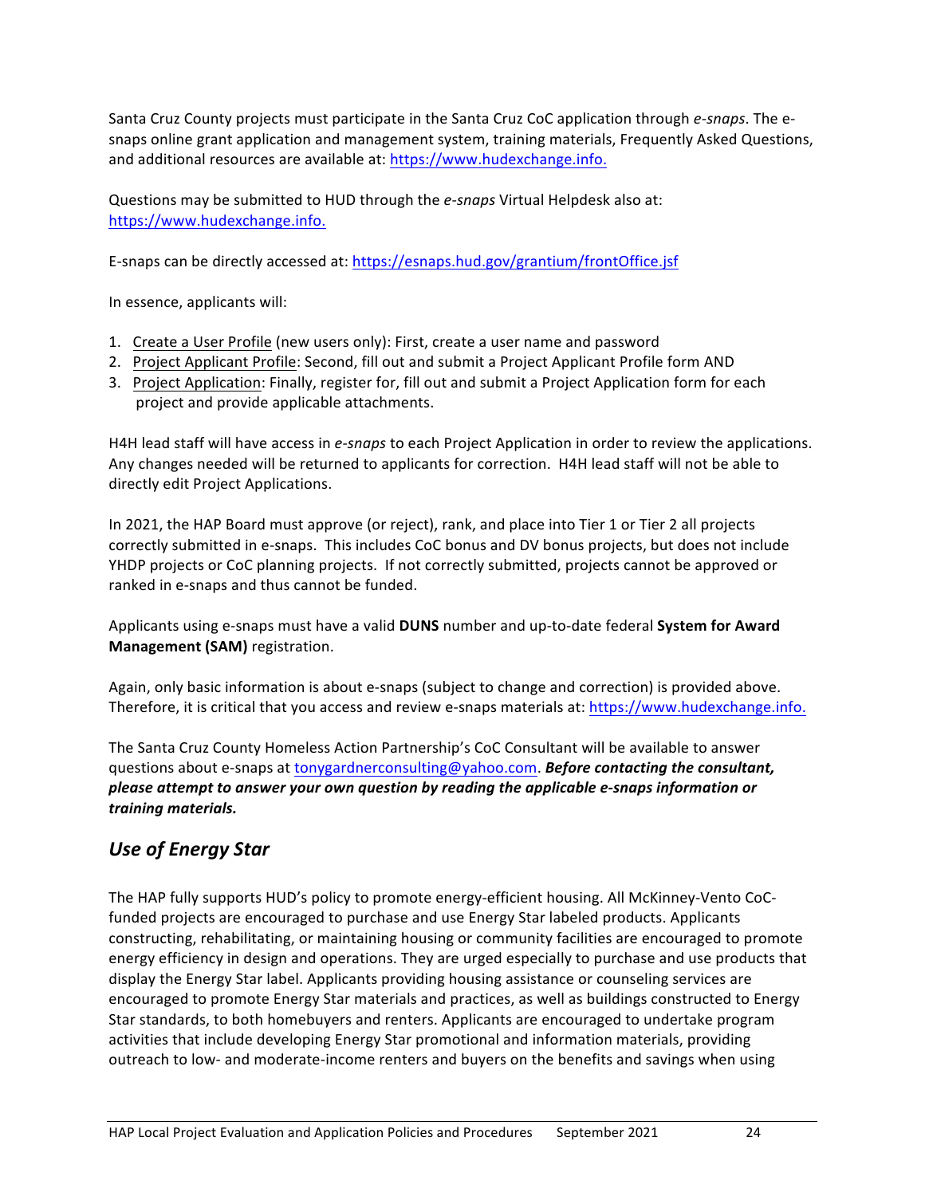Santa Cruz County projects must participate in the Santa Cruz CoC application through *e-snaps*. The e-snaps online grant application and management system, training materials, Frequently Asked Questions, and additional resources are available at: https://www.hudexchange.info.

Questions may be submitted to HUD through the *e-snaps* Virtual Helpdesk also at: https://www.hudexchange.info.

E-snaps can be directly accessed at: https://esnaps.hud.gov/grantium/frontOffice.jsf

In essence, applicants will:

1. Create a User Profile (new users only): First, create a user name and password
2. Project Applicant Profile: Second, fill out and submit a Project Applicant Profile form AND
3. Project Application: Finally, register for, fill out and submit a Project Application form for each project and provide applicable attachments.

H4H lead staff will have access in *e-snaps* to each Project Application in order to review the applications. Any changes needed will be returned to applicants for correction. H4H lead staff will not be able to directly edit Project Applications.

In 2021, the HAP Board must approve (or reject), rank, and place into Tier 1 or Tier 2 all projects correctly submitted in e-snaps. This includes CoC bonus and DV bonus projects, but does not include YHDP projects or CoC planning projects. If not correctly submitted, projects cannot be approved or ranked in e-snaps and thus cannot be funded.

Applicants using e-snaps must have a valid **DUNS** number and up-to-date federal **System for Award Management (SAM)** registration.

Again, only basic information is about e-snaps (subject to change and correction) is provided above. Therefore, it is critical that you access and review e-snaps materials at: https://www.hudexchange.info.

The Santa Cruz County Homeless Action Partnership's CoC Consultant will be available to answer questions about e-snaps at tonygardnerconsulting@yahoo.com. ***Before contacting the consultant, please attempt to answer your own question by reading the applicable e-snaps information or training materials.***

## *Use of Energy Star*

The HAP fully supports HUD's policy to promote energy-efficient housing. All McKinney-Vento CoC-funded projects are encouraged to purchase and use Energy Star labeled products. Applicants constructing, rehabilitating, or maintaining housing or community facilities are encouraged to promote energy efficiency in design and operations. They are urged especially to purchase and use products that display the Energy Star label. Applicants providing housing assistance or counseling services are encouraged to promote Energy Star materials and practices, as well as buildings constructed to Energy Star standards, to both homebuyers and renters. Applicants are encouraged to undertake program activities that include developing Energy Star promotional and information materials, providing outreach to low- and moderate-income renters and buyers on the benefits and savings when using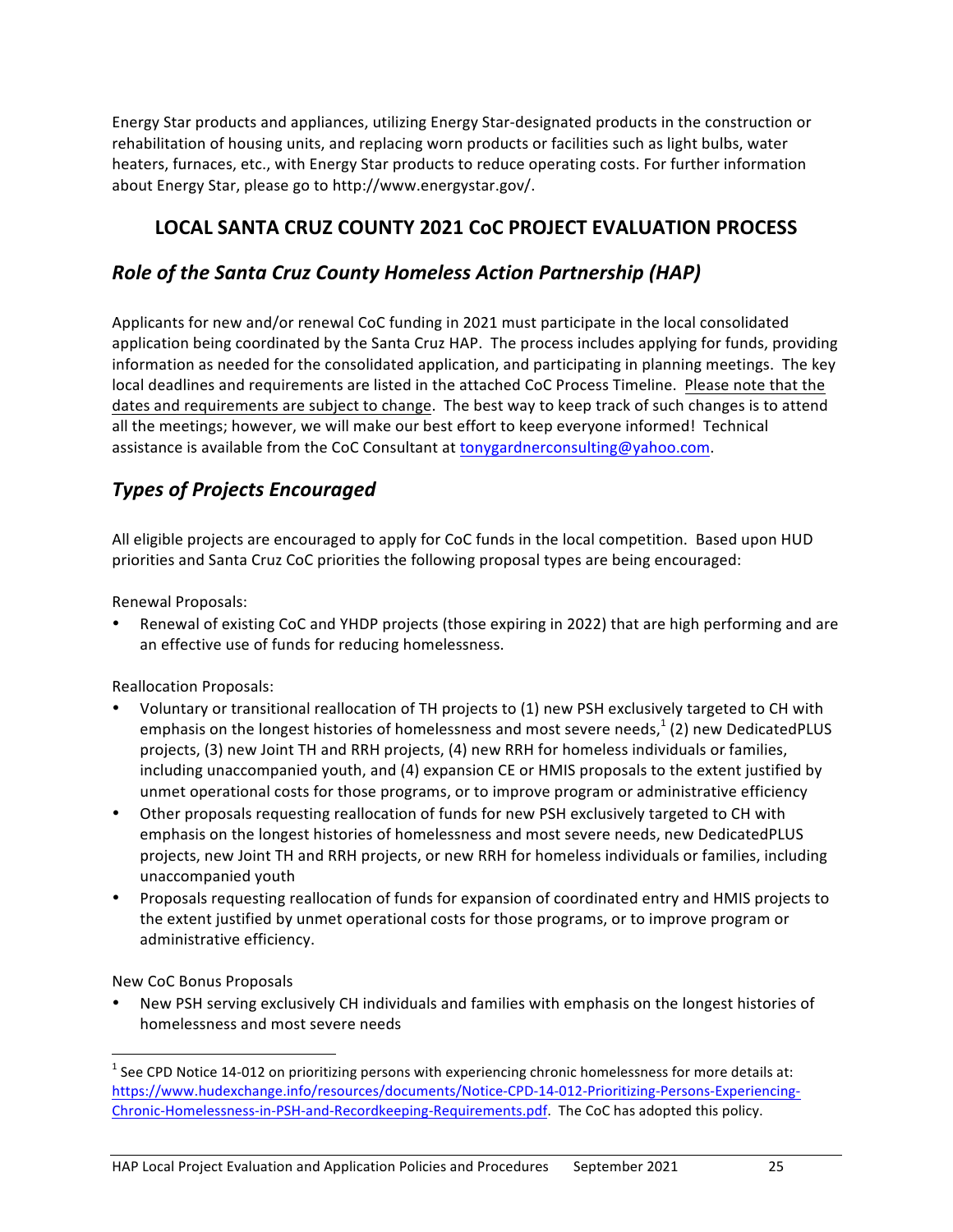Energy Star products and appliances, utilizing Energy Star-designated products in the construction or rehabilitation of housing units, and replacing worn products or facilities such as light bulbs, water heaters, furnaces, etc., with Energy Star products to reduce operating costs. For further information about Energy Star, please go to http://www.energystar.gov/.

## LOCAL SANTA CRUZ COUNTY 2021 CoC PROJECT EVALUATION PROCESS

### *Role of the Santa Cruz County Homeless Action Partnership (HAP)*

Applicants for new and/or renewal CoC funding in 2021 must participate in the local consolidated application being coordinated by the Santa Cruz HAP. The process includes applying for funds, providing information as needed for the consolidated application, and participating in planning meetings. The key local deadlines and requirements are listed in the attached CoC Process Timeline. Please note that the dates and requirements are subject to change. The best way to keep track of such changes is to attend all the meetings; however, we will make our best effort to keep everyone informed! Technical assistance is available from the CoC Consultant at tonygardnerconsulting@yahoo.com.

### *Types of Projects Encouraged*

All eligible projects are encouraged to apply for CoC funds in the local competition. Based upon HUD priorities and Santa Cruz CoC priorities the following proposal types are being encouraged:

Renewal Proposals:

- Renewal of existing CoC and YHDP projects (those expiring in 2022) that are high performing and are an effective use of funds for reducing homelessness.

Reallocation Proposals:

- Voluntary or transitional reallocation of TH projects to (1) new PSH exclusively targeted to CH with emphasis on the longest histories of homelessness and most severe needs,[1] (2) new DedicatedPLUS projects, (3) new Joint TH and RRH projects, (4) new RRH for homeless individuals or families, including unaccompanied youth, and (4) expansion CE or HMIS proposals to the extent justified by unmet operational costs for those programs, or to improve program or administrative efficiency
- Other proposals requesting reallocation of funds for new PSH exclusively targeted to CH with emphasis on the longest histories of homelessness and most severe needs, new DedicatedPLUS projects, new Joint TH and RRH projects, or new RRH for homeless individuals or families, including unaccompanied youth
- Proposals requesting reallocation of funds for expansion of coordinated entry and HMIS projects to the extent justified by unmet operational costs for those programs, or to improve program or administrative efficiency.

New CoC Bonus Proposals

- New PSH serving exclusively CH individuals and families with emphasis on the longest histories of homelessness and most severe needs

[1] See CPD Notice 14-012 on prioritizing persons with experiencing chronic homelessness for more details at: https://www.hudexchange.info/resources/documents/Notice-CPD-14-012-Prioritizing-Persons-Experiencing-Chronic-Homelessness-in-PSH-and-Recordkeeping-Requirements.pdf. The CoC has adopted this policy.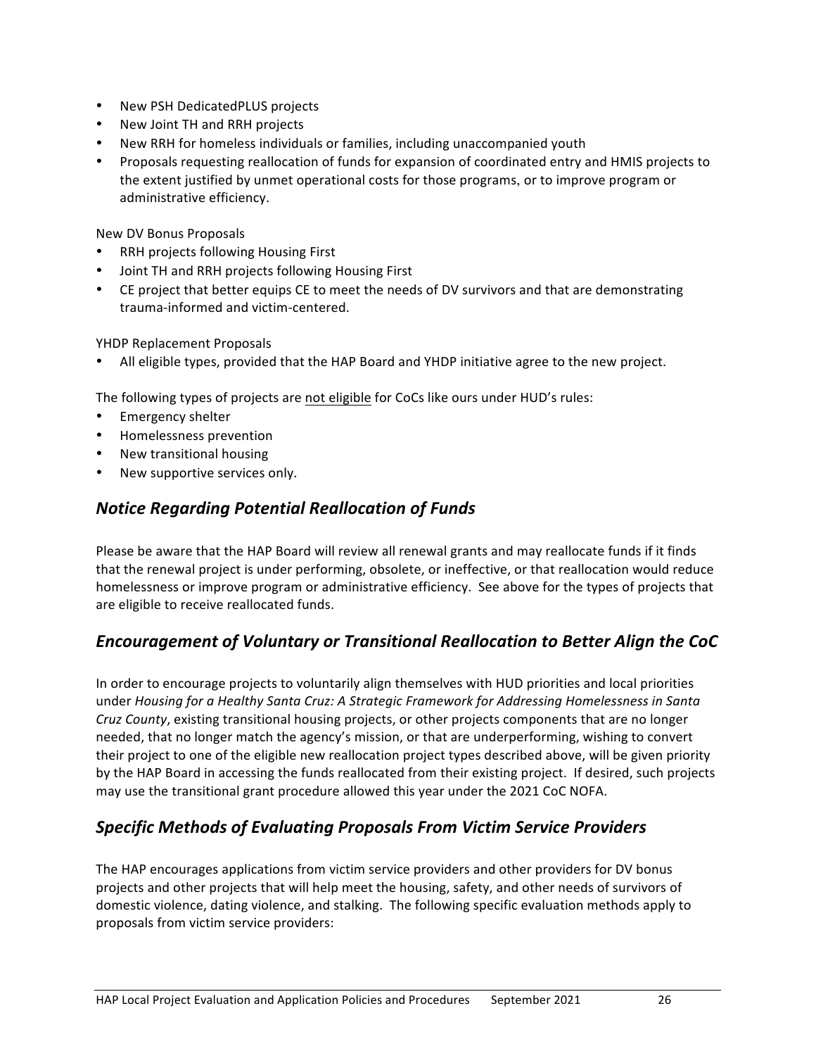- New PSH DedicatedPLUS projects
- New Joint TH and RRH projects
- New RRH for homeless individuals or families, including unaccompanied youth
- Proposals requesting reallocation of funds for expansion of coordinated entry and HMIS projects to the extent justified by unmet operational costs for those programs, or to improve program or administrative efficiency.

New DV Bonus Proposals

- RRH projects following Housing First
- Joint TH and RRH projects following Housing First
- CE project that better equips CE to meet the needs of DV survivors and that are demonstrating trauma-informed and victim-centered.

YHDP Replacement Proposals

- All eligible types, provided that the HAP Board and YHDP initiative agree to the new project.

The following types of projects are <u>not eligible</u> for CoCs like ours under HUD's rules:

- Emergency shelter
- Homelessness prevention
- New transitional housing
- New supportive services only.

## *Notice Regarding Potential Reallocation of Funds*

Please be aware that the HAP Board will review all renewal grants and may reallocate funds if it finds that the renewal project is under performing, obsolete, or ineffective, or that reallocation would reduce homelessness or improve program or administrative efficiency. See above for the types of projects that are eligible to receive reallocated funds.

## *Encouragement of Voluntary or Transitional Reallocation to Better Align the CoC*

In order to encourage projects to voluntarily align themselves with HUD priorities and local priorities under *Housing for a Healthy Santa Cruz: A Strategic Framework for Addressing Homelessness in Santa Cruz County*, existing transitional housing projects, or other projects components that are no longer needed, that no longer match the agency's mission, or that are underperforming, wishing to convert their project to one of the eligible new reallocation project types described above, will be given priority by the HAP Board in accessing the funds reallocated from their existing project. If desired, such projects may use the transitional grant procedure allowed this year under the 2021 CoC NOFA.

## *Specific Methods of Evaluating Proposals From Victim Service Providers*

The HAP encourages applications from victim service providers and other providers for DV bonus projects and other projects that will help meet the housing, safety, and other needs of survivors of domestic violence, dating violence, and stalking. The following specific evaluation methods apply to proposals from victim service providers: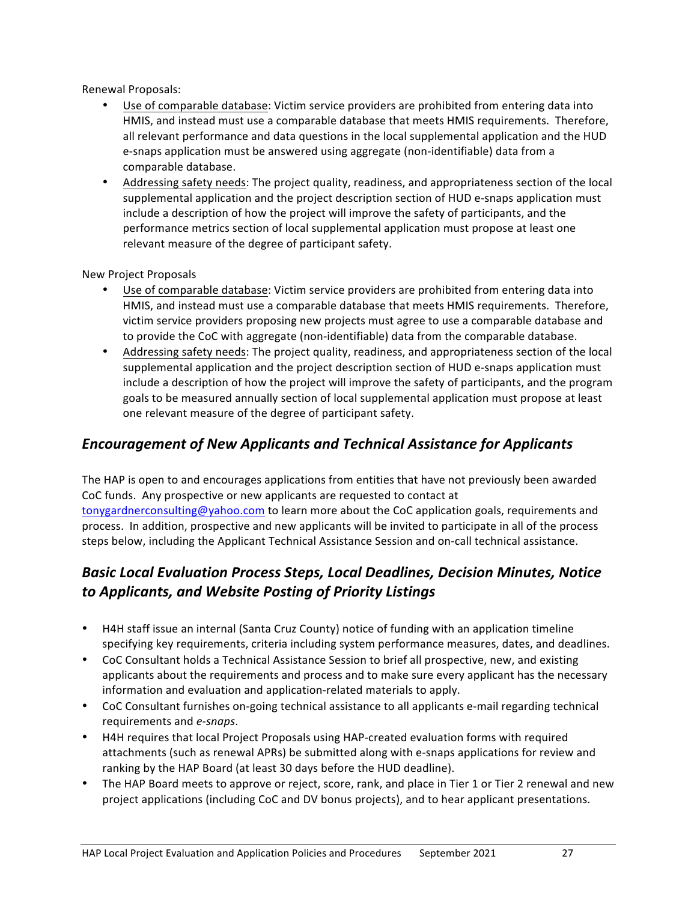Renewal Proposals:

- Use of comparable database: Victim service providers are prohibited from entering data into HMIS, and instead must use a comparable database that meets HMIS requirements. Therefore, all relevant performance and data questions in the local supplemental application and the HUD e-snaps application must be answered using aggregate (non-identifiable) data from a comparable database.
- Addressing safety needs: The project quality, readiness, and appropriateness section of the local supplemental application and the project description section of HUD e-snaps application must include a description of how the project will improve the safety of participants, and the performance metrics section of local supplemental application must propose at least one relevant measure of the degree of participant safety.

New Project Proposals

- Use of comparable database: Victim service providers are prohibited from entering data into HMIS, and instead must use a comparable database that meets HMIS requirements. Therefore, victim service providers proposing new projects must agree to use a comparable database and to provide the CoC with aggregate (non-identifiable) data from the comparable database.
- Addressing safety needs: The project quality, readiness, and appropriateness section of the local supplemental application and the project description section of HUD e-snaps application must include a description of how the project will improve the safety of participants, and the program goals to be measured annually section of local supplemental application must propose at least one relevant measure of the degree of participant safety.

## *Encouragement of New Applicants and Technical Assistance for Applicants*

The HAP is open to and encourages applications from entities that have not previously been awarded CoC funds. Any prospective or new applicants are requested to contact at tonygardnerconsulting@yahoo.com to learn more about the CoC application goals, requirements and process. In addition, prospective and new applicants will be invited to participate in all of the process steps below, including the Applicant Technical Assistance Session and on-call technical assistance.

## *Basic Local Evaluation Process Steps, Local Deadlines, Decision Minutes, Notice to Applicants, and Website Posting of Priority Listings*

- H4H staff issue an internal (Santa Cruz County) notice of funding with an application timeline specifying key requirements, criteria including system performance measures, dates, and deadlines.
- CoC Consultant holds a Technical Assistance Session to brief all prospective, new, and existing applicants about the requirements and process and to make sure every applicant has the necessary information and evaluation and application-related materials to apply.
- CoC Consultant furnishes on-going technical assistance to all applicants e-mail regarding technical requirements and *e-snaps*.
- H4H requires that local Project Proposals using HAP-created evaluation forms with required attachments (such as renewal APRs) be submitted along with e-snaps applications for review and ranking by the HAP Board (at least 30 days before the HUD deadline).
- The HAP Board meets to approve or reject, score, rank, and place in Tier 1 or Tier 2 renewal and new project applications (including CoC and DV bonus projects), and to hear applicant presentations.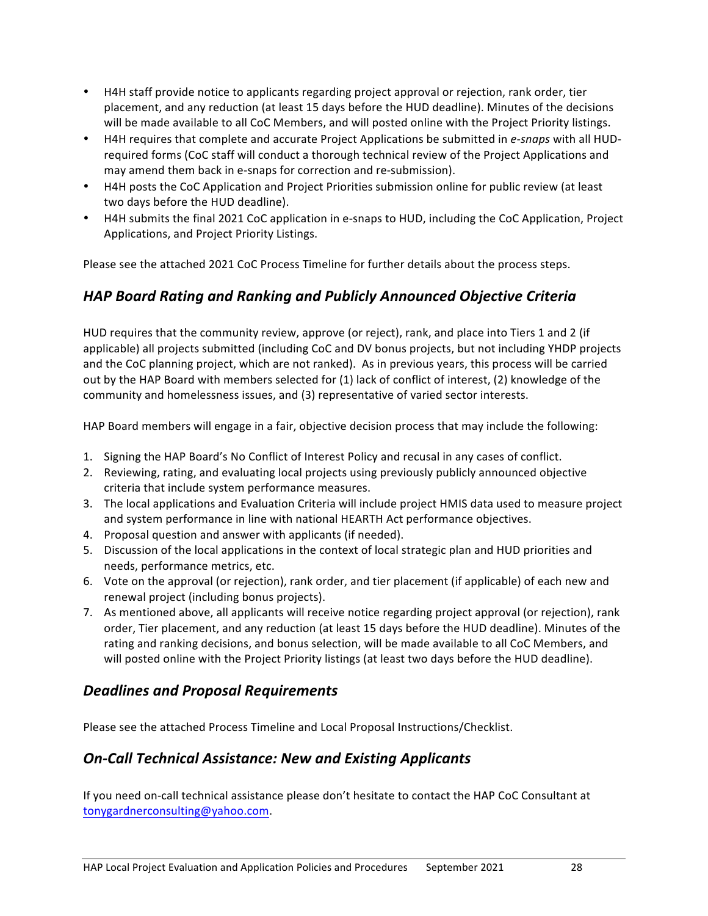- H4H staff provide notice to applicants regarding project approval or rejection, rank order, tier placement, and any reduction (at least 15 days before the HUD deadline). Minutes of the decisions will be made available to all CoC Members, and will posted online with the Project Priority listings.
- H4H requires that complete and accurate Project Applications be submitted in *e-snaps* with all HUD-required forms (CoC staff will conduct a thorough technical review of the Project Applications and may amend them back in e-snaps for correction and re-submission).
- H4H posts the CoC Application and Project Priorities submission online for public review (at least two days before the HUD deadline).
- H4H submits the final 2021 CoC application in e-snaps to HUD, including the CoC Application, Project Applications, and Project Priority Listings.

Please see the attached 2021 CoC Process Timeline for further details about the process steps.

## *HAP Board Rating and Ranking and Publicly Announced Objective Criteria*

HUD requires that the community review, approve (or reject), rank, and place into Tiers 1 and 2 (if applicable) all projects submitted (including CoC and DV bonus projects, but not including YHDP projects and the CoC planning project, which are not ranked). As in previous years, this process will be carried out by the HAP Board with members selected for (1) lack of conflict of interest, (2) knowledge of the community and homelessness issues, and (3) representative of varied sector interests.

HAP Board members will engage in a fair, objective decision process that may include the following:

1. Signing the HAP Board's No Conflict of Interest Policy and recusal in any cases of conflict.
2. Reviewing, rating, and evaluating local projects using previously publicly announced objective criteria that include system performance measures.
3. The local applications and Evaluation Criteria will include project HMIS data used to measure project and system performance in line with national HEARTH Act performance objectives.
4. Proposal question and answer with applicants (if needed).
5. Discussion of the local applications in the context of local strategic plan and HUD priorities and needs, performance metrics, etc.
6. Vote on the approval (or rejection), rank order, and tier placement (if applicable) of each new and renewal project (including bonus projects).
7. As mentioned above, all applicants will receive notice regarding project approval (or rejection), rank order, Tier placement, and any reduction (at least 15 days before the HUD deadline). Minutes of the rating and ranking decisions, and bonus selection, will be made available to all CoC Members, and will posted online with the Project Priority listings (at least two days before the HUD deadline).

## *Deadlines and Proposal Requirements*

Please see the attached Process Timeline and Local Proposal Instructions/Checklist.

## *On-Call Technical Assistance: New and Existing Applicants*

If you need on-call technical assistance please don't hesitate to contact the HAP CoC Consultant at tonygardnerconsulting@yahoo.com.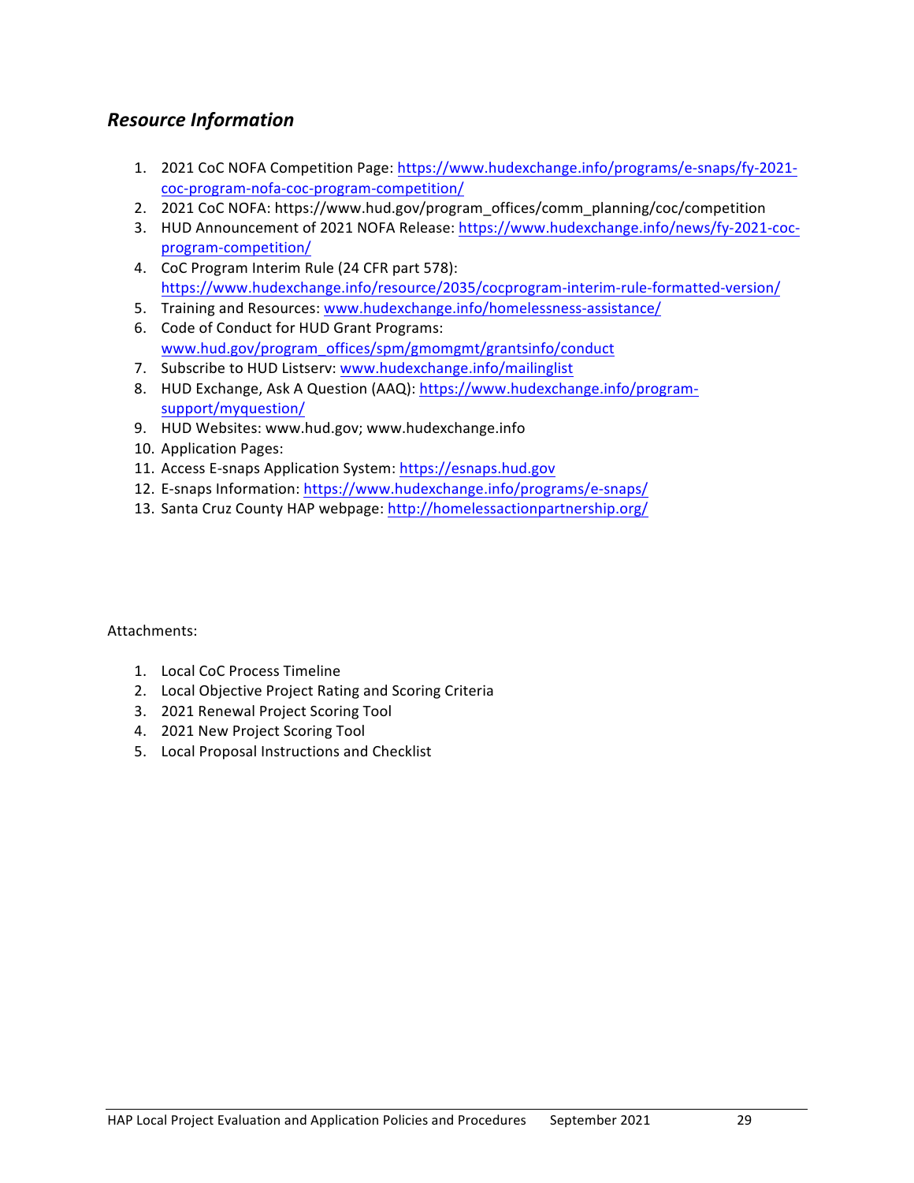## *Resource Information*

1. 2021 CoC NOFA Competition Page: https://www.hudexchange.info/programs/e-snaps/fy-2021-coc-program-nofa-coc-program-competition/
2. 2021 CoC NOFA: https://www.hud.gov/program_offices/comm_planning/coc/competition
3. HUD Announcement of 2021 NOFA Release: https://www.hudexchange.info/news/fy-2021-coc-program-competition/
4. CoC Program Interim Rule (24 CFR part 578): https://www.hudexchange.info/resource/2035/cocprogram-interim-rule-formatted-version/
5. Training and Resources: www.hudexchange.info/homelessness-assistance/
6. Code of Conduct for HUD Grant Programs: www.hud.gov/program_offices/spm/gmomgmt/grantsinfo/conduct
7. Subscribe to HUD Listserv: www.hudexchange.info/mailinglist
8. HUD Exchange, Ask A Question (AAQ): https://www.hudexchange.info/program-support/myquestion/
9. HUD Websites: www.hud.gov; www.hudexchange.info
10. Application Pages:
11. Access E-snaps Application System: https://esnaps.hud.gov
12. E-snaps Information: https://www.hudexchange.info/programs/e-snaps/
13. Santa Cruz County HAP webpage: http://homelessactionpartnership.org/

Attachments:

1. Local CoC Process Timeline
2. Local Objective Project Rating and Scoring Criteria
3. 2021 Renewal Project Scoring Tool
4. 2021 New Project Scoring Tool
5. Local Proposal Instructions and Checklist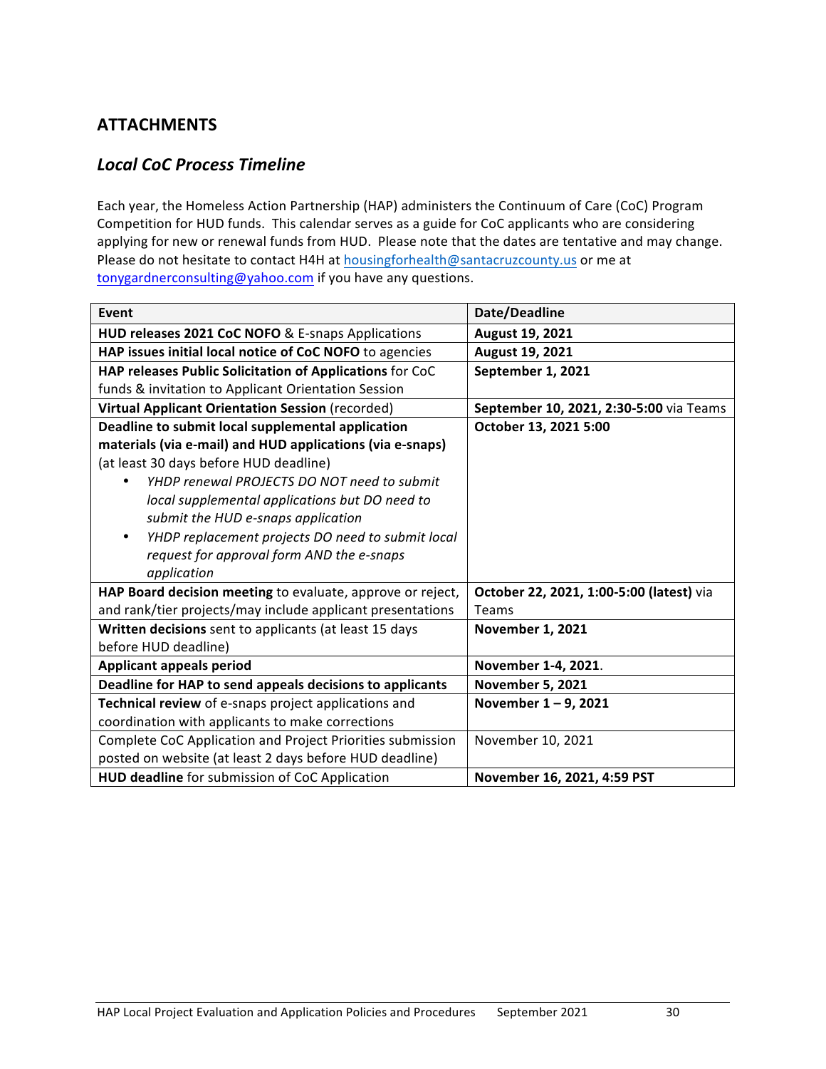## ATTACHMENTS

### *Local CoC Process Timeline*

Each year, the Homeless Action Partnership (HAP) administers the Continuum of Care (CoC) Program Competition for HUD funds. This calendar serves as a guide for CoC applicants who are considering applying for new or renewal funds from HUD. Please note that the dates are tentative and may change. Please do not hesitate to contact H4H at housingforhealth@santacruzcounty.us or me at tonygardnerconsulting@yahoo.com if you have any questions.

| Event | Date/Deadline |
|---|---|
| **HUD releases 2021 CoC NOFO** & E-snaps Applications | **August 19, 2021** |
| **HAP issues initial local notice of CoC NOFO** to agencies | **August 19, 2021** |
| **HAP releases Public Solicitation of Applications** for CoC funds & invitation to Applicant Orientation Session | **September 1, 2021** |
| **Virtual Applicant Orientation Session** (recorded) | **September 10, 2021, 2:30-5:00** via Teams |
| **Deadline to submit local supplemental application materials (via e-mail) and HUD applications (via e-snaps)** (at least 30 days before HUD deadline)<br>• *YHDP renewal PROJECTS DO NOT need to submit local supplemental applications but DO need to submit the HUD e-snaps application*<br>• *YHDP replacement projects DO need to submit local request for approval form AND the e-snaps application* | **October 13, 2021 5:00** |
| **HAP Board decision meeting** to evaluate, approve or reject, and rank/tier projects/may include applicant presentations | **October 22, 2021, 1:00-5:00 (latest)** via Teams |
| **Written decisions** sent to applicants (at least 15 days before HUD deadline) | **November 1, 2021** |
| **Applicant appeals period** | **November 1-4, 2021**. |
| **Deadline for HAP to send appeals decisions to applicants** | **November 5, 2021** |
| **Technical review** of e-snaps project applications and coordination with applicants to make corrections | **November 1 – 9, 2021** |
| Complete CoC Application and Project Priorities submission posted on website (at least 2 days before HUD deadline) | November 10, 2021 |
| **HUD deadline** for submission of CoC Application | **November 16, 2021, 4:59 PST** |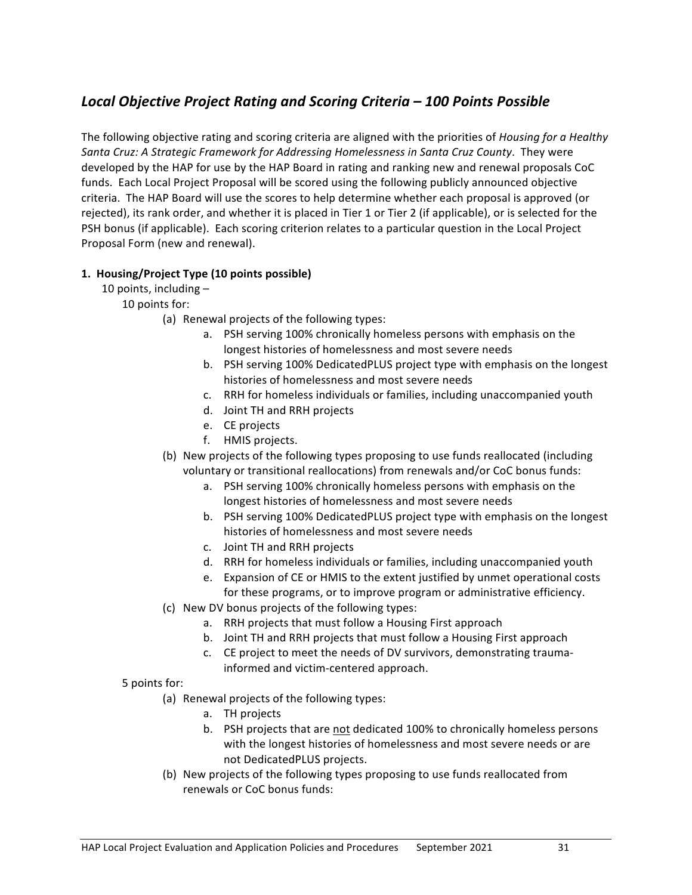## *Local Objective Project Rating and Scoring Criteria – 100 Points Possible*

The following objective rating and scoring criteria are aligned with the priorities of *Housing for a Healthy Santa Cruz: A Strategic Framework for Addressing Homelessness in Santa Cruz County*. They were developed by the HAP for use by the HAP Board in rating and ranking new and renewal proposals CoC funds. Each Local Project Proposal will be scored using the following publicly announced objective criteria. The HAP Board will use the scores to help determine whether each proposal is approved (or rejected), its rank order, and whether it is placed in Tier 1 or Tier 2 (if applicable), or is selected for the PSH bonus (if applicable). Each scoring criterion relates to a particular question in the Local Project Proposal Form (new and renewal).

**1. Housing/Project Type (10 points possible)**

10 points, including –

10 points for:

- (a) Renewal projects of the following types:
  - a. PSH serving 100% chronically homeless persons with emphasis on the longest histories of homelessness and most severe needs
  - b. PSH serving 100% DedicatedPLUS project type with emphasis on the longest histories of homelessness and most severe needs
  - c. RRH for homeless individuals or families, including unaccompanied youth
  - d. Joint TH and RRH projects
  - e. CE projects
  - f. HMIS projects.
- (b) New projects of the following types proposing to use funds reallocated (including voluntary or transitional reallocations) from renewals and/or CoC bonus funds:
  - a. PSH serving 100% chronically homeless persons with emphasis on the longest histories of homelessness and most severe needs
  - b. PSH serving 100% DedicatedPLUS project type with emphasis on the longest histories of homelessness and most severe needs
  - c. Joint TH and RRH projects
  - d. RRH for homeless individuals or families, including unaccompanied youth
  - e. Expansion of CE or HMIS to the extent justified by unmet operational costs for these programs, or to improve program or administrative efficiency.
- (c) New DV bonus projects of the following types:
  - a. RRH projects that must follow a Housing First approach
  - b. Joint TH and RRH projects that must follow a Housing First approach
  - c. CE project to meet the needs of DV survivors, demonstrating trauma-informed and victim-centered approach.

5 points for:

- (a) Renewal projects of the following types:
  - a. TH projects
  - b. PSH projects that are <u>not</u> dedicated 100% to chronically homeless persons with the longest histories of homelessness and most severe needs or are not DedicatedPLUS projects.
- (b) New projects of the following types proposing to use funds reallocated from renewals or CoC bonus funds: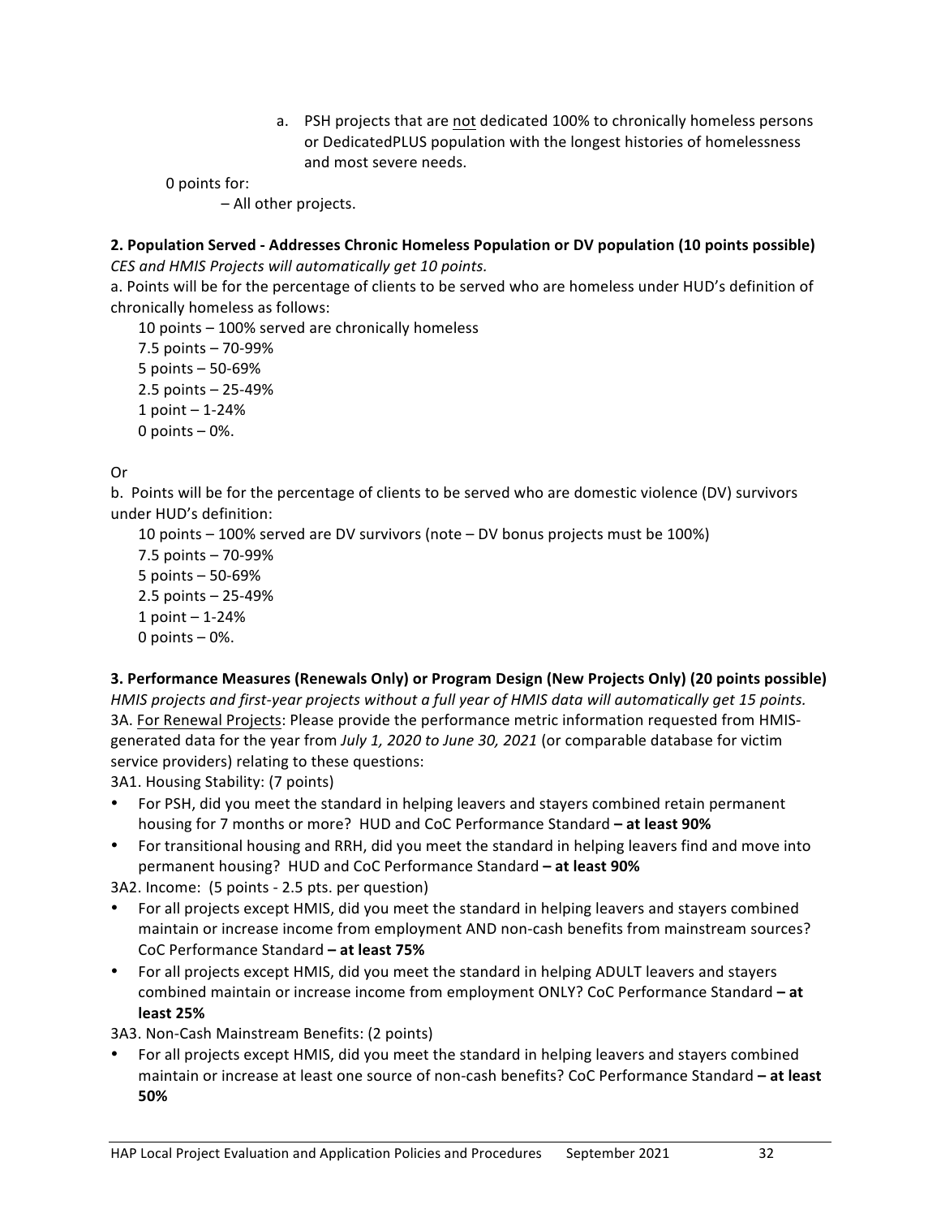a. PSH projects that are <u>not</u> dedicated 100% to chronically homeless persons or DedicatedPLUS population with the longest histories of homelessness and most severe needs.

0 points for:

– All other projects.

**2. Population Served - Addresses Chronic Homeless Population or DV population (10 points possible)**

*CES and HMIS Projects will automatically get 10 points.*

a. Points will be for the percentage of clients to be served who are homeless under HUD's definition of chronically homeless as follows:

10 points – 100% served are chronically homeless
7.5 points – 70-99%
5 points – 50-69%
2.5 points – 25-49%
1 point – 1-24%
0 points – 0%.

Or

b. Points will be for the percentage of clients to be served who are domestic violence (DV) survivors under HUD's definition:

10 points – 100% served are DV survivors (note – DV bonus projects must be 100%)
7.5 points – 70-99%
5 points – 50-69%
2.5 points – 25-49%
1 point – 1-24%
0 points – 0%.

**3. Performance Measures (Renewals Only) or Program Design (New Projects Only) (20 points possible)**

*HMIS projects and first-year projects without a full year of HMIS data will automatically get 15 points.*

3A. <u>For Renewal Projects</u>: Please provide the performance metric information requested from HMIS-generated data for the year from *July 1, 2020 to June 30, 2021* (or comparable database for victim service providers) relating to these questions:

3A1. Housing Stability: (7 points)

- For PSH, did you meet the standard in helping leavers and stayers combined retain permanent housing for 7 months or more? HUD and CoC Performance Standard **– at least 90%**
- For transitional housing and RRH, did you meet the standard in helping leavers find and move into permanent housing? HUD and CoC Performance Standard **– at least 90%**

3A2. Income: (5 points - 2.5 pts. per question)

- For all projects except HMIS, did you meet the standard in helping leavers and stayers combined maintain or increase income from employment AND non-cash benefits from mainstream sources? CoC Performance Standard **– at least 75%**
- For all projects except HMIS, did you meet the standard in helping ADULT leavers and stayers combined maintain or increase income from employment ONLY? CoC Performance Standard **– at least 25%**

3A3. Non-Cash Mainstream Benefits: (2 points)

- For all projects except HMIS, did you meet the standard in helping leavers and stayers combined maintain or increase at least one source of non-cash benefits? CoC Performance Standard **– at least 50%**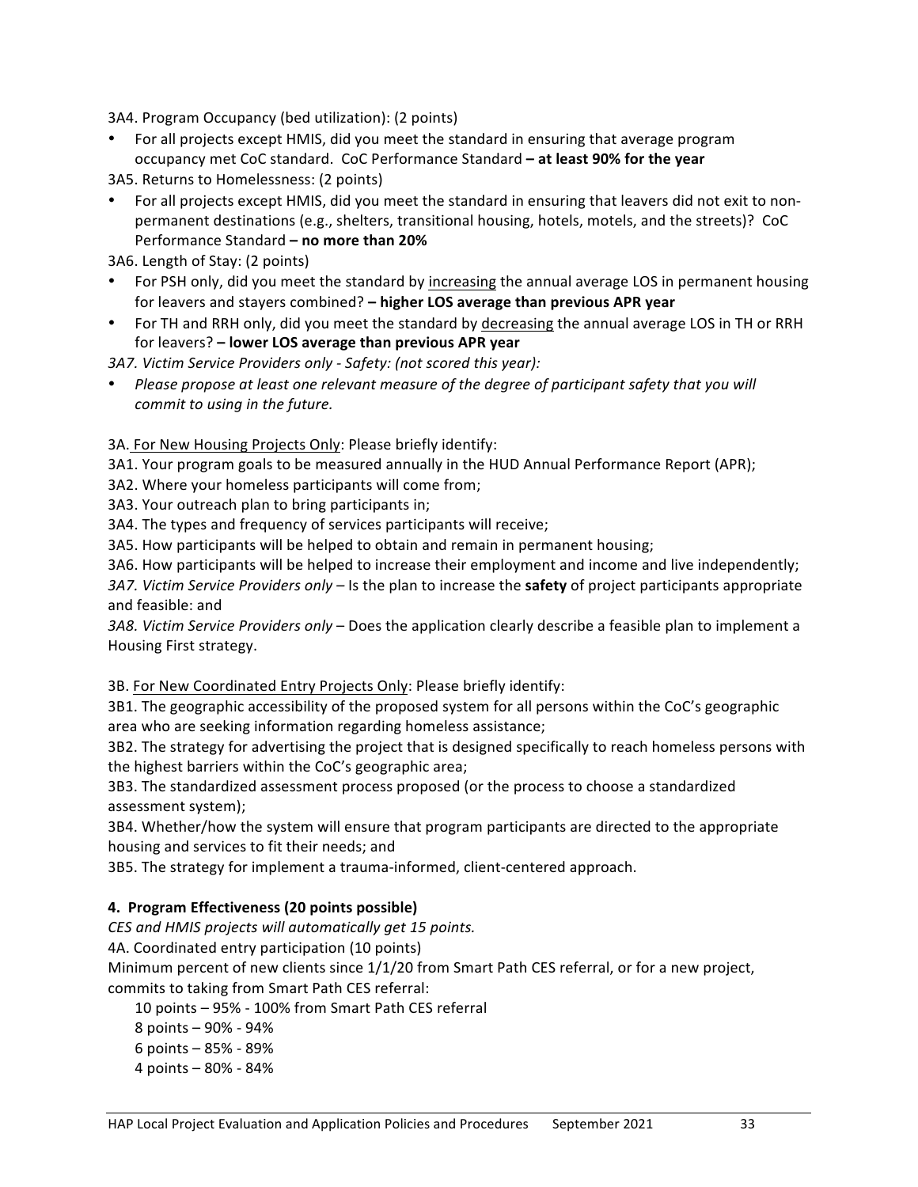3A4. Program Occupancy (bed utilization): (2 points)

- For all projects except HMIS, did you meet the standard in ensuring that average program occupancy met CoC standard. CoC Performance Standard **– at least 90% for the year**

3A5. Returns to Homelessness: (2 points)

- For all projects except HMIS, did you meet the standard in ensuring that leavers did not exit to non-permanent destinations (e.g., shelters, transitional housing, hotels, motels, and the streets)? CoC Performance Standard **– no more than 20%**

3A6. Length of Stay: (2 points)

- For PSH only, did you meet the standard by <u>increasing</u> the annual average LOS in permanent housing for leavers and stayers combined? **– higher LOS average than previous APR year**
- For TH and RRH only, did you meet the standard by <u>decreasing</u> the annual average LOS in TH or RRH for leavers? **– lower LOS average than previous APR year**

*3A7. Victim Service Providers only - Safety: (not scored this year):*

- *Please propose at least one relevant measure of the degree of participant safety that you will commit to using in the future.*

3A. <u>For New Housing Projects Only</u>: Please briefly identify:

3A1. Your program goals to be measured annually in the HUD Annual Performance Report (APR);

3A2. Where your homeless participants will come from;

3A3. Your outreach plan to bring participants in;

3A4. The types and frequency of services participants will receive;

3A5. How participants will be helped to obtain and remain in permanent housing;

3A6. How participants will be helped to increase their employment and income and live independently;

*3A7. Victim Service Providers only* – Is the plan to increase the **safety** of project participants appropriate and feasible: and

*3A8. Victim Service Providers only* – Does the application clearly describe a feasible plan to implement a Housing First strategy.

3B. <u>For New Coordinated Entry Projects Only</u>: Please briefly identify:

3B1. The geographic accessibility of the proposed system for all persons within the CoC's geographic area who are seeking information regarding homeless assistance;

3B2. The strategy for advertising the project that is designed specifically to reach homeless persons with the highest barriers within the CoC's geographic area;

3B3. The standardized assessment process proposed (or the process to choose a standardized assessment system);

3B4. Whether/how the system will ensure that program participants are directed to the appropriate housing and services to fit their needs; and

3B5. The strategy for implement a trauma-informed, client-centered approach.

**4. Program Effectiveness (20 points possible)**

*CES and HMIS projects will automatically get 15 points.*

4A. Coordinated entry participation (10 points)

Minimum percent of new clients since 1/1/20 from Smart Path CES referral, or for a new project, commits to taking from Smart Path CES referral:

- 10 points – 95% - 100% from Smart Path CES referral
- 8 points – 90% - 94%
- 6 points – 85% - 89%
- 4 points – 80% - 84%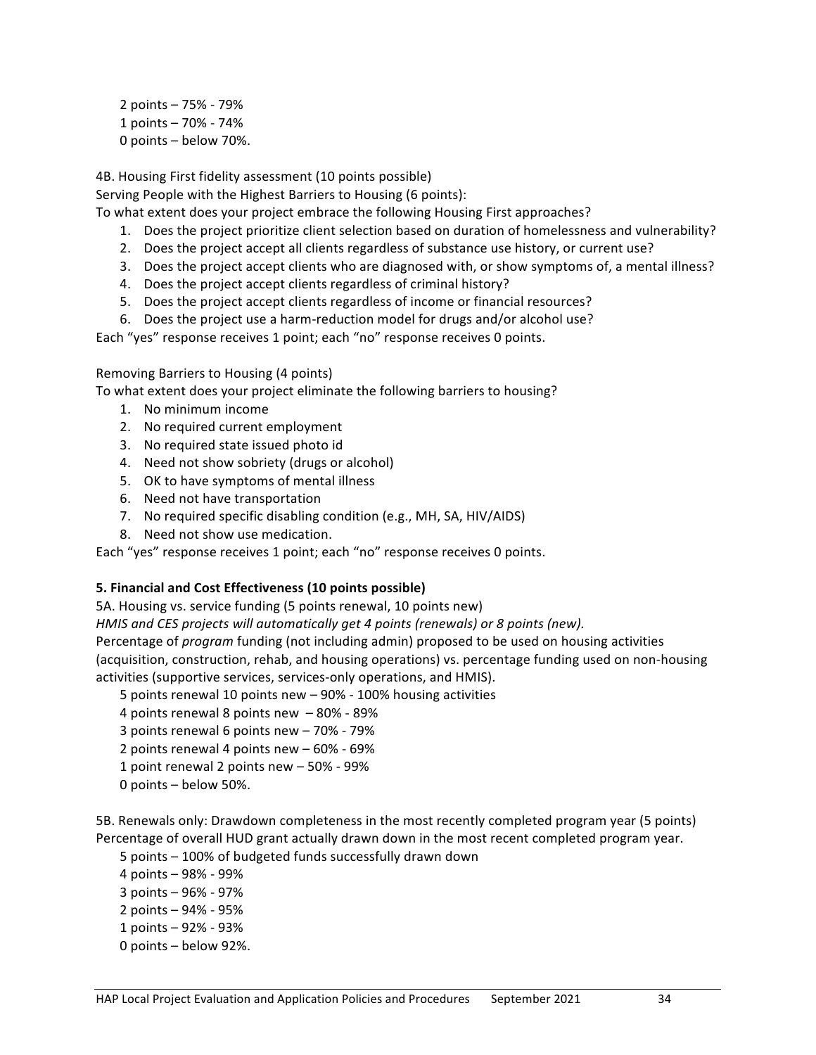2 points – 75% - 79%
1 points – 70% - 74%
0 points – below 70%.

4B. Housing First fidelity assessment (10 points possible)

Serving People with the Highest Barriers to Housing (6 points):

To what extent does your project embrace the following Housing First approaches?

1. Does the project prioritize client selection based on duration of homelessness and vulnerability?
2. Does the project accept all clients regardless of substance use history, or current use?
3. Does the project accept clients who are diagnosed with, or show symptoms of, a mental illness?
4. Does the project accept clients regardless of criminal history?
5. Does the project accept clients regardless of income or financial resources?
6. Does the project use a harm-reduction model for drugs and/or alcohol use?

Each "yes" response receives 1 point; each "no" response receives 0 points.

Removing Barriers to Housing (4 points)

To what extent does your project eliminate the following barriers to housing?

1. No minimum income
2. No required current employment
3. No required state issued photo id
4. Need not show sobriety (drugs or alcohol)
5. OK to have symptoms of mental illness
6. Need not have transportation
7. No required specific disabling condition (e.g., MH, SA, HIV/AIDS)
8. Need not show use medication.

Each "yes" response receives 1 point; each "no" response receives 0 points.

**5. Financial and Cost Effectiveness (10 points possible)**

5A. Housing vs. service funding (5 points renewal, 10 points new)

*HMIS and CES projects will automatically get 4 points (renewals) or 8 points (new).*

Percentage of *program* funding (not including admin) proposed to be used on housing activities (acquisition, construction, rehab, and housing operations) vs. percentage funding used on non-housing activities (supportive services, services-only operations, and HMIS).

5 points renewal 10 points new – 90% - 100% housing activities
4 points renewal 8 points new – 80% - 89%
3 points renewal 6 points new – 70% - 79%
2 points renewal 4 points new – 60% - 69%
1 point renewal 2 points new – 50% - 99%
0 points – below 50%.

5B. Renewals only: Drawdown completeness in the most recently completed program year (5 points)

Percentage of overall HUD grant actually drawn down in the most recent completed program year.

5 points – 100% of budgeted funds successfully drawn down
4 points – 98% - 99%
3 points – 96% - 97%
2 points – 94% - 95%
1 points – 92% - 93%
0 points – below 92%.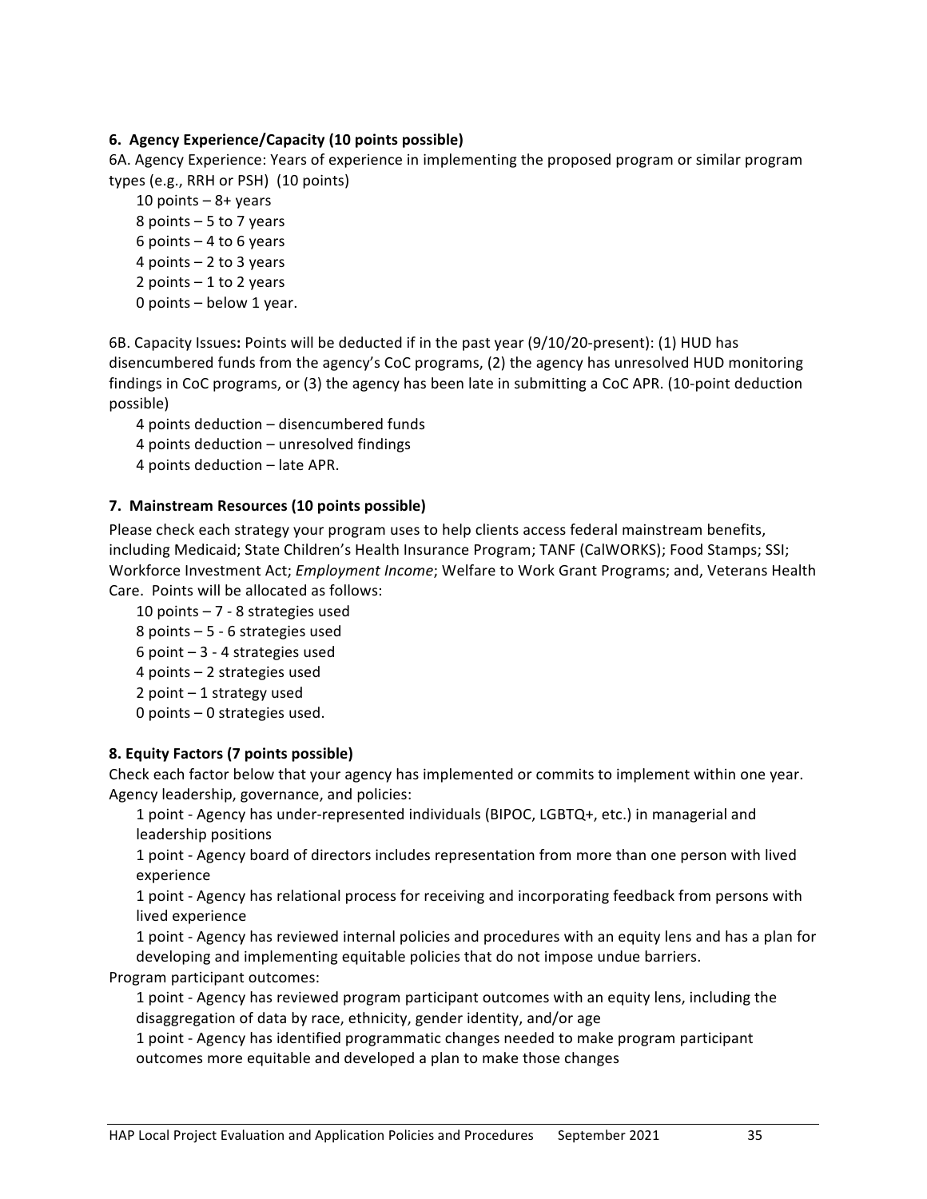**6. Agency Experience/Capacity (10 points possible)**

6A. Agency Experience: Years of experience in implementing the proposed program or similar program types (e.g., RRH or PSH) (10 points)

- 10 points – 8+ years
- 8 points – 5 to 7 years
- 6 points – 4 to 6 years
- 4 points – 2 to 3 years
- 2 points – 1 to 2 years
- 0 points – below 1 year.

6B. Capacity Issues**:** Points will be deducted if in the past year (9/10/20-present): (1) HUD has disencumbered funds from the agency's CoC programs, (2) the agency has unresolved HUD monitoring findings in CoC programs, or (3) the agency has been late in submitting a CoC APR. (10-point deduction possible)

- 4 points deduction – disencumbered funds
- 4 points deduction – unresolved findings
- 4 points deduction – late APR.

**7. Mainstream Resources (10 points possible)**

Please check each strategy your program uses to help clients access federal mainstream benefits, including Medicaid; State Children's Health Insurance Program; TANF (CalWORKS); Food Stamps; SSI; Workforce Investment Act; *Employment Income*; Welfare to Work Grant Programs; and, Veterans Health Care. Points will be allocated as follows:

- 10 points – 7 - 8 strategies used
- 8 points – 5 - 6 strategies used
- 6 point – 3 - 4 strategies used
- 4 points – 2 strategies used
- 2 point – 1 strategy used
- 0 points – 0 strategies used.

**8. Equity Factors (7 points possible)**

Check each factor below that your agency has implemented or commits to implement within one year.

Agency leadership, governance, and policies:

- 1 point - Agency has under-represented individuals (BIPOC, LGBTQ+, etc.) in managerial and leadership positions
- 1 point - Agency board of directors includes representation from more than one person with lived experience
- 1 point - Agency has relational process for receiving and incorporating feedback from persons with lived experience
- 1 point - Agency has reviewed internal policies and procedures with an equity lens and has a plan for developing and implementing equitable policies that do not impose undue barriers.

Program participant outcomes:

- 1 point - Agency has reviewed program participant outcomes with an equity lens, including the disaggregation of data by race, ethnicity, gender identity, and/or age
- 1 point - Agency has identified programmatic changes needed to make program participant outcomes more equitable and developed a plan to make those changes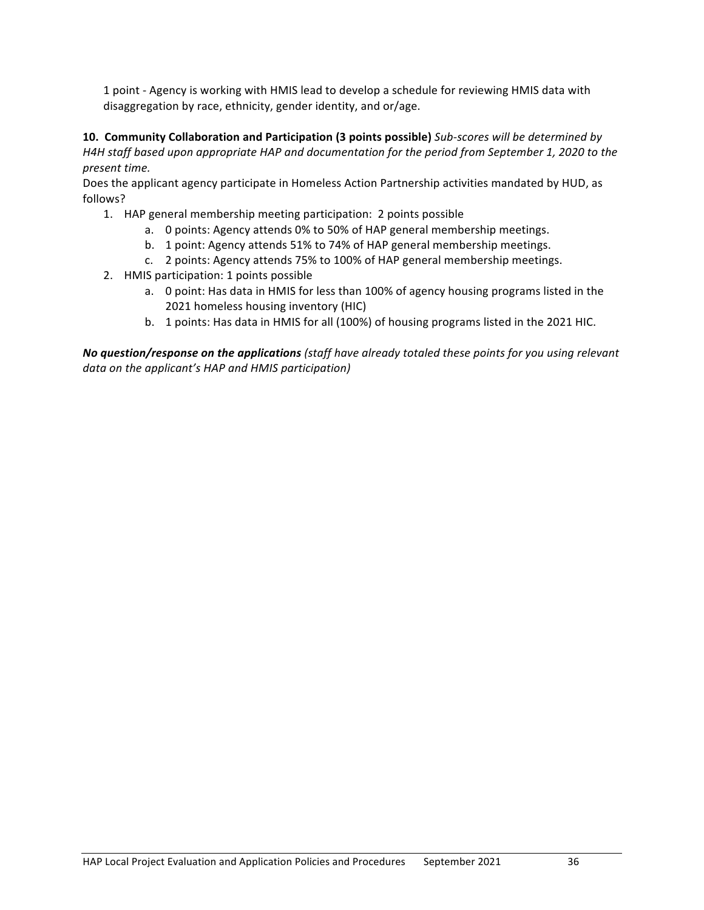1 point - Agency is working with HMIS lead to develop a schedule for reviewing HMIS data with disaggregation by race, ethnicity, gender identity, and or/age.

**10. Community Collaboration and Participation (3 points possible)** *Sub-scores will be determined by H4H staff based upon appropriate HAP and documentation for the period from September 1, 2020 to the present time.*

Does the applicant agency participate in Homeless Action Partnership activities mandated by HUD, as follows?

1. HAP general membership meeting participation: 2 points possible
   a. 0 points: Agency attends 0% to 50% of HAP general membership meetings.
   b. 1 point: Agency attends 51% to 74% of HAP general membership meetings.
   c. 2 points: Agency attends 75% to 100% of HAP general membership meetings.
2. HMIS participation: 1 points possible
   a. 0 point: Has data in HMIS for less than 100% of agency housing programs listed in the 2021 homeless housing inventory (HIC)
   b. 1 points: Has data in HMIS for all (100%) of housing programs listed in the 2021 HIC.

***No question/response on the applications*** *(staff have already totaled these points for you using relevant data on the applicant's HAP and HMIS participation)*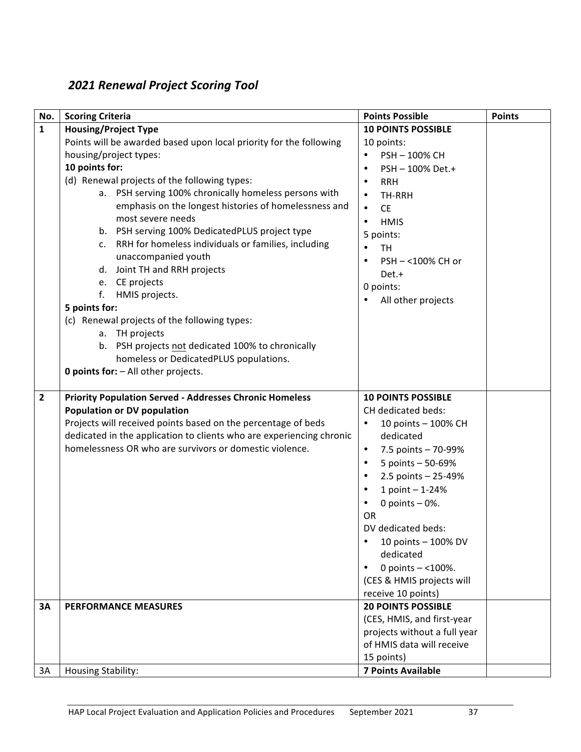## *2021 Renewal Project Scoring Tool*

| No. | Scoring Criteria | Points Possible | Points |
|---|---|---|---|
| **1** | **Housing/Project Type**<br>Points will be awarded based upon local priority for the following housing/project types:<br>**10 points for:**<br>(d) Renewal projects of the following types:<br>a. PSH serving 100% chronically homeless persons with emphasis on the longest histories of homelessness and most severe needs<br>b. PSH serving 100% DedicatedPLUS project type<br>c. RRH for homeless individuals or families, including unaccompanied youth<br>d. Joint TH and RRH projects<br>e. CE projects<br>f. HMIS projects.<br>**5 points for:**<br>(c) Renewal projects of the following types:<br>a. TH projects<br>b. PSH projects not dedicated 100% to chronically homeless or DedicatedPLUS populations.<br>**0 points for:** – All other projects. | **10 POINTS POSSIBLE**<br>10 points:<br>• PSH – 100% CH<br>• PSH – 100% Det.+<br>• RRH<br>• TH-RRH<br>• CE<br>• HMIS<br>5 points:<br>• TH<br>• PSH – <100% CH or Det.+<br>0 points:<br>• All other projects | |
| **2** | **Priority Population Served - Addresses Chronic Homeless Population or DV population**<br>Projects will received points based on the percentage of beds dedicated in the application to clients who are experiencing chronic homelessness OR who are survivors or domestic violence. | **10 POINTS POSSIBLE**<br>CH dedicated beds:<br>• 10 points – 100% CH dedicated<br>• 7.5 points – 70-99%<br>• 5 points – 50-69%<br>• 2.5 points – 25-49%<br>• 1 point – 1-24%<br>• 0 points – 0%.<br>OR<br>DV dedicated beds:<br>• 10 points – 100% DV dedicated<br>• 0 points – <100%.<br>(CES & HMIS projects will receive 10 points) | |
| **3A** | **PERFORMANCE MEASURES** | **20 POINTS POSSIBLE**<br>(CES, HMIS, and first-year projects without a full year of HMIS data will receive 15 points) | |
| 3A | Housing Stability: | **7 Points Available** | |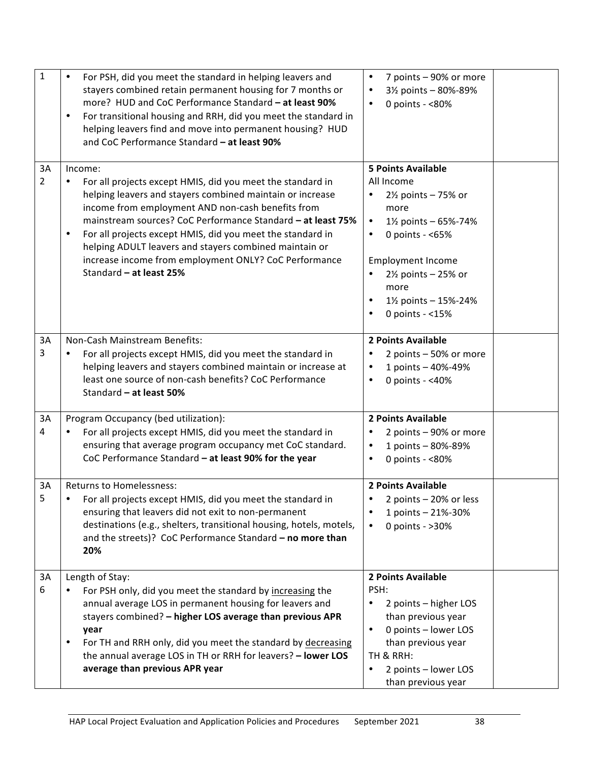| | | | |
|---|---|---|---|
| 1 | • For PSH, did you meet the standard in helping leavers and stayers combined retain permanent housing for 7 months or more? HUD and CoC Performance Standard **– at least 90%**<br>• For transitional housing and RRH, did you meet the standard in helping leavers find and move into permanent housing? HUD and CoC Performance Standard **– at least 90%** | • 7 points – 90% or more<br>• 3½ points – 80%-89%<br>• 0 points - <80% | |
| 3A 2 | Income:<br>• For all projects except HMIS, did you meet the standard in helping leavers and stayers combined maintain or increase income from employment AND non-cash benefits from mainstream sources? CoC Performance Standard **– at least 75%**<br>• For all projects except HMIS, did you meet the standard in helping ADULT leavers and stayers combined maintain or increase income from employment ONLY? CoC Performance Standard **– at least 25%** | **5 Points Available**<br>All Income<br>• 2½ points – 75% or more<br>• 1½ points – 65%-74%<br>• 0 points - <65%<br><br>Employment Income<br>• 2½ points – 25% or more<br>• 1½ points – 15%-24%<br>• 0 points - <15% | |
| 3A 3 | Non-Cash Mainstream Benefits:<br>• For all projects except HMIS, did you meet the standard in helping leavers and stayers combined maintain or increase at least one source of non-cash benefits? CoC Performance Standard **– at least 50%** | **2 Points Available**<br>• 2 points – 50% or more<br>• 1 points – 40%-49%<br>• 0 points - <40% | |
| 3A 4 | Program Occupancy (bed utilization):<br>• For all projects except HMIS, did you meet the standard in ensuring that average program occupancy met CoC standard. CoC Performance Standard **– at least 90% for the year** | **2 Points Available**<br>• 2 points – 90% or more<br>• 1 points – 80%-89%<br>• 0 points - <80% | |
| 3A 5 | Returns to Homelessness:<br>• For all projects except HMIS, did you meet the standard in ensuring that leavers did not exit to non-permanent destinations (e.g., shelters, transitional housing, hotels, motels, and the streets)? CoC Performance Standard **– no more than 20%** | **2 Points Available**<br>• 2 points – 20% or less<br>• 1 points – 21%-30%<br>• 0 points - >30% | |
| 3A 6 | Length of Stay:<br>• For PSH only, did you meet the standard by <u>increasing</u> the annual average LOS in permanent housing for leavers and stayers combined? **– higher LOS average than previous APR year**<br>• For TH and RRH only, did you meet the standard by <u>decreasing</u> the annual average LOS in TH or RRH for leavers? **– lower LOS average than previous APR year** | **2 Points Available**<br>PSH:<br>• 2 points – higher LOS than previous year<br>• 0 points – lower LOS than previous year<br>TH & RRH:<br>• 2 points – lower LOS than previous year | |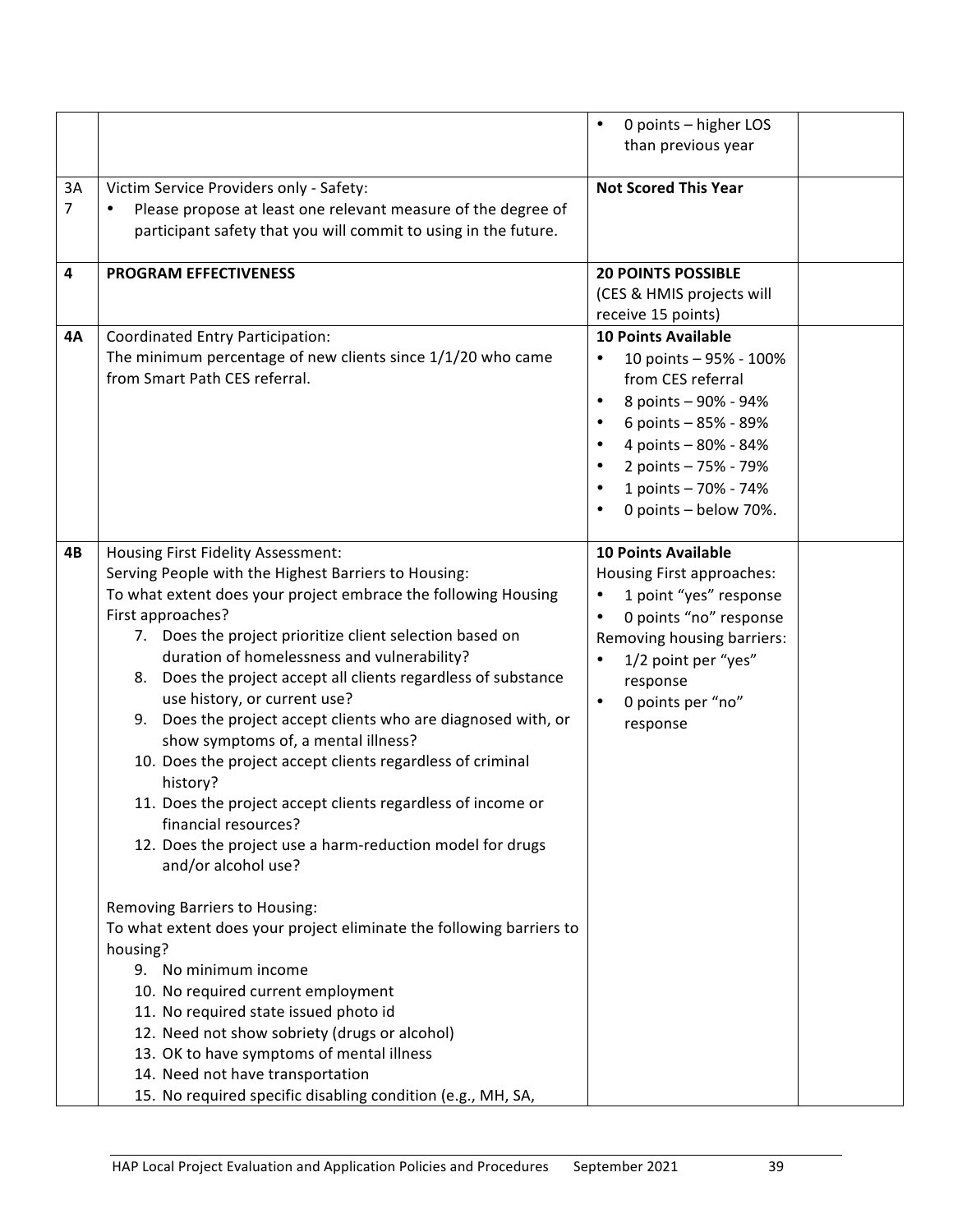| | | | |
|---|---|---|---|
| | | • 0 points – higher LOS than previous year | |
| 3A 7 | Victim Service Providers only - Safety:<br>• Please propose at least one relevant measure of the degree of participant safety that you will commit to using in the future. | **Not Scored This Year** | |
| **4** | **PROGRAM EFFECTIVENESS** | **20 POINTS POSSIBLE**<br>(CES & HMIS projects will receive 15 points) | |
| **4A** | Coordinated Entry Participation:<br>The minimum percentage of new clients since 1/1/20 who came from Smart Path CES referral. | **10 Points Available**<br>• 10 points – 95% - 100% from CES referral<br>• 8 points – 90% - 94%<br>• 6 points – 85% - 89%<br>• 4 points – 80% - 84%<br>• 2 points – 75% - 79%<br>• 1 points – 70% - 74%<br>• 0 points – below 70%. | |
| **4B** | Housing First Fidelity Assessment:<br>Serving People with the Highest Barriers to Housing:<br>To what extent does your project embrace the following Housing First approaches?<br>7. Does the project prioritize client selection based on duration of homelessness and vulnerability?<br>8. Does the project accept all clients regardless of substance use history, or current use?<br>9. Does the project accept clients who are diagnosed with, or show symptoms of, a mental illness?<br>10. Does the project accept clients regardless of criminal history?<br>11. Does the project accept clients regardless of income or financial resources?<br>12. Does the project use a harm-reduction model for drugs and/or alcohol use?<br><br>Removing Barriers to Housing:<br>To what extent does your project eliminate the following barriers to housing?<br>9. No minimum income<br>10. No required current employment<br>11. No required state issued photo id<br>12. Need not show sobriety (drugs or alcohol)<br>13. OK to have symptoms of mental illness<br>14. Need not have transportation<br>15. No required specific disabling condition (e.g., MH, SA, | **10 Points Available**<br>Housing First approaches:<br>• 1 point "yes" response<br>• 0 points "no" response<br>Removing housing barriers:<br>• 1/2 point per "yes" response<br>• 0 points per "no" response | |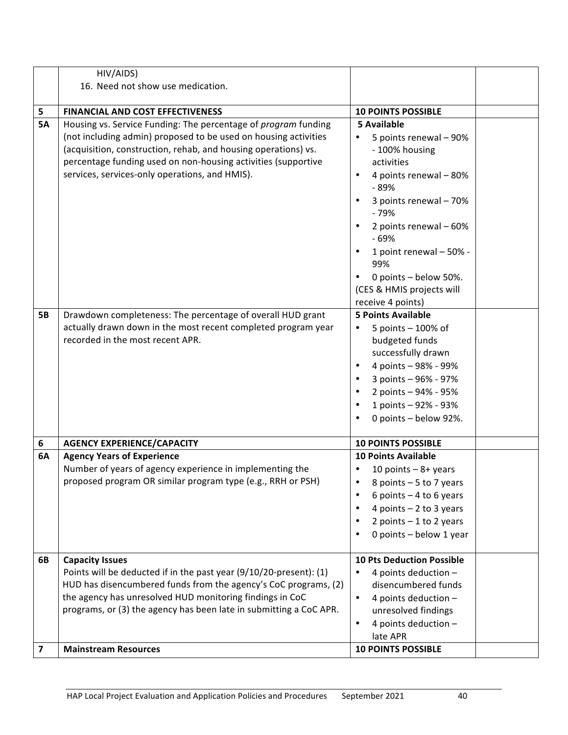|  |  |  |  |
|---|---|---|---|
|  | HIV/AIDS)<br>16. Need not show use medication. |  |  |
| **5** | **FINANCIAL AND COST EFFECTIVENESS** | **10 POINTS POSSIBLE** |  |
| **5A** | Housing vs. Service Funding: The percentage of *program* funding (not including admin) proposed to be used on housing activities (acquisition, construction, rehab, and housing operations) vs. percentage funding used on non-housing activities (supportive services, services-only operations, and HMIS). | **5 Available**<br>• 5 points renewal – 90% - 100% housing activities<br>• 4 points renewal – 80% - 89%<br>• 3 points renewal – 70% - 79%<br>• 2 points renewal – 60% - 69%<br>• 1 point renewal – 50% - 99%<br>• 0 points – below 50%.<br>(CES & HMIS projects will receive 4 points) |  |
| **5B** | Drawdown completeness: The percentage of overall HUD grant actually drawn down in the most recent completed program year recorded in the most recent APR. | **5 Points Available**<br>• 5 points – 100% of budgeted funds successfully drawn<br>• 4 points – 98% - 99%<br>• 3 points – 96% - 97%<br>• 2 points – 94% - 95%<br>• 1 points – 92% - 93%<br>• 0 points – below 92%. |  |
| **6** | **AGENCY EXPERIENCE/CAPACITY** | **10 POINTS POSSIBLE** |  |
| **6A** | **Agency Years of Experience**<br>Number of years of agency experience in implementing the proposed program OR similar program type (e.g., RRH or PSH) | **10 Points Available**<br>• 10 points – 8+ years<br>• 8 points – 5 to 7 years<br>• 6 points – 4 to 6 years<br>• 4 points – 2 to 3 years<br>• 2 points – 1 to 2 years<br>• 0 points – below 1 year |  |
| **6B** | **Capacity Issues**<br>Points will be deducted if in the past year (9/10/20-present): (1) HUD has disencumbered funds from the agency's CoC programs, (2) the agency has unresolved HUD monitoring findings in CoC programs, or (3) the agency has been late in submitting a CoC APR. | **10 Pts Deduction Possible**<br>• 4 points deduction – disencumbered funds<br>• 4 points deduction – unresolved findings<br>• 4 points deduction – late APR |  |
| **7** | **Mainstream Resources** | **10 POINTS POSSIBLE** |  |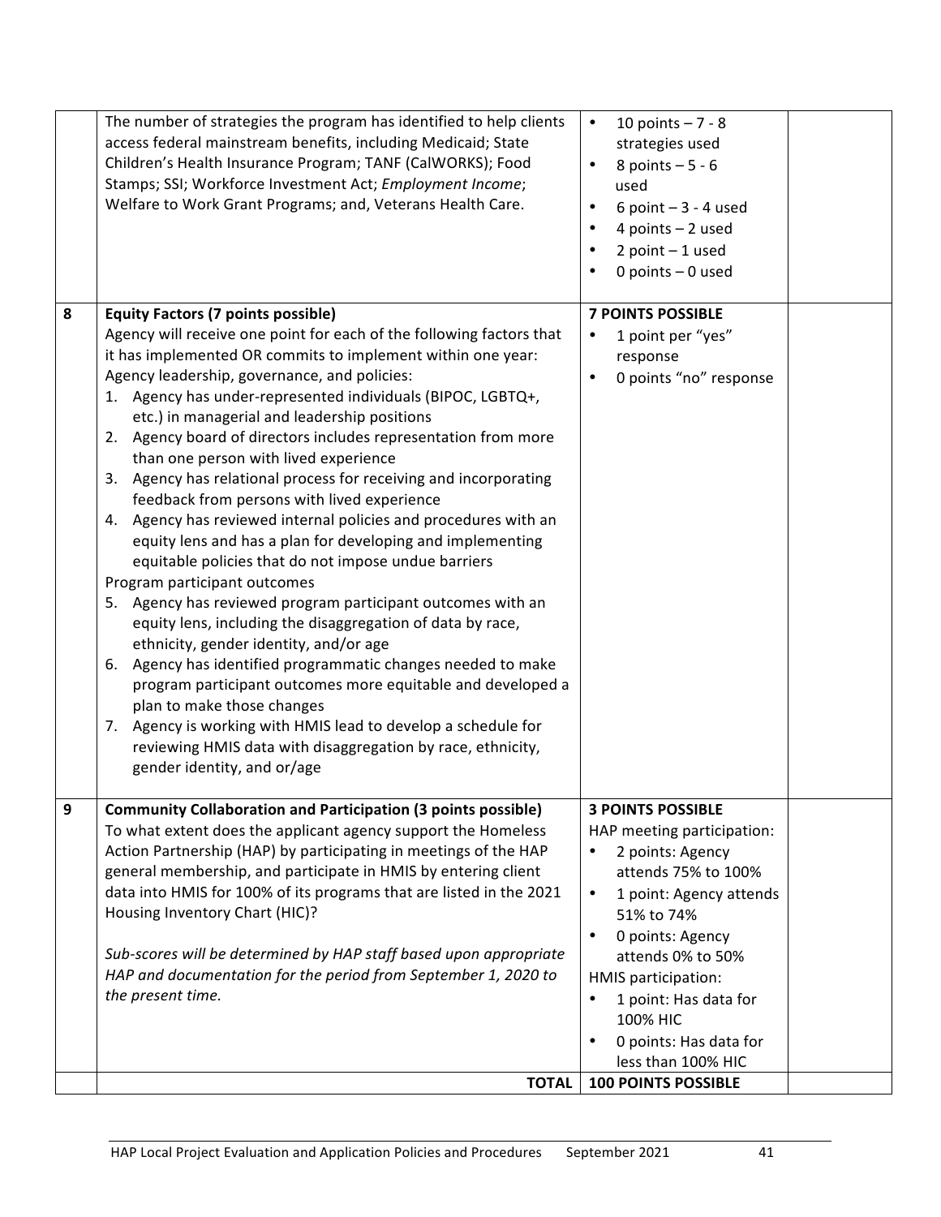| | | | |
|---|---|---|---|
| | The number of strategies the program has identified to help clients access federal mainstream benefits, including Medicaid; State Children's Health Insurance Program; TANF (CalWORKS); Food Stamps; SSI; Workforce Investment Act; *Employment Income*; Welfare to Work Grant Programs; and, Veterans Health Care. | • 10 points – 7 - 8 strategies used<br>• 8 points – 5 - 6 used<br>• 6 point – 3 - 4 used<br>• 4 points – 2 used<br>• 2 point – 1 used<br>• 0 points – 0 used | |
| **8** | **Equity Factors (7 points possible)**<br>Agency will receive one point for each of the following factors that it has implemented OR commits to implement within one year:<br>Agency leadership, governance, and policies:<br>1. Agency has under-represented individuals (BIPOC, LGBTQ+, etc.) in managerial and leadership positions<br>2. Agency board of directors includes representation from more than one person with lived experience<br>3. Agency has relational process for receiving and incorporating feedback from persons with lived experience<br>4. Agency has reviewed internal policies and procedures with an equity lens and has a plan for developing and implementing equitable policies that do not impose undue barriers<br>Program participant outcomes<br>5. Agency has reviewed program participant outcomes with an equity lens, including the disaggregation of data by race, ethnicity, gender identity, and/or age<br>6. Agency has identified programmatic changes needed to make program participant outcomes more equitable and developed a plan to make those changes<br>7. Agency is working with HMIS lead to develop a schedule for reviewing HMIS data with disaggregation by race, ethnicity, gender identity, and or/age | **7 POINTS POSSIBLE**<br>• 1 point per "yes" response<br>• 0 points "no" response | |
| **9** | **Community Collaboration and Participation (3 points possible)**<br>To what extent does the applicant agency support the Homeless Action Partnership (HAP) by participating in meetings of the HAP general membership, and participate in HMIS by entering client data into HMIS for 100% of its programs that are listed in the 2021 Housing Inventory Chart (HIC)?<br><br>*Sub-scores will be determined by HAP staff based upon appropriate HAP and documentation for the period from September 1, 2020 to the present time.* | **3 POINTS POSSIBLE**<br>HAP meeting participation:<br>• 2 points: Agency attends 75% to 100%<br>• 1 point: Agency attends 51% to 74%<br>• 0 points: Agency attends 0% to 50%<br>HMIS participation:<br>• 1 point: Has data for 100% HIC<br>• 0 points: Has data for less than 100% HIC | |
| | **TOTAL** | **100 POINTS POSSIBLE** | |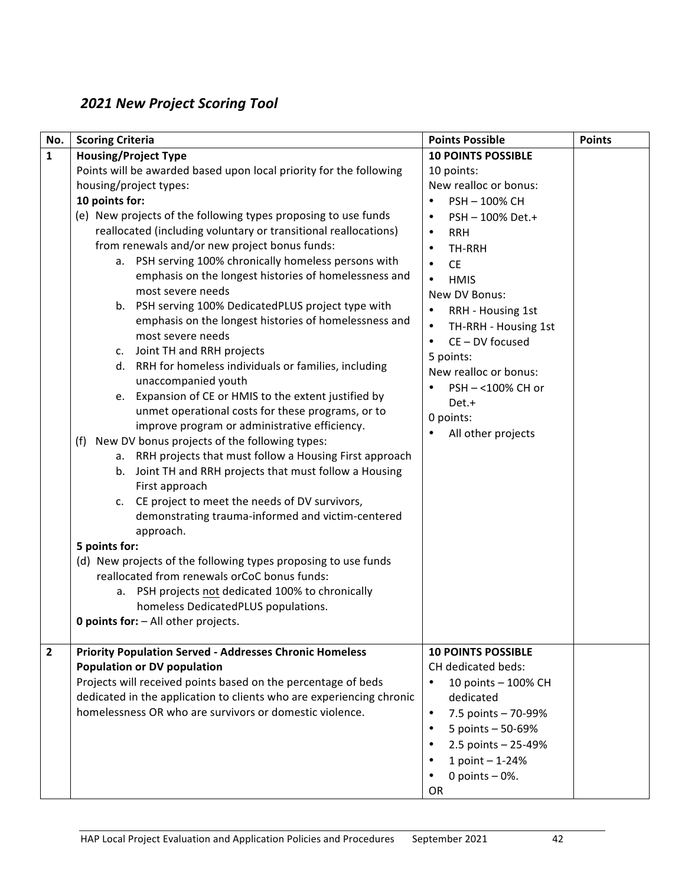## *2021 New Project Scoring Tool*

| No. | Scoring Criteria | Points Possible | Points |
|---|---|---|---|
| **1** | **Housing/Project Type**<br>Points will be awarded based upon local priority for the following housing/project types:<br>**10 points for:**<br>(e) New projects of the following types proposing to use funds reallocated (including voluntary or transitional reallocations) from renewals and/or new project bonus funds:<br>a. PSH serving 100% chronically homeless persons with emphasis on the longest histories of homelessness and most severe needs<br>b. PSH serving 100% DedicatedPLUS project type with emphasis on the longest histories of homelessness and most severe needs<br>c. Joint TH and RRH projects<br>d. RRH for homeless individuals or families, including unaccompanied youth<br>e. Expansion of CE or HMIS to the extent justified by unmet operational costs for these programs, or to improve program or administrative efficiency.<br>(f) New DV bonus projects of the following types:<br>a. RRH projects that must follow a Housing First approach<br>b. Joint TH and RRH projects that must follow a Housing First approach<br>c. CE project to meet the needs of DV survivors, demonstrating trauma-informed and victim-centered approach.<br>**5 points for:**<br>(d) New projects of the following types proposing to use funds reallocated from renewals orCoC bonus funds:<br>a. PSH projects <u>not</u> dedicated 100% to chronically homeless DedicatedPLUS populations.<br>**0 points for:** – All other projects. | **10 POINTS POSSIBLE**<br>10 points:<br>New realloc or bonus:<br>• PSH – 100% CH<br>• PSH – 100% Det.+<br>• RRH<br>• TH-RRH<br>• CE<br>• HMIS<br>New DV Bonus:<br>• RRH - Housing 1st<br>• TH-RRH - Housing 1st<br>• CE – DV focused<br>5 points:<br>New realloc or bonus:<br>• PSH – <100% CH or Det.+<br>0 points:<br>• All other projects | |
| **2** | **Priority Population Served - Addresses Chronic Homeless Population or DV population**<br>Projects will received points based on the percentage of beds dedicated in the application to clients who are experiencing chronic homelessness OR who are survivors or domestic violence. | **10 POINTS POSSIBLE**<br>CH dedicated beds:<br>• 10 points – 100% CH dedicated<br>• 7.5 points – 70-99%<br>• 5 points – 50-69%<br>• 2.5 points – 25-49%<br>• 1 point – 1-24%<br>• 0 points – 0%.<br>OR | |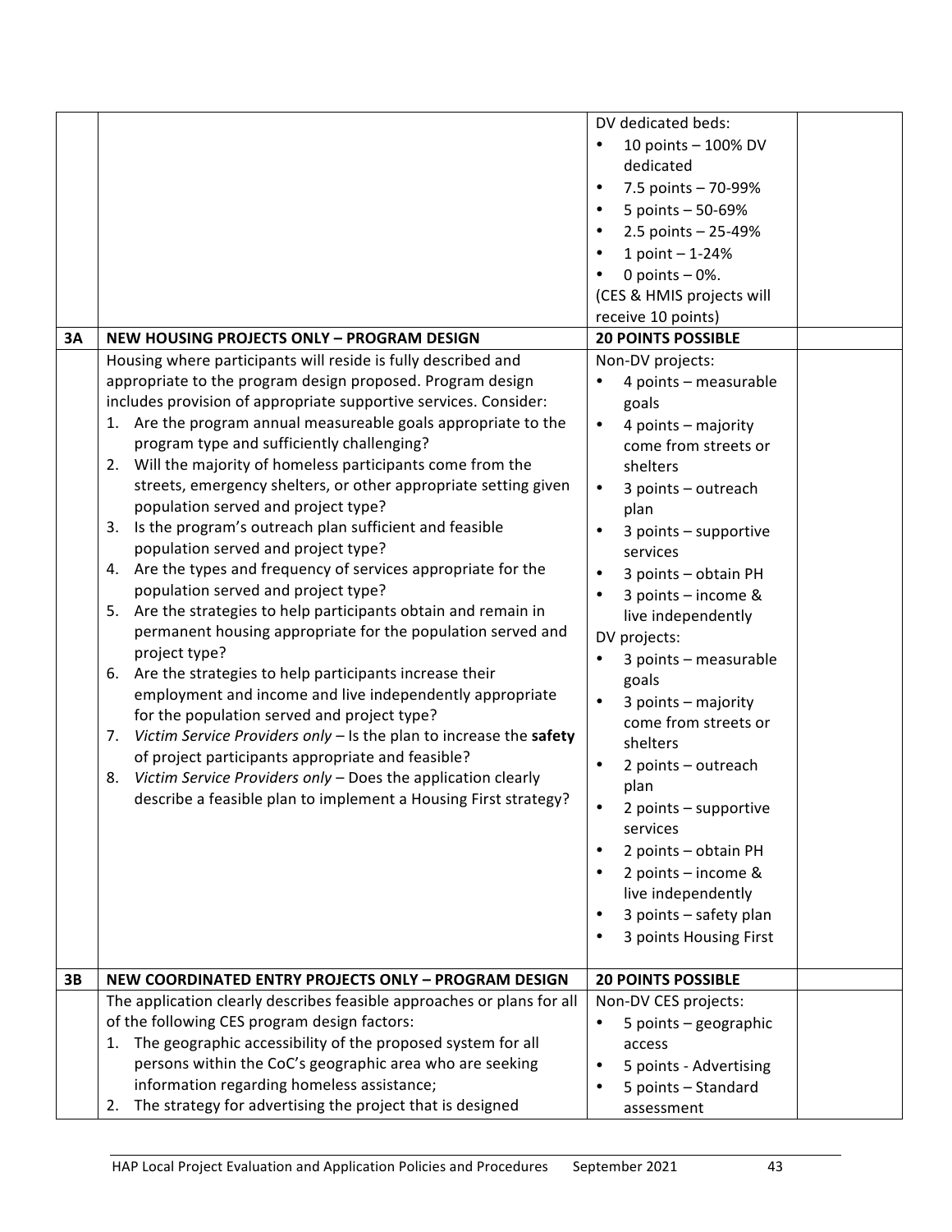| | | | |
|---|---|---|---|
| | | DV dedicated beds:<br>• 10 points – 100% DV dedicated<br>• 7.5 points – 70-99%<br>• 5 points – 50-69%<br>• 2.5 points – 25-49%<br>• 1 point – 1-24%<br>• 0 points – 0%.<br>(CES & HMIS projects will receive 10 points) | |
| **3A** | **NEW HOUSING PROJECTS ONLY – PROGRAM DESIGN** | **20 POINTS POSSIBLE** | |
| | Housing where participants will reside is fully described and appropriate to the program design proposed. Program design includes provision of appropriate supportive services. Consider:<br>1. Are the program annual measureable goals appropriate to the program type and sufficiently challenging?<br>2. Will the majority of homeless participants come from the streets, emergency shelters, or other appropriate setting given population served and project type?<br>3. Is the program's outreach plan sufficient and feasible population served and project type?<br>4. Are the types and frequency of services appropriate for the population served and project type?<br>5. Are the strategies to help participants obtain and remain in permanent housing appropriate for the population served and project type?<br>6. Are the strategies to help participants increase their employment and income and live independently appropriate for the population served and project type?<br>7. *Victim Service Providers only* – Is the plan to increase the **safety** of project participants appropriate and feasible?<br>8. *Victim Service Providers only* – Does the application clearly describe a feasible plan to implement a Housing First strategy? | Non-DV projects:<br>• 4 points – measurable goals<br>• 4 points – majority come from streets or shelters<br>• 3 points – outreach plan<br>• 3 points – supportive services<br>• 3 points – obtain PH<br>• 3 points – income & live independently<br>DV projects:<br>• 3 points – measurable goals<br>• 3 points – majority come from streets or shelters<br>• 2 points – outreach plan<br>• 2 points – supportive services<br>• 2 points – obtain PH<br>• 2 points – income & live independently<br>• 3 points – safety plan<br>• 3 points Housing First | |
| **3B** | **NEW COORDINATED ENTRY PROJECTS ONLY – PROGRAM DESIGN** | **20 POINTS POSSIBLE** | |
| | The application clearly describes feasible approaches or plans for all of the following CES program design factors:<br>1. The geographic accessibility of the proposed system for all persons within the CoC's geographic area who are seeking information regarding homeless assistance;<br>2. The strategy for advertising the project that is designed | Non-DV CES projects:<br>• 5 points – geographic access<br>• 5 points - Advertising<br>• 5 points – Standard assessment | |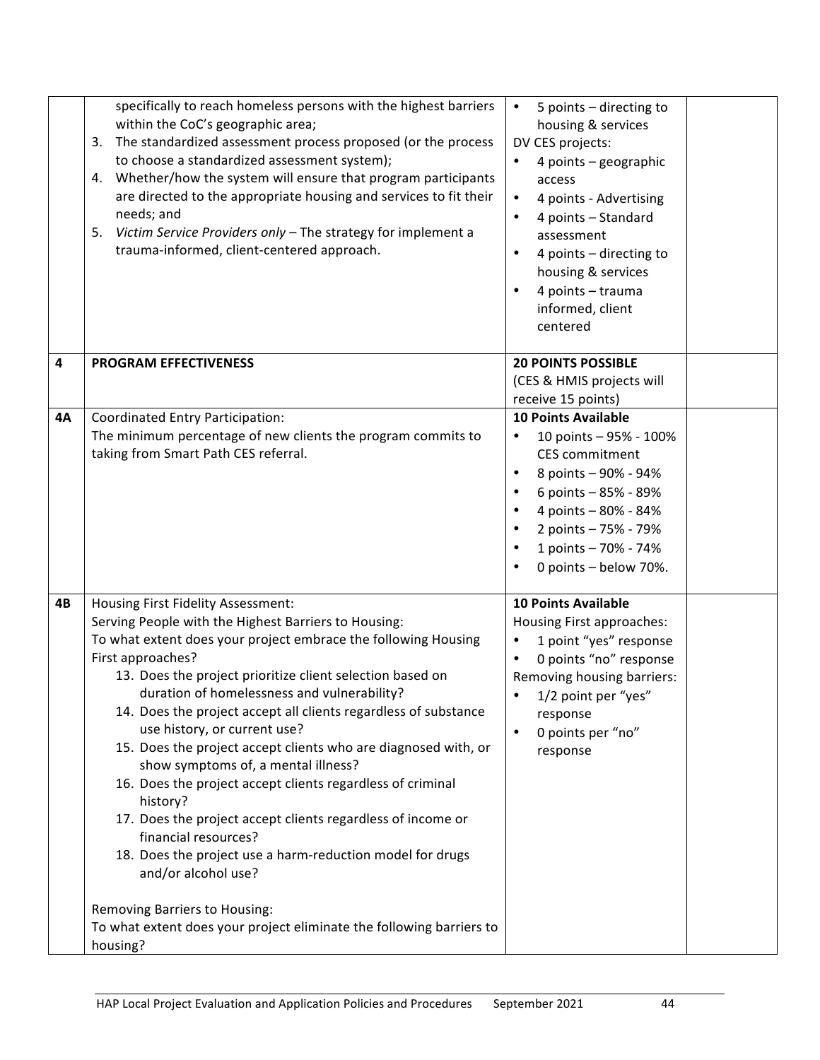| | | | |
|---|---|---|---|
| | specifically to reach homeless persons with the highest barriers within the CoC's geographic area;<br>3. The standardized assessment process proposed (or the process to choose a standardized assessment system);<br>4. Whether/how the system will ensure that program participants are directed to the appropriate housing and services to fit their needs; and<br>5. *Victim Service Providers only* – The strategy for implement a trauma-informed, client-centered approach. | • 5 points – directing to housing & services<br>DV CES projects:<br>• 4 points – geographic access<br>• 4 points - Advertising<br>• 4 points – Standard assessment<br>• 4 points – directing to housing & services<br>• 4 points – trauma informed, client centered | |
| **4** | **PROGRAM EFFECTIVENESS** | **20 POINTS POSSIBLE**<br>(CES & HMIS projects will receive 15 points) | |
| **4A** | Coordinated Entry Participation:<br>The minimum percentage of new clients the program commits to taking from Smart Path CES referral. | **10 Points Available**<br>• 10 points – 95% - 100% CES commitment<br>• 8 points – 90% - 94%<br>• 6 points – 85% - 89%<br>• 4 points – 80% - 84%<br>• 2 points – 75% - 79%<br>• 1 points – 70% - 74%<br>• 0 points – below 70%. | |
| **4B** | Housing First Fidelity Assessment:<br>Serving People with the Highest Barriers to Housing:<br>To what extent does your project embrace the following Housing First approaches?<br>13. Does the project prioritize client selection based on duration of homelessness and vulnerability?<br>14. Does the project accept all clients regardless of substance use history, or current use?<br>15. Does the project accept clients who are diagnosed with, or show symptoms of, a mental illness?<br>16. Does the project accept clients regardless of criminal history?<br>17. Does the project accept clients regardless of income or financial resources?<br>18. Does the project use a harm-reduction model for drugs and/or alcohol use?<br><br>Removing Barriers to Housing:<br>To what extent does your project eliminate the following barriers to housing? | **10 Points Available**<br>Housing First approaches:<br>• 1 point "yes" response<br>• 0 points "no" response<br>Removing housing barriers:<br>• 1/2 point per "yes" response<br>• 0 points per "no" response | |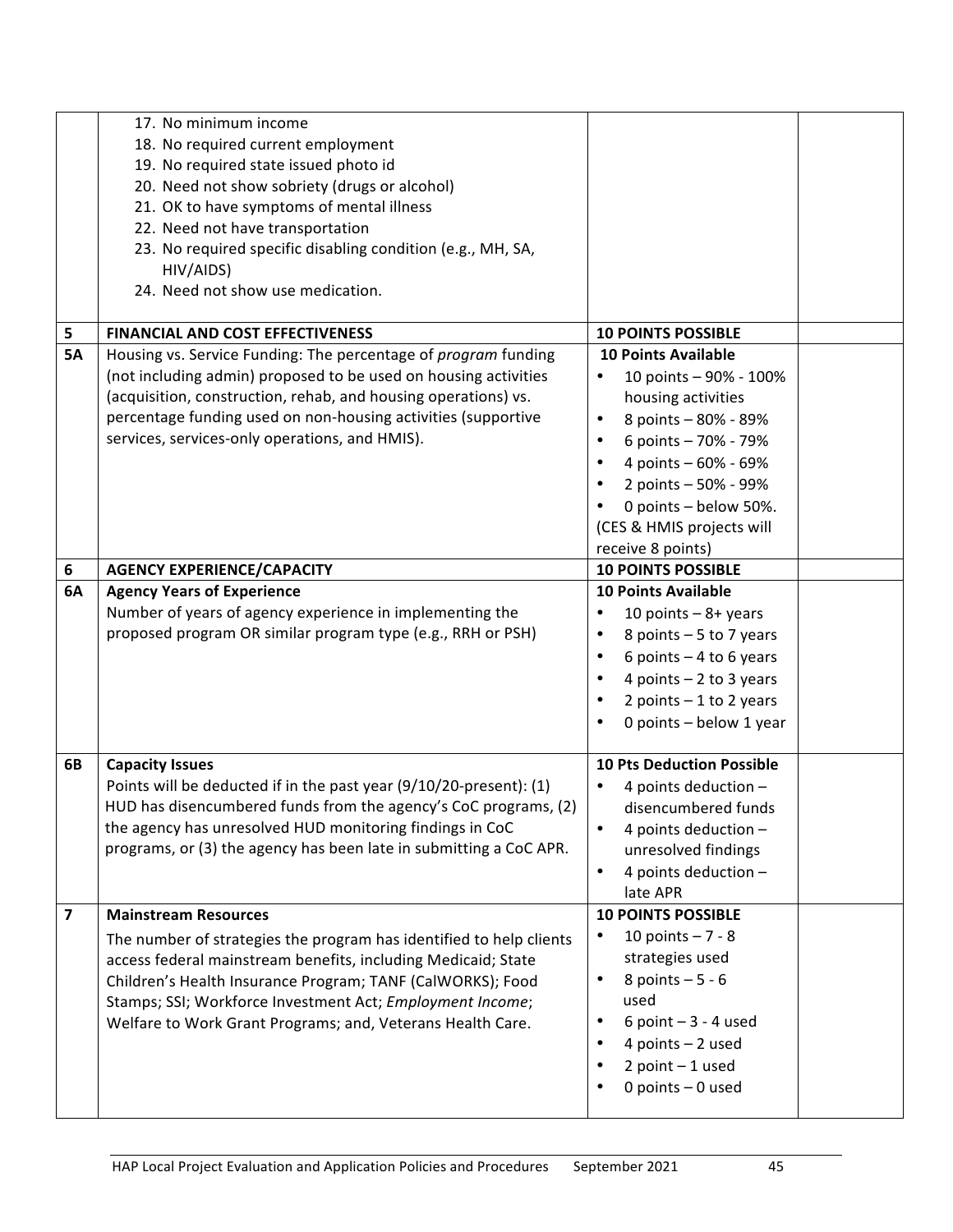| | | | |
|---|---|---|---|
| | 17. No minimum income<br>18. No required current employment<br>19. No required state issued photo id<br>20. Need not show sobriety (drugs or alcohol)<br>21. OK to have symptoms of mental illness<br>22. Need not have transportation<br>23. No required specific disabling condition (e.g., MH, SA, HIV/AIDS)<br>24. Need not show use medication. | | |
| **5** | **FINANCIAL AND COST EFFECTIVENESS** | **10 POINTS POSSIBLE** | |
| **5A** | Housing vs. Service Funding: The percentage of *program* funding (not including admin) proposed to be used on housing activities (acquisition, construction, rehab, and housing operations) vs. percentage funding used on non-housing activities (supportive services, services-only operations, and HMIS). | **10 Points Available**<br>• 10 points – 90% - 100% housing activities<br>• 8 points – 80% - 89%<br>• 6 points – 70% - 79%<br>• 4 points – 60% - 69%<br>• 2 points – 50% - 99%<br>• 0 points – below 50%.<br>(CES & HMIS projects will receive 8 points) | |
| **6** | **AGENCY EXPERIENCE/CAPACITY** | **10 POINTS POSSIBLE** | |
| **6A** | **Agency Years of Experience**<br>Number of years of agency experience in implementing the proposed program OR similar program type (e.g., RRH or PSH) | **10 Points Available**<br>• 10 points – 8+ years<br>• 8 points – 5 to 7 years<br>• 6 points – 4 to 6 years<br>• 4 points – 2 to 3 years<br>• 2 points – 1 to 2 years<br>• 0 points – below 1 year | |
| **6B** | **Capacity Issues**<br>Points will be deducted if in the past year (9/10/20-present): (1) HUD has disencumbered funds from the agency's CoC programs, (2) the agency has unresolved HUD monitoring findings in CoC programs, or (3) the agency has been late in submitting a CoC APR. | **10 Pts Deduction Possible**<br>• 4 points deduction – disencumbered funds<br>• 4 points deduction – unresolved findings<br>• 4 points deduction – late APR | |
| **7** | **Mainstream Resources**<br>The number of strategies the program has identified to help clients access federal mainstream benefits, including Medicaid; State Children's Health Insurance Program; TANF (CalWORKS); Food Stamps; SSI; Workforce Investment Act; *Employment Income*; Welfare to Work Grant Programs; and, Veterans Health Care. | **10 POINTS POSSIBLE**<br>• 10 points – 7 - 8 strategies used<br>• 8 points – 5 - 6 used<br>• 6 point – 3 - 4 used<br>• 4 points – 2 used<br>• 2 point – 1 used<br>• 0 points – 0 used | |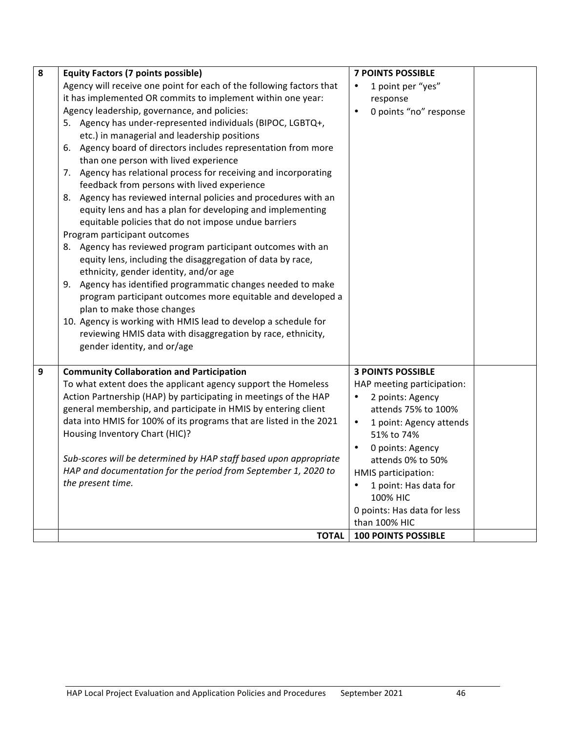| 8 | **Equity Factors (7 points possible)**<br>Agency will receive one point for each of the following factors that it has implemented OR commits to implement within one year:<br>Agency leadership, governance, and policies:<br>5. Agency has under-represented individuals (BIPOC, LGBTQ+, etc.) in managerial and leadership positions<br>6. Agency board of directors includes representation from more than one person with lived experience<br>7. Agency has relational process for receiving and incorporating feedback from persons with lived experience<br>8. Agency has reviewed internal policies and procedures with an equity lens and has a plan for developing and implementing equitable policies that do not impose undue barriers<br>Program participant outcomes<br>8. Agency has reviewed program participant outcomes with an equity lens, including the disaggregation of data by race, ethnicity, gender identity, and/or age<br>9. Agency has identified programmatic changes needed to make program participant outcomes more equitable and developed a plan to make those changes<br>10. Agency is working with HMIS lead to develop a schedule for reviewing HMIS data with disaggregation by race, ethnicity, gender identity, and or/age | **7 POINTS POSSIBLE**<br>• 1 point per "yes" response<br>• 0 points "no" response | |
|---|---|---|---|
| 9 | **Community Collaboration and Participation**<br>To what extent does the applicant agency support the Homeless Action Partnership (HAP) by participating in meetings of the HAP general membership, and participate in HMIS by entering client data into HMIS for 100% of its programs that are listed in the 2021 Housing Inventory Chart (HIC)?<br><br>*Sub-scores will be determined by HAP staff based upon appropriate HAP and documentation for the period from September 1, 2020 to the present time.* | **3 POINTS POSSIBLE**<br>HAP meeting participation:<br>• 2 points: Agency attends 75% to 100%<br>• 1 point: Agency attends 51% to 74%<br>• 0 points: Agency attends 0% to 50%<br>HMIS participation:<br>• 1 point: Has data for 100% HIC<br>0 points: Has data for less than 100% HIC | |
| | **TOTAL** | **100 POINTS POSSIBLE** | |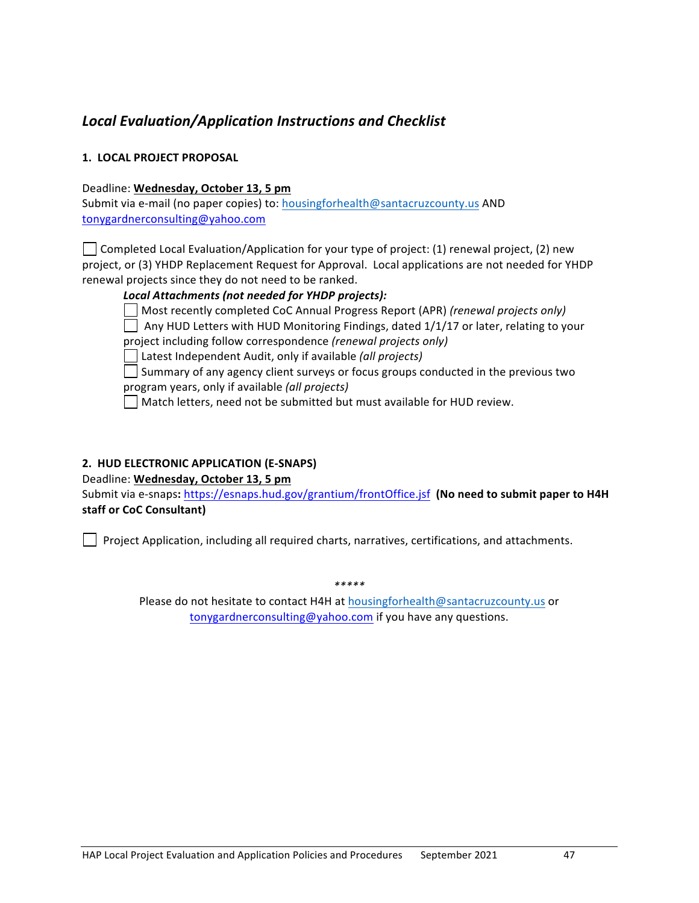## *Local Evaluation/Application Instructions and Checklist*

**1. LOCAL PROJECT PROPOSAL**

Deadline: **Wednesday, October 13, 5 pm**
Submit via e-mail (no paper copies) to: housingforhealth@santacruzcounty.us AND tonygardnerconsulting@yahoo.com

☐ Completed Local Evaluation/Application for your type of project: (1) renewal project, (2) new project, or (3) YHDP Replacement Request for Approval. Local applications are not needed for YHDP renewal projects since they do not need to be ranked.

***Local Attachments (not needed for YHDP projects):***

- ☐ Most recently completed CoC Annual Progress Report (APR) *(renewal projects only)*
- ☐ Any HUD Letters with HUD Monitoring Findings, dated 1/1/17 or later, relating to your project including follow correspondence *(renewal projects only)*
- ☐ Latest Independent Audit, only if available *(all projects)*
- ☐ Summary of any agency client surveys or focus groups conducted in the previous two program years, only if available *(all projects)*
- ☐ Match letters, need not be submitted but must available for HUD review.

**2. HUD ELECTRONIC APPLICATION (E-SNAPS)**

Deadline: **Wednesday, October 13, 5 pm**
Submit via e-snaps**:** https://esnaps.hud.gov/grantium/frontOffice.jsf **(No need to submit paper to H4H staff or CoC Consultant)**

☐ Project Application, including all required charts, narratives, certifications, and attachments.

\*\*\*\*\*

Please do not hesitate to contact H4H at housingforhealth@santacruzcounty.us or tonygardnerconsulting@yahoo.com if you have any questions.